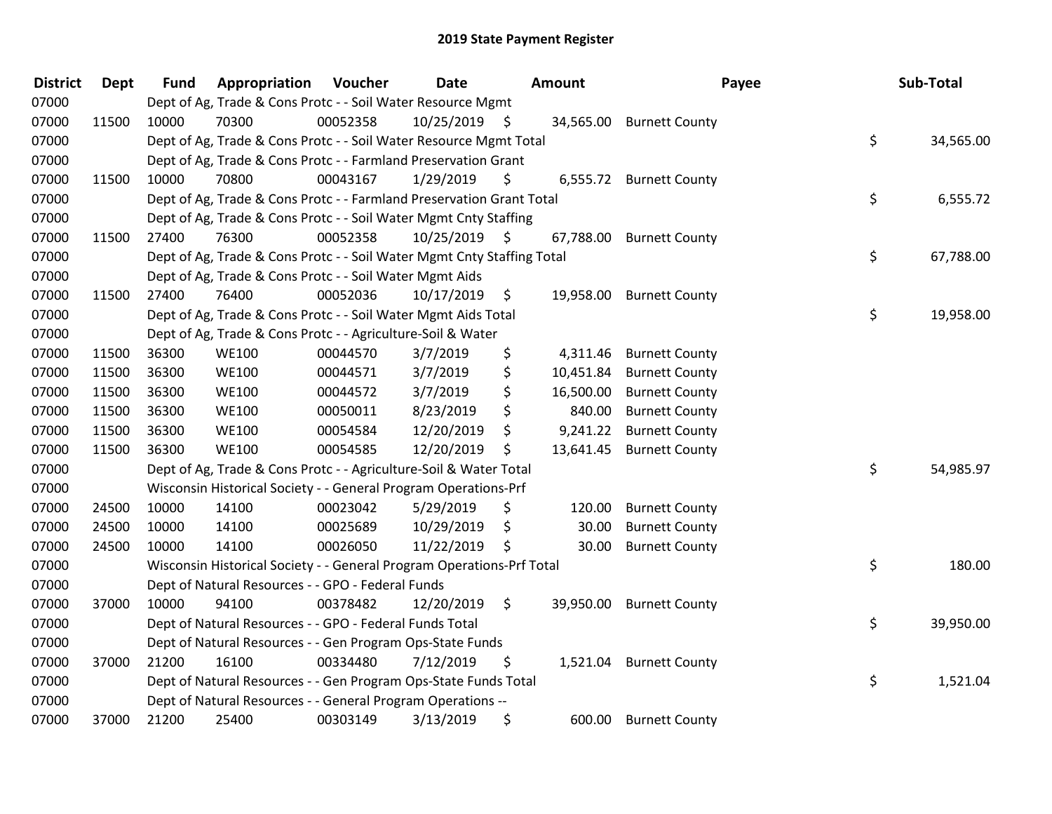# 2019 State Payment Register

| District | Dept | Fund | Appropriation | Voucher | Date | Amount | Payee | Sub-Total |
|---|---|---|---|---|---|---|---|---|
| 07000 | | Dept of Ag, Trade & Cons Protc - - Soil Water Resource Mgmt | | | | | | |
| 07000 | 11500 | 10000 | 70300 | 00052358 | 10/25/2019 | $ 34,565.00 | Burnett County | |
| 07000 | | Dept of Ag, Trade & Cons Protc - - Soil Water Resource Mgmt Total | | | | | | $ 34,565.00 |
| 07000 | | Dept of Ag, Trade & Cons Protc - - Farmland Preservation Grant | | | | | | |
| 07000 | 11500 | 10000 | 70800 | 00043167 | 1/29/2019 | $ 6,555.72 | Burnett County | |
| 07000 | | Dept of Ag, Trade & Cons Protc - - Farmland Preservation Grant Total | | | | | | $ 6,555.72 |
| 07000 | | Dept of Ag, Trade & Cons Protc - - Soil Water Mgmt Cnty Staffing | | | | | | |
| 07000 | 11500 | 27400 | 76300 | 00052358 | 10/25/2019 | $ 67,788.00 | Burnett County | |
| 07000 | | Dept of Ag, Trade & Cons Protc - - Soil Water Mgmt Cnty Staffing Total | | | | | | $ 67,788.00 |
| 07000 | | Dept of Ag, Trade & Cons Protc - - Soil Water Mgmt Aids | | | | | | |
| 07000 | 11500 | 27400 | 76400 | 00052036 | 10/17/2019 | $ 19,958.00 | Burnett County | |
| 07000 | | Dept of Ag, Trade & Cons Protc - - Soil Water Mgmt Aids Total | | | | | | $ 19,958.00 |
| 07000 | | Dept of Ag, Trade & Cons Protc - - Agriculture-Soil & Water | | | | | | |
| 07000 | 11500 | 36300 | WE100 | 00044570 | 3/7/2019 | $ 4,311.46 | Burnett County | |
| 07000 | 11500 | 36300 | WE100 | 00044571 | 3/7/2019 | $ 10,451.84 | Burnett County | |
| 07000 | 11500 | 36300 | WE100 | 00044572 | 3/7/2019 | $ 16,500.00 | Burnett County | |
| 07000 | 11500 | 36300 | WE100 | 00050011 | 8/23/2019 | $ 840.00 | Burnett County | |
| 07000 | 11500 | 36300 | WE100 | 00054584 | 12/20/2019 | $ 9,241.22 | Burnett County | |
| 07000 | 11500 | 36300 | WE100 | 00054585 | 12/20/2019 | $ 13,641.45 | Burnett County | |
| 07000 | | Dept of Ag, Trade & Cons Protc - - Agriculture-Soil & Water Total | | | | | | $ 54,985.97 |
| 07000 | | Wisconsin Historical Society - - General Program Operations-Prf | | | | | | |
| 07000 | 24500 | 10000 | 14100 | 00023042 | 5/29/2019 | $ 120.00 | Burnett County | |
| 07000 | 24500 | 10000 | 14100 | 00025689 | 10/29/2019 | $ 30.00 | Burnett County | |
| 07000 | 24500 | 10000 | 14100 | 00026050 | 11/22/2019 | $ 30.00 | Burnett County | |
| 07000 | | Wisconsin Historical Society - - General Program Operations-Prf Total | | | | | | $ 180.00 |
| 07000 | | Dept of Natural Resources - - GPO - Federal Funds | | | | | | |
| 07000 | 37000 | 10000 | 94100 | 00378482 | 12/20/2019 | $ 39,950.00 | Burnett County | |
| 07000 | | Dept of Natural Resources - - GPO - Federal Funds Total | | | | | | $ 39,950.00 |
| 07000 | | Dept of Natural Resources - - Gen Program Ops-State Funds | | | | | | |
| 07000 | 37000 | 21200 | 16100 | 00334480 | 7/12/2019 | $ 1,521.04 | Burnett County | |
| 07000 | | Dept of Natural Resources - - Gen Program Ops-State Funds Total | | | | | | $ 1,521.04 |
| 07000 | | Dept of Natural Resources - - General Program Operations -- | | | | | | |
| 07000 | 37000 | 21200 | 25400 | 00303149 | 3/13/2019 | $ 600.00 | Burnett County | |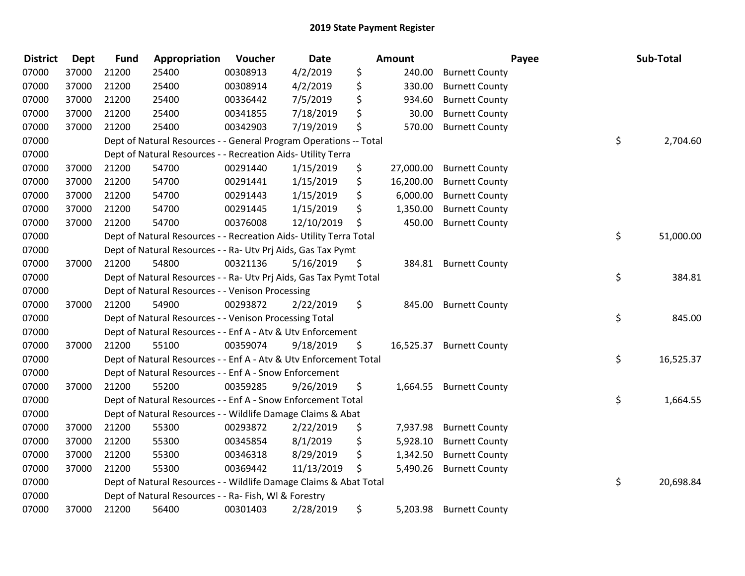## 2019 State Payment Register

| District | Dept | Fund | Appropriation | Voucher | Date | Amount | Payee | Sub-Total |
|---|---|---|---|---|---|---|---|---|
| 07000 | 37000 | 21200 | 25400 | 00308913 | 4/2/2019 | $ 240.00 | Burnett County | |
| 07000 | 37000 | 21200 | 25400 | 00308914 | 4/2/2019 | $ 330.00 | Burnett County | |
| 07000 | 37000 | 21200 | 25400 | 00336442 | 7/5/2019 | $ 934.60 | Burnett County | |
| 07000 | 37000 | 21200 | 25400 | 00341855 | 7/18/2019 | $ 30.00 | Burnett County | |
| 07000 | 37000 | 21200 | 25400 | 00342903 | 7/19/2019 | $ 570.00 | Burnett County | |
| 07000 | | Dept of Natural Resources - - General Program Operations -- Total | | | | | | $ 2,704.60 |
| 07000 | | Dept of Natural Resources - - Recreation Aids- Utility Terra | | | | | | |
| 07000 | 37000 | 21200 | 54700 | 00291440 | 1/15/2019 | $ 27,000.00 | Burnett County | |
| 07000 | 37000 | 21200 | 54700 | 00291441 | 1/15/2019 | $ 16,200.00 | Burnett County | |
| 07000 | 37000 | 21200 | 54700 | 00291443 | 1/15/2019 | $ 6,000.00 | Burnett County | |
| 07000 | 37000 | 21200 | 54700 | 00291445 | 1/15/2019 | $ 1,350.00 | Burnett County | |
| 07000 | 37000 | 21200 | 54700 | 00376008 | 12/10/2019 | $ 450.00 | Burnett County | |
| 07000 | | Dept of Natural Resources - - Recreation Aids- Utility Terra Total | | | | | | $ 51,000.00 |
| 07000 | | Dept of Natural Resources - - Ra- Utv Prj Aids, Gas Tax Pymt | | | | | | |
| 07000 | 37000 | 21200 | 54800 | 00321136 | 5/16/2019 | $ 384.81 | Burnett County | |
| 07000 | | Dept of Natural Resources - - Ra- Utv Prj Aids, Gas Tax Pymt Total | | | | | | $ 384.81 |
| 07000 | | Dept of Natural Resources - - Venison Processing | | | | | | |
| 07000 | 37000 | 21200 | 54900 | 00293872 | 2/22/2019 | $ 845.00 | Burnett County | |
| 07000 | | Dept of Natural Resources - - Venison Processing Total | | | | | | $ 845.00 |
| 07000 | | Dept of Natural Resources - - Enf A - Atv & Utv Enforcement | | | | | | |
| 07000 | 37000 | 21200 | 55100 | 00359074 | 9/18/2019 | $ 16,525.37 | Burnett County | |
| 07000 | | Dept of Natural Resources - - Enf A - Atv & Utv Enforcement Total | | | | | | $ 16,525.37 |
| 07000 | | Dept of Natural Resources - - Enf A - Snow Enforcement | | | | | | |
| 07000 | 37000 | 21200 | 55200 | 00359285 | 9/26/2019 | $ 1,664.55 | Burnett County | |
| 07000 | | Dept of Natural Resources - - Enf A - Snow Enforcement Total | | | | | | $ 1,664.55 |
| 07000 | | Dept of Natural Resources - - Wildlife Damage Claims & Abat | | | | | | |
| 07000 | 37000 | 21200 | 55300 | 00293872 | 2/22/2019 | $ 7,937.98 | Burnett County | |
| 07000 | 37000 | 21200 | 55300 | 00345854 | 8/1/2019 | $ 5,928.10 | Burnett County | |
| 07000 | 37000 | 21200 | 55300 | 00346318 | 8/29/2019 | $ 1,342.50 | Burnett County | |
| 07000 | 37000 | 21200 | 55300 | 00369442 | 11/13/2019 | $ 5,490.26 | Burnett County | |
| 07000 | | Dept of Natural Resources - - Wildlife Damage Claims & Abat Total | | | | | | $ 20,698.84 |
| 07000 | | Dept of Natural Resources - - Ra- Fish, Wl & Forestry | | | | | | |
| 07000 | 37000 | 21200 | 56400 | 00301403 | 2/28/2019 | $ 5,203.98 | Burnett County | |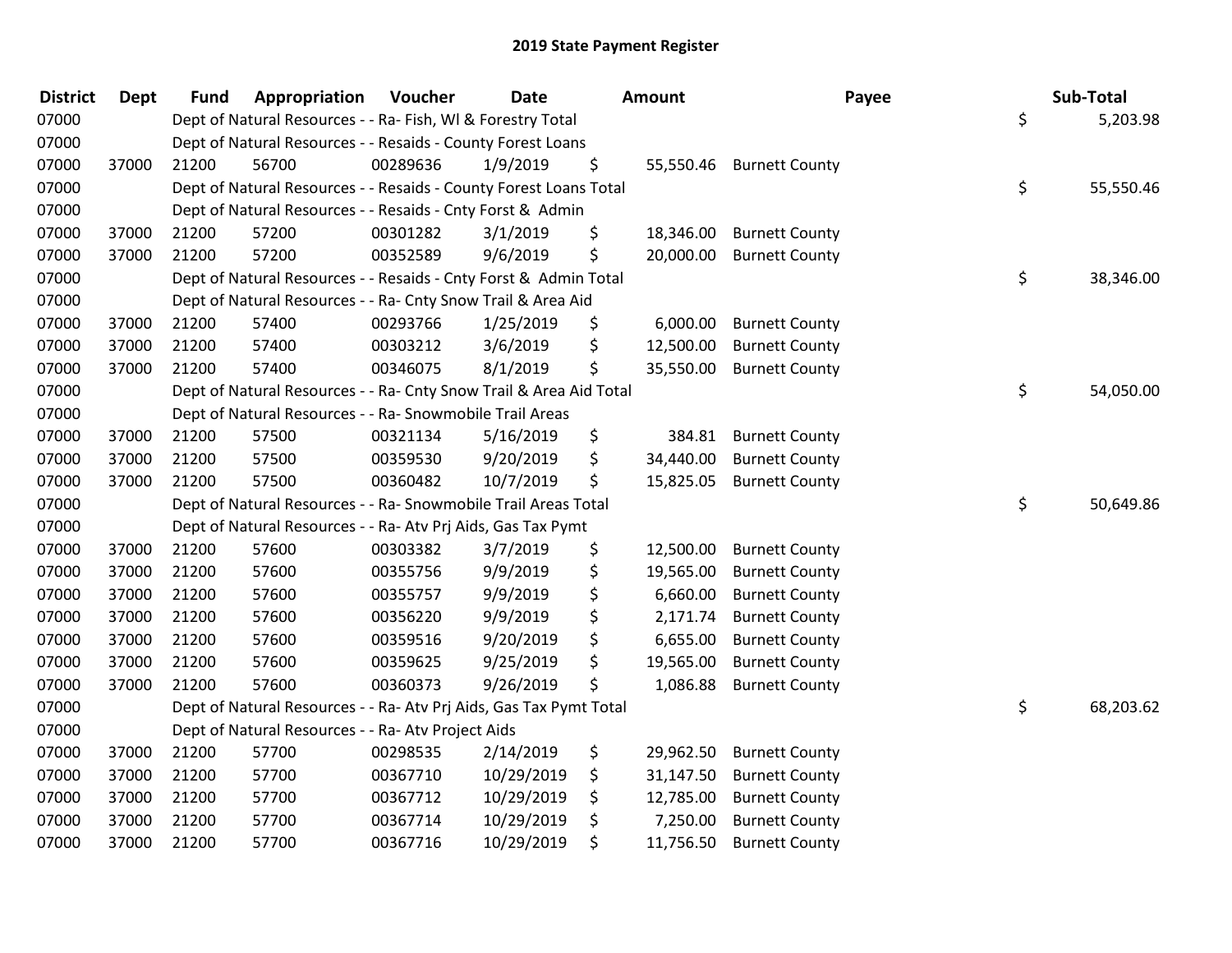# 2019 State Payment Register

| District | Dept | Fund | Appropriation | Voucher | Date | Amount | Payee | Sub-Total |
|---|---|---|---|---|---|---|---|---|
| 07000 | | Dept of Natural Resources - - Ra- Fish, Wl & Forestry Total | | | | | | $ 5,203.98 |
| 07000 | | Dept of Natural Resources - - Resaids - County Forest Loans | | | | | | |
| 07000 | 37000 | 21200 | 56700 | 00289636 | 1/9/2019 | $ 55,550.46 | Burnett County | |
| 07000 | | Dept of Natural Resources - - Resaids - County Forest Loans Total | | | | | | $ 55,550.46 |
| 07000 | | Dept of Natural Resources - - Resaids - Cnty Forst & Admin | | | | | | |
| 07000 | 37000 | 21200 | 57200 | 00301282 | 3/1/2019 | $ 18,346.00 | Burnett County | |
| 07000 | 37000 | 21200 | 57200 | 00352589 | 9/6/2019 | $ 20,000.00 | Burnett County | |
| 07000 | | Dept of Natural Resources - - Resaids - Cnty Forst & Admin Total | | | | | | $ 38,346.00 |
| 07000 | | Dept of Natural Resources - - Ra- Cnty Snow Trail & Area Aid | | | | | | |
| 07000 | 37000 | 21200 | 57400 | 00293766 | 1/25/2019 | $ 6,000.00 | Burnett County | |
| 07000 | 37000 | 21200 | 57400 | 00303212 | 3/6/2019 | $ 12,500.00 | Burnett County | |
| 07000 | 37000 | 21200 | 57400 | 00346075 | 8/1/2019 | $ 35,550.00 | Burnett County | |
| 07000 | | Dept of Natural Resources - - Ra- Cnty Snow Trail & Area Aid Total | | | | | | $ 54,050.00 |
| 07000 | | Dept of Natural Resources - - Ra- Snowmobile Trail Areas | | | | | | |
| 07000 | 37000 | 21200 | 57500 | 00321134 | 5/16/2019 | $ 384.81 | Burnett County | |
| 07000 | 37000 | 21200 | 57500 | 00359530 | 9/20/2019 | $ 34,440.00 | Burnett County | |
| 07000 | 37000 | 21200 | 57500 | 00360482 | 10/7/2019 | $ 15,825.05 | Burnett County | |
| 07000 | | Dept of Natural Resources - - Ra- Snowmobile Trail Areas Total | | | | | | $ 50,649.86 |
| 07000 | | Dept of Natural Resources - - Ra- Atv Prj Aids, Gas Tax Pymt | | | | | | |
| 07000 | 37000 | 21200 | 57600 | 00303382 | 3/7/2019 | $ 12,500.00 | Burnett County | |
| 07000 | 37000 | 21200 | 57600 | 00355756 | 9/9/2019 | $ 19,565.00 | Burnett County | |
| 07000 | 37000 | 21200 | 57600 | 00355757 | 9/9/2019 | $ 6,660.00 | Burnett County | |
| 07000 | 37000 | 21200 | 57600 | 00356220 | 9/9/2019 | $ 2,171.74 | Burnett County | |
| 07000 | 37000 | 21200 | 57600 | 00359516 | 9/20/2019 | $ 6,655.00 | Burnett County | |
| 07000 | 37000 | 21200 | 57600 | 00359625 | 9/25/2019 | $ 19,565.00 | Burnett County | |
| 07000 | 37000 | 21200 | 57600 | 00360373 | 9/26/2019 | $ 1,086.88 | Burnett County | |
| 07000 | | Dept of Natural Resources - - Ra- Atv Prj Aids, Gas Tax Pymt Total | | | | | | $ 68,203.62 |
| 07000 | | Dept of Natural Resources - - Ra- Atv Project Aids | | | | | | |
| 07000 | 37000 | 21200 | 57700 | 00298535 | 2/14/2019 | $ 29,962.50 | Burnett County | |
| 07000 | 37000 | 21200 | 57700 | 00367710 | 10/29/2019 | $ 31,147.50 | Burnett County | |
| 07000 | 37000 | 21200 | 57700 | 00367712 | 10/29/2019 | $ 12,785.00 | Burnett County | |
| 07000 | 37000 | 21200 | 57700 | 00367714 | 10/29/2019 | $ 7,250.00 | Burnett County | |
| 07000 | 37000 | 21200 | 57700 | 00367716 | 10/29/2019 | $ 11,756.50 | Burnett County | |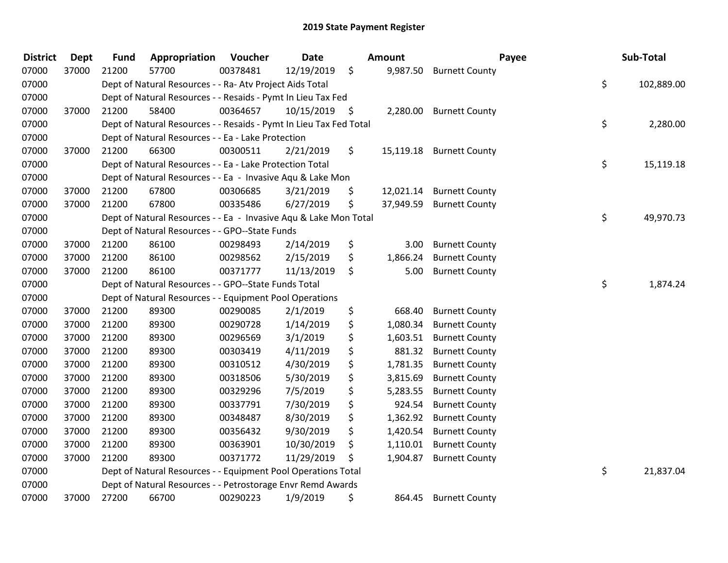# 2019 State Payment Register

| District | Dept | Fund | Appropriation | Voucher | Date | Amount | Payee | Sub-Total |
|---|---|---|---|---|---|---|---|---|
| 07000 | 37000 | 21200 | 57700 | 00378481 | 12/19/2019 | $ 9,987.50 | Burnett County | |
| 07000 | | Dept of Natural Resources - - Ra- Atv Project Aids Total | | | | | | $ 102,889.00 |
| 07000 | | Dept of Natural Resources - - Resaids - Pymt In Lieu Tax Fed | | | | | | |
| 07000 | 37000 | 21200 | 58400 | 00364657 | 10/15/2019 | $ 2,280.00 | Burnett County | |
| 07000 | | Dept of Natural Resources - - Resaids - Pymt In Lieu Tax Fed Total | | | | | | $ 2,280.00 |
| 07000 | | Dept of Natural Resources - - Ea - Lake Protection | | | | | | |
| 07000 | 37000 | 21200 | 66300 | 00300511 | 2/21/2019 | $ 15,119.18 | Burnett County | |
| 07000 | | Dept of Natural Resources - - Ea - Lake Protection Total | | | | | | $ 15,119.18 |
| 07000 | | Dept of Natural Resources - - Ea - Invasive Aqu & Lake Mon | | | | | | |
| 07000 | 37000 | 21200 | 67800 | 00306685 | 3/21/2019 | $ 12,021.14 | Burnett County | |
| 07000 | 37000 | 21200 | 67800 | 00335486 | 6/27/2019 | $ 37,949.59 | Burnett County | |
| 07000 | | Dept of Natural Resources - - Ea - Invasive Aqu & Lake Mon Total | | | | | | $ 49,970.73 |
| 07000 | | Dept of Natural Resources - - GPO--State Funds | | | | | | |
| 07000 | 37000 | 21200 | 86100 | 00298493 | 2/14/2019 | $ 3.00 | Burnett County | |
| 07000 | 37000 | 21200 | 86100 | 00298562 | 2/15/2019 | $ 1,866.24 | Burnett County | |
| 07000 | 37000 | 21200 | 86100 | 00371777 | 11/13/2019 | $ 5.00 | Burnett County | |
| 07000 | | Dept of Natural Resources - - GPO--State Funds Total | | | | | | $ 1,874.24 |
| 07000 | | Dept of Natural Resources - - Equipment Pool Operations | | | | | | |
| 07000 | 37000 | 21200 | 89300 | 00290085 | 2/1/2019 | $ 668.40 | Burnett County | |
| 07000 | 37000 | 21200 | 89300 | 00290728 | 1/14/2019 | $ 1,080.34 | Burnett County | |
| 07000 | 37000 | 21200 | 89300 | 00296569 | 3/1/2019 | $ 1,603.51 | Burnett County | |
| 07000 | 37000 | 21200 | 89300 | 00303419 | 4/11/2019 | $ 881.32 | Burnett County | |
| 07000 | 37000 | 21200 | 89300 | 00310512 | 4/30/2019 | $ 1,781.35 | Burnett County | |
| 07000 | 37000 | 21200 | 89300 | 00318506 | 5/30/2019 | $ 3,815.69 | Burnett County | |
| 07000 | 37000 | 21200 | 89300 | 00329296 | 7/5/2019 | $ 5,283.55 | Burnett County | |
| 07000 | 37000 | 21200 | 89300 | 00337791 | 7/30/2019 | $ 924.54 | Burnett County | |
| 07000 | 37000 | 21200 | 89300 | 00348487 | 8/30/2019 | $ 1,362.92 | Burnett County | |
| 07000 | 37000 | 21200 | 89300 | 00356432 | 9/30/2019 | $ 1,420.54 | Burnett County | |
| 07000 | 37000 | 21200 | 89300 | 00363901 | 10/30/2019 | $ 1,110.01 | Burnett County | |
| 07000 | 37000 | 21200 | 89300 | 00371772 | 11/29/2019 | $ 1,904.87 | Burnett County | |
| 07000 | | Dept of Natural Resources - - Equipment Pool Operations Total | | | | | | $ 21,837.04 |
| 07000 | | Dept of Natural Resources - - Petrostorage Envr Remd Awards | | | | | | |
| 07000 | 37000 | 27200 | 66700 | 00290223 | 1/9/2019 | $ 864.45 | Burnett County | |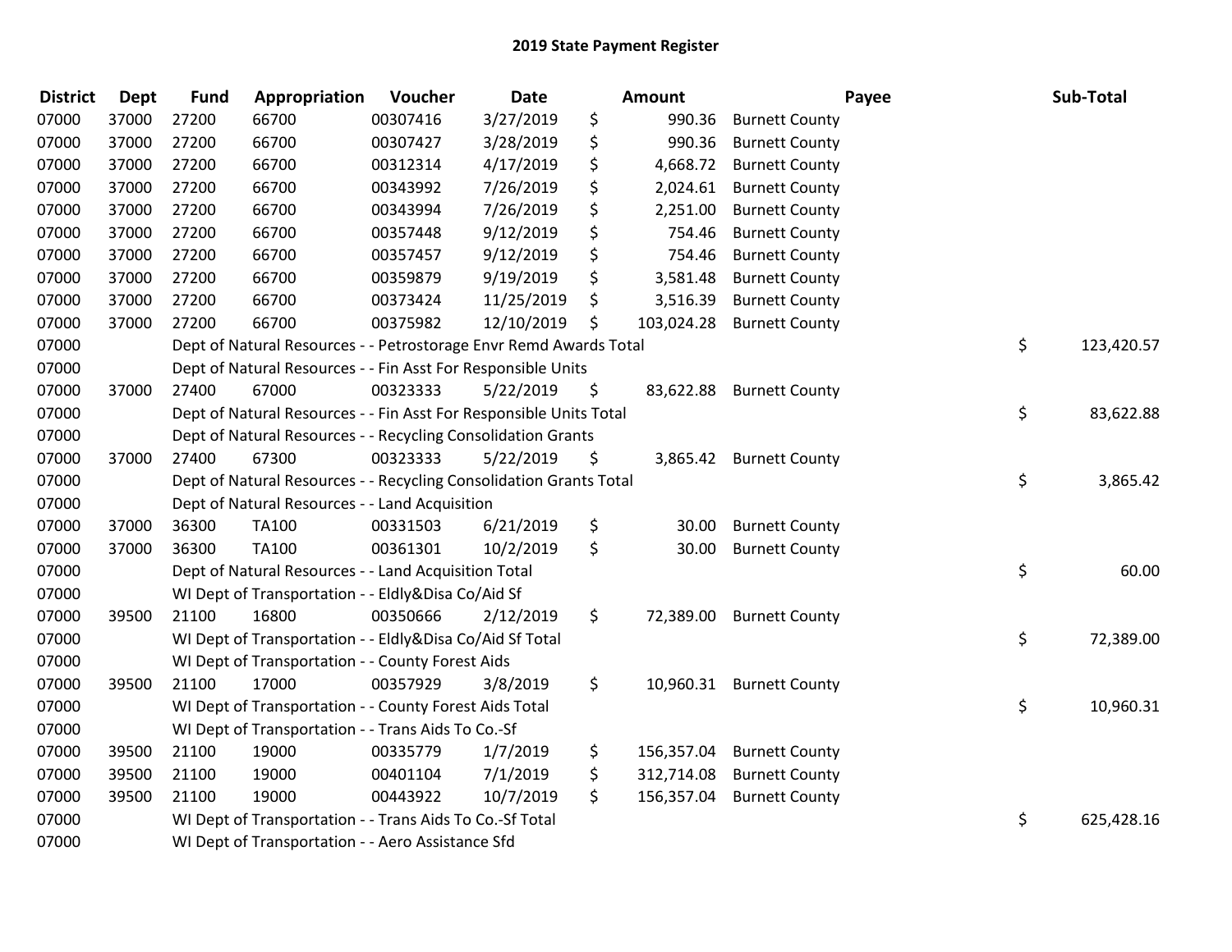# 2019 State Payment Register

| District | Dept | Fund | Appropriation | Voucher | Date | Amount | Payee | Sub-Total |
|---|---|---|---|---|---|---|---|---|
| 07000 | 37000 | 27200 | 66700 | 00307416 | 3/27/2019 | $ 990.36 | Burnett County | |
| 07000 | 37000 | 27200 | 66700 | 00307427 | 3/28/2019 | $ 990.36 | Burnett County | |
| 07000 | 37000 | 27200 | 66700 | 00312314 | 4/17/2019 | $ 4,668.72 | Burnett County | |
| 07000 | 37000 | 27200 | 66700 | 00343992 | 7/26/2019 | $ 2,024.61 | Burnett County | |
| 07000 | 37000 | 27200 | 66700 | 00343994 | 7/26/2019 | $ 2,251.00 | Burnett County | |
| 07000 | 37000 | 27200 | 66700 | 00357448 | 9/12/2019 | $ 754.46 | Burnett County | |
| 07000 | 37000 | 27200 | 66700 | 00357457 | 9/12/2019 | $ 754.46 | Burnett County | |
| 07000 | 37000 | 27200 | 66700 | 00359879 | 9/19/2019 | $ 3,581.48 | Burnett County | |
| 07000 | 37000 | 27200 | 66700 | 00373424 | 11/25/2019 | $ 3,516.39 | Burnett County | |
| 07000 | 37000 | 27200 | 66700 | 00375982 | 12/10/2019 | $ 103,024.28 | Burnett County | |
| 07000 | | Dept of Natural Resources - - Petrostorage Envr Remd Awards Total | | | | | | $ 123,420.57 |
| 07000 | | Dept of Natural Resources - - Fin Asst For Responsible Units | | | | | | |
| 07000 | 37000 | 27400 | 67000 | 00323333 | 5/22/2019 | $ 83,622.88 | Burnett County | |
| 07000 | | Dept of Natural Resources - - Fin Asst For Responsible Units Total | | | | | | $ 83,622.88 |
| 07000 | | Dept of Natural Resources - - Recycling Consolidation Grants | | | | | | |
| 07000 | 37000 | 27400 | 67300 | 00323333 | 5/22/2019 | $ 3,865.42 | Burnett County | |
| 07000 | | Dept of Natural Resources - - Recycling Consolidation Grants Total | | | | | | $ 3,865.42 |
| 07000 | | Dept of Natural Resources - - Land Acquisition | | | | | | |
| 07000 | 37000 | 36300 | TA100 | 00331503 | 6/21/2019 | $ 30.00 | Burnett County | |
| 07000 | 37000 | 36300 | TA100 | 00361301 | 10/2/2019 | $ 30.00 | Burnett County | |
| 07000 | | Dept of Natural Resources - - Land Acquisition Total | | | | | | $ 60.00 |
| 07000 | | WI Dept of Transportation - - Eldly&Disa Co/Aid Sf | | | | | | |
| 07000 | 39500 | 21100 | 16800 | 00350666 | 2/12/2019 | $ 72,389.00 | Burnett County | |
| 07000 | | WI Dept of Transportation - - Eldly&Disa Co/Aid Sf Total | | | | | | $ 72,389.00 |
| 07000 | | WI Dept of Transportation - - County Forest Aids | | | | | | |
| 07000 | 39500 | 21100 | 17000 | 00357929 | 3/8/2019 | $ 10,960.31 | Burnett County | |
| 07000 | | WI Dept of Transportation - - County Forest Aids Total | | | | | | $ 10,960.31 |
| 07000 | | WI Dept of Transportation - - Trans Aids To Co.-Sf | | | | | | |
| 07000 | 39500 | 21100 | 19000 | 00335779 | 1/7/2019 | $ 156,357.04 | Burnett County | |
| 07000 | 39500 | 21100 | 19000 | 00401104 | 7/1/2019 | $ 312,714.08 | Burnett County | |
| 07000 | 39500 | 21100 | 19000 | 00443922 | 10/7/2019 | $ 156,357.04 | Burnett County | |
| 07000 | | WI Dept of Transportation - - Trans Aids To Co.-Sf Total | | | | | | $ 625,428.16 |
| 07000 | | WI Dept of Transportation - - Aero Assistance Sfd | | | | | | |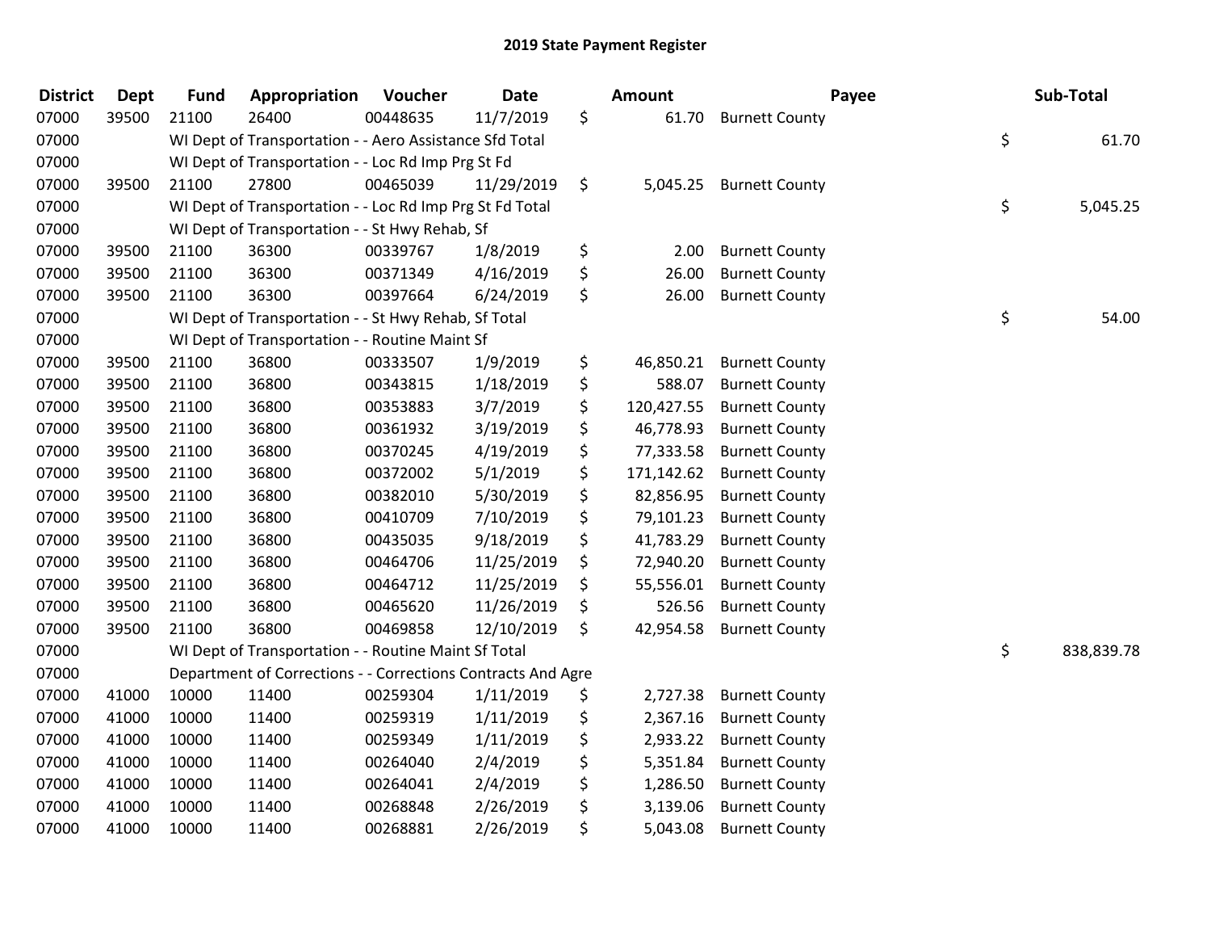# 2019 State Payment Register

| District | Dept | Fund | Appropriation | Voucher | Date | Amount | Payee | Sub-Total |
|---|---|---|---|---|---|---|---|---|
| 07000 | 39500 | 21100 | 26400 | 00448635 | 11/7/2019 | $ 61.70 | Burnett County | |
| 07000 | | WI Dept of Transportation - - Aero Assistance Sfd Total | | | | | | $ 61.70 |
| 07000 | | WI Dept of Transportation - - Loc Rd Imp Prg St Fd | | | | | | |
| 07000 | 39500 | 21100 | 27800 | 00465039 | 11/29/2019 | $ 5,045.25 | Burnett County | |
| 07000 | | WI Dept of Transportation - - Loc Rd Imp Prg St Fd Total | | | | | | $ 5,045.25 |
| 07000 | | WI Dept of Transportation - - St Hwy Rehab, Sf | | | | | | |
| 07000 | 39500 | 21100 | 36300 | 00339767 | 1/8/2019 | $ 2.00 | Burnett County | |
| 07000 | 39500 | 21100 | 36300 | 00371349 | 4/16/2019 | $ 26.00 | Burnett County | |
| 07000 | 39500 | 21100 | 36300 | 00397664 | 6/24/2019 | $ 26.00 | Burnett County | |
| 07000 | | WI Dept of Transportation - - St Hwy Rehab, Sf Total | | | | | | $ 54.00 |
| 07000 | | WI Dept of Transportation - - Routine Maint Sf | | | | | | |
| 07000 | 39500 | 21100 | 36800 | 00333507 | 1/9/2019 | $ 46,850.21 | Burnett County | |
| 07000 | 39500 | 21100 | 36800 | 00343815 | 1/18/2019 | $ 588.07 | Burnett County | |
| 07000 | 39500 | 21100 | 36800 | 00353883 | 3/7/2019 | $ 120,427.55 | Burnett County | |
| 07000 | 39500 | 21100 | 36800 | 00361932 | 3/19/2019 | $ 46,778.93 | Burnett County | |
| 07000 | 39500 | 21100 | 36800 | 00370245 | 4/19/2019 | $ 77,333.58 | Burnett County | |
| 07000 | 39500 | 21100 | 36800 | 00372002 | 5/1/2019 | $ 171,142.62 | Burnett County | |
| 07000 | 39500 | 21100 | 36800 | 00382010 | 5/30/2019 | $ 82,856.95 | Burnett County | |
| 07000 | 39500 | 21100 | 36800 | 00410709 | 7/10/2019 | $ 79,101.23 | Burnett County | |
| 07000 | 39500 | 21100 | 36800 | 00435035 | 9/18/2019 | $ 41,783.29 | Burnett County | |
| 07000 | 39500 | 21100 | 36800 | 00464706 | 11/25/2019 | $ 72,940.20 | Burnett County | |
| 07000 | 39500 | 21100 | 36800 | 00464712 | 11/25/2019 | $ 55,556.01 | Burnett County | |
| 07000 | 39500 | 21100 | 36800 | 00465620 | 11/26/2019 | $ 526.56 | Burnett County | |
| 07000 | 39500 | 21100 | 36800 | 00469858 | 12/10/2019 | $ 42,954.58 | Burnett County | |
| 07000 | | WI Dept of Transportation - - Routine Maint Sf Total | | | | | | $ 838,839.78 |
| 07000 | | Department of Corrections - - Corrections Contracts And Agre | | | | | | |
| 07000 | 41000 | 10000 | 11400 | 00259304 | 1/11/2019 | $ 2,727.38 | Burnett County | |
| 07000 | 41000 | 10000 | 11400 | 00259319 | 1/11/2019 | $ 2,367.16 | Burnett County | |
| 07000 | 41000 | 10000 | 11400 | 00259349 | 1/11/2019 | $ 2,933.22 | Burnett County | |
| 07000 | 41000 | 10000 | 11400 | 00264040 | 2/4/2019 | $ 5,351.84 | Burnett County | |
| 07000 | 41000 | 10000 | 11400 | 00264041 | 2/4/2019 | $ 1,286.50 | Burnett County | |
| 07000 | 41000 | 10000 | 11400 | 00268848 | 2/26/2019 | $ 3,139.06 | Burnett County | |
| 07000 | 41000 | 10000 | 11400 | 00268881 | 2/26/2019 | $ 5,043.08 | Burnett County | |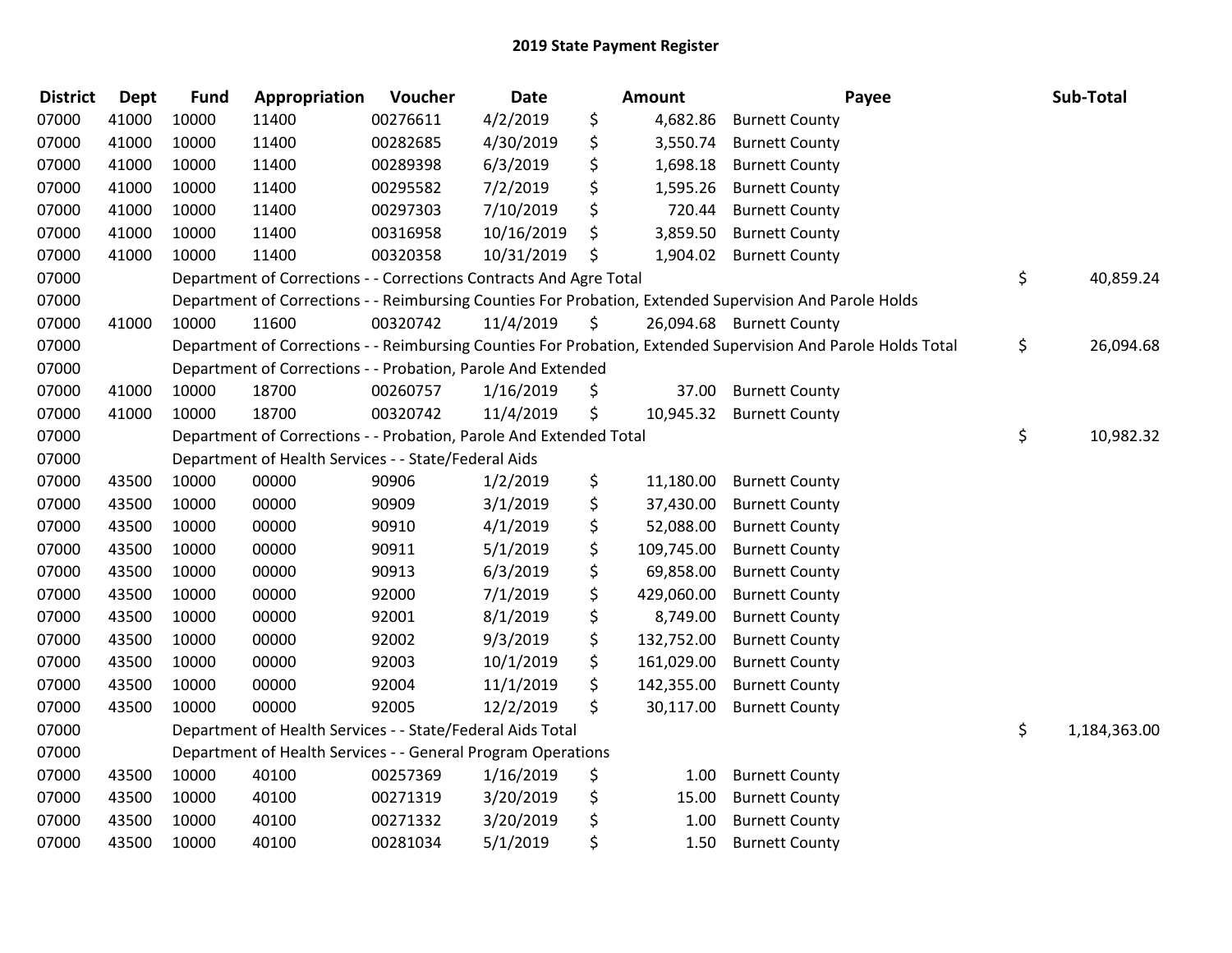# 2019 State Payment Register

| District | Dept | Fund | Appropriation | Voucher | Date | Amount | Payee | Sub-Total |
|---|---|---|---|---|---|---|---|---|
| 07000 | 41000 | 10000 | 11400 | 00276611 | 4/2/2019 | $ 4,682.86 | Burnett County | |
| 07000 | 41000 | 10000 | 11400 | 00282685 | 4/30/2019 | $ 3,550.74 | Burnett County | |
| 07000 | 41000 | 10000 | 11400 | 00289398 | 6/3/2019 | $ 1,698.18 | Burnett County | |
| 07000 | 41000 | 10000 | 11400 | 00295582 | 7/2/2019 | $ 1,595.26 | Burnett County | |
| 07000 | 41000 | 10000 | 11400 | 00297303 | 7/10/2019 | $ 720.44 | Burnett County | |
| 07000 | 41000 | 10000 | 11400 | 00316958 | 10/16/2019 | $ 3,859.50 | Burnett County | |
| 07000 | 41000 | 10000 | 11400 | 00320358 | 10/31/2019 | $ 1,904.02 | Burnett County | |
| 07000 | | Department of Corrections - - Corrections Contracts And Agre Total | | | | | | $ 40,859.24 |
| 07000 | | Department of Corrections - - Reimbursing Counties For Probation, Extended Supervision And Parole Holds | | | | | | |
| 07000 | 41000 | 10000 | 11600 | 00320742 | 11/4/2019 | $ 26,094.68 | Burnett County | |
| 07000 | | Department of Corrections - - Reimbursing Counties For Probation, Extended Supervision And Parole Holds Total | | | | | | $ 26,094.68 |
| 07000 | | Department of Corrections - - Probation, Parole And Extended | | | | | | |
| 07000 | 41000 | 10000 | 18700 | 00260757 | 1/16/2019 | $ 37.00 | Burnett County | |
| 07000 | 41000 | 10000 | 18700 | 00320742 | 11/4/2019 | $ 10,945.32 | Burnett County | |
| 07000 | | Department of Corrections - - Probation, Parole And Extended Total | | | | | | $ 10,982.32 |
| 07000 | | Department of Health Services - - State/Federal Aids | | | | | | |
| 07000 | 43500 | 10000 | 00000 | 90906 | 1/2/2019 | $ 11,180.00 | Burnett County | |
| 07000 | 43500 | 10000 | 00000 | 90909 | 3/1/2019 | $ 37,430.00 | Burnett County | |
| 07000 | 43500 | 10000 | 00000 | 90910 | 4/1/2019 | $ 52,088.00 | Burnett County | |
| 07000 | 43500 | 10000 | 00000 | 90911 | 5/1/2019 | $ 109,745.00 | Burnett County | |
| 07000 | 43500 | 10000 | 00000 | 90913 | 6/3/2019 | $ 69,858.00 | Burnett County | |
| 07000 | 43500 | 10000 | 00000 | 92000 | 7/1/2019 | $ 429,060.00 | Burnett County | |
| 07000 | 43500 | 10000 | 00000 | 92001 | 8/1/2019 | $ 8,749.00 | Burnett County | |
| 07000 | 43500 | 10000 | 00000 | 92002 | 9/3/2019 | $ 132,752.00 | Burnett County | |
| 07000 | 43500 | 10000 | 00000 | 92003 | 10/1/2019 | $ 161,029.00 | Burnett County | |
| 07000 | 43500 | 10000 | 00000 | 92004 | 11/1/2019 | $ 142,355.00 | Burnett County | |
| 07000 | 43500 | 10000 | 00000 | 92005 | 12/2/2019 | $ 30,117.00 | Burnett County | |
| 07000 | | Department of Health Services - - State/Federal Aids Total | | | | | | $ 1,184,363.00 |
| 07000 | | Department of Health Services - - General Program Operations | | | | | | |
| 07000 | 43500 | 10000 | 40100 | 00257369 | 1/16/2019 | $ 1.00 | Burnett County | |
| 07000 | 43500 | 10000 | 40100 | 00271319 | 3/20/2019 | $ 15.00 | Burnett County | |
| 07000 | 43500 | 10000 | 40100 | 00271332 | 3/20/2019 | $ 1.00 | Burnett County | |
| 07000 | 43500 | 10000 | 40100 | 00281034 | 5/1/2019 | $ 1.50 | Burnett County | |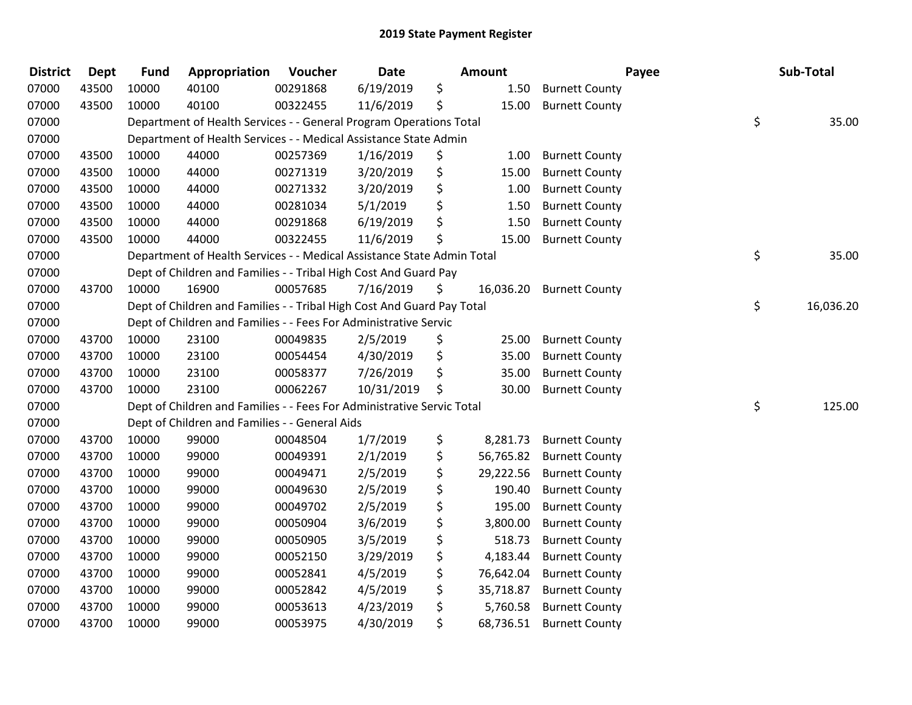## 2019 State Payment Register

| District | Dept | Fund | Appropriation | Voucher | Date | Amount | Payee | Sub-Total |
|---|---|---|---|---|---|---|---|---|
| 07000 | 43500 | 10000 | 40100 | 00291868 | 6/19/2019 | $ 1.50 | Burnett County | |
| 07000 | 43500 | 10000 | 40100 | 00322455 | 11/6/2019 | $ 15.00 | Burnett County | |
| 07000 | | Department of Health Services - - General Program Operations Total | | | | | | $ 35.00 |
| 07000 | | Department of Health Services - - Medical Assistance State Admin | | | | | | |
| 07000 | 43500 | 10000 | 44000 | 00257369 | 1/16/2019 | $ 1.00 | Burnett County | |
| 07000 | 43500 | 10000 | 44000 | 00271319 | 3/20/2019 | $ 15.00 | Burnett County | |
| 07000 | 43500 | 10000 | 44000 | 00271332 | 3/20/2019 | $ 1.00 | Burnett County | |
| 07000 | 43500 | 10000 | 44000 | 00281034 | 5/1/2019 | $ 1.50 | Burnett County | |
| 07000 | 43500 | 10000 | 44000 | 00291868 | 6/19/2019 | $ 1.50 | Burnett County | |
| 07000 | 43500 | 10000 | 44000 | 00322455 | 11/6/2019 | $ 15.00 | Burnett County | |
| 07000 | | Department of Health Services - - Medical Assistance State Admin Total | | | | | | $ 35.00 |
| 07000 | | Dept of Children and Families - - Tribal High Cost And Guard Pay | | | | | | |
| 07000 | 43700 | 10000 | 16900 | 00057685 | 7/16/2019 | $ 16,036.20 | Burnett County | |
| 07000 | | Dept of Children and Families - - Tribal High Cost And Guard Pay Total | | | | | | $ 16,036.20 |
| 07000 | | Dept of Children and Families - - Fees For Administrative Servic | | | | | | |
| 07000 | 43700 | 10000 | 23100 | 00049835 | 2/5/2019 | $ 25.00 | Burnett County | |
| 07000 | 43700 | 10000 | 23100 | 00054454 | 4/30/2019 | $ 35.00 | Burnett County | |
| 07000 | 43700 | 10000 | 23100 | 00058377 | 7/26/2019 | $ 35.00 | Burnett County | |
| 07000 | 43700 | 10000 | 23100 | 00062267 | 10/31/2019 | $ 30.00 | Burnett County | |
| 07000 | | Dept of Children and Families - - Fees For Administrative Servic Total | | | | | | $ 125.00 |
| 07000 | | Dept of Children and Families - - General Aids | | | | | | |
| 07000 | 43700 | 10000 | 99000 | 00048504 | 1/7/2019 | $ 8,281.73 | Burnett County | |
| 07000 | 43700 | 10000 | 99000 | 00049391 | 2/1/2019 | $ 56,765.82 | Burnett County | |
| 07000 | 43700 | 10000 | 99000 | 00049471 | 2/5/2019 | $ 29,222.56 | Burnett County | |
| 07000 | 43700 | 10000 | 99000 | 00049630 | 2/5/2019 | $ 190.40 | Burnett County | |
| 07000 | 43700 | 10000 | 99000 | 00049702 | 2/5/2019 | $ 195.00 | Burnett County | |
| 07000 | 43700 | 10000 | 99000 | 00050904 | 3/6/2019 | $ 3,800.00 | Burnett County | |
| 07000 | 43700 | 10000 | 99000 | 00050905 | 3/5/2019 | $ 518.73 | Burnett County | |
| 07000 | 43700 | 10000 | 99000 | 00052150 | 3/29/2019 | $ 4,183.44 | Burnett County | |
| 07000 | 43700 | 10000 | 99000 | 00052841 | 4/5/2019 | $ 76,642.04 | Burnett County | |
| 07000 | 43700 | 10000 | 99000 | 00052842 | 4/5/2019 | $ 35,718.87 | Burnett County | |
| 07000 | 43700 | 10000 | 99000 | 00053613 | 4/23/2019 | $ 5,760.58 | Burnett County | |
| 07000 | 43700 | 10000 | 99000 | 00053975 | 4/30/2019 | $ 68,736.51 | Burnett County | |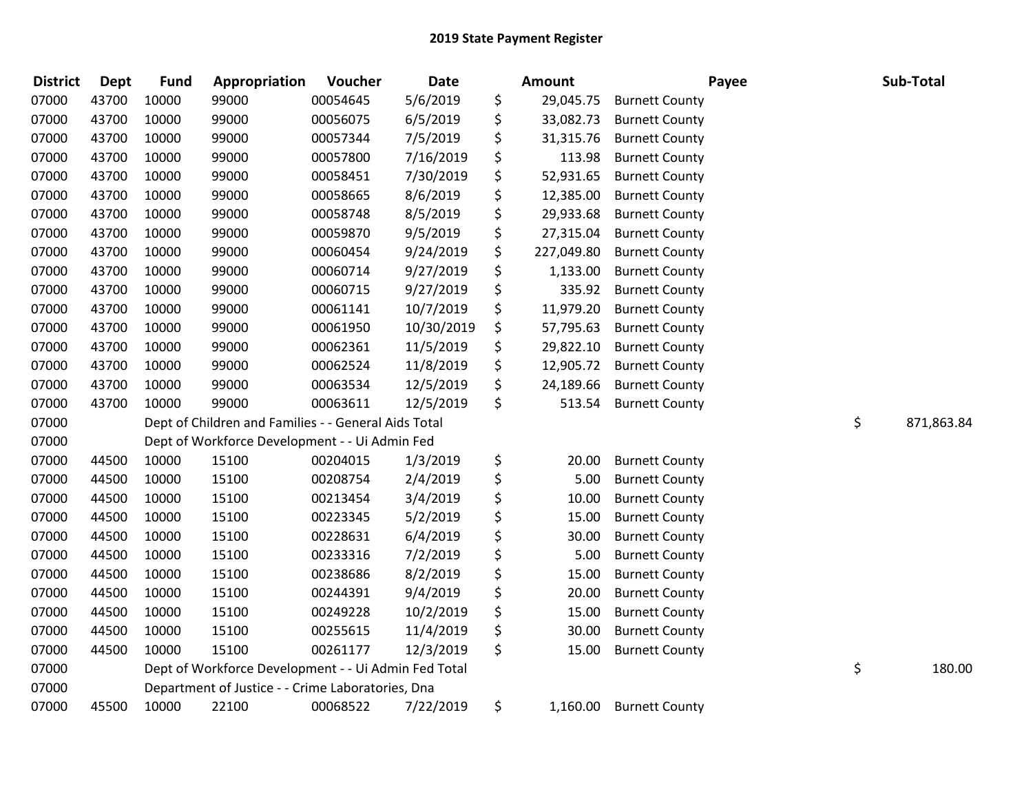# 2019 State Payment Register

| District | Dept | Fund | Appropriation | Voucher | Date | Amount | Payee | Sub-Total |
|---|---|---|---|---|---|---|---|---|
| 07000 | 43700 | 10000 | 99000 | 00054645 | 5/6/2019 | $ 29,045.75 | Burnett County | |
| 07000 | 43700 | 10000 | 99000 | 00056075 | 6/5/2019 | $ 33,082.73 | Burnett County | |
| 07000 | 43700 | 10000 | 99000 | 00057344 | 7/5/2019 | $ 31,315.76 | Burnett County | |
| 07000 | 43700 | 10000 | 99000 | 00057800 | 7/16/2019 | $ 113.98 | Burnett County | |
| 07000 | 43700 | 10000 | 99000 | 00058451 | 7/30/2019 | $ 52,931.65 | Burnett County | |
| 07000 | 43700 | 10000 | 99000 | 00058665 | 8/6/2019 | $ 12,385.00 | Burnett County | |
| 07000 | 43700 | 10000 | 99000 | 00058748 | 8/5/2019 | $ 29,933.68 | Burnett County | |
| 07000 | 43700 | 10000 | 99000 | 00059870 | 9/5/2019 | $ 27,315.04 | Burnett County | |
| 07000 | 43700 | 10000 | 99000 | 00060454 | 9/24/2019 | $ 227,049.80 | Burnett County | |
| 07000 | 43700 | 10000 | 99000 | 00060714 | 9/27/2019 | $ 1,133.00 | Burnett County | |
| 07000 | 43700 | 10000 | 99000 | 00060715 | 9/27/2019 | $ 335.92 | Burnett County | |
| 07000 | 43700 | 10000 | 99000 | 00061141 | 10/7/2019 | $ 11,979.20 | Burnett County | |
| 07000 | 43700 | 10000 | 99000 | 00061950 | 10/30/2019 | $ 57,795.63 | Burnett County | |
| 07000 | 43700 | 10000 | 99000 | 00062361 | 11/5/2019 | $ 29,822.10 | Burnett County | |
| 07000 | 43700 | 10000 | 99000 | 00062524 | 11/8/2019 | $ 12,905.72 | Burnett County | |
| 07000 | 43700 | 10000 | 99000 | 00063534 | 12/5/2019 | $ 24,189.66 | Burnett County | |
| 07000 | 43700 | 10000 | 99000 | 00063611 | 12/5/2019 | $ 513.54 | Burnett County | |
| 07000 | | Dept of Children and Families - - General Aids Total | | | | | | $ 871,863.84 |
| 07000 | | Dept of Workforce Development - - Ui Admin Fed | | | | | | |
| 07000 | 44500 | 10000 | 15100 | 00204015 | 1/3/2019 | $ 20.00 | Burnett County | |
| 07000 | 44500 | 10000 | 15100 | 00208754 | 2/4/2019 | $ 5.00 | Burnett County | |
| 07000 | 44500 | 10000 | 15100 | 00213454 | 3/4/2019 | $ 10.00 | Burnett County | |
| 07000 | 44500 | 10000 | 15100 | 00223345 | 5/2/2019 | $ 15.00 | Burnett County | |
| 07000 | 44500 | 10000 | 15100 | 00228631 | 6/4/2019 | $ 30.00 | Burnett County | |
| 07000 | 44500 | 10000 | 15100 | 00233316 | 7/2/2019 | $ 5.00 | Burnett County | |
| 07000 | 44500 | 10000 | 15100 | 00238686 | 8/2/2019 | $ 15.00 | Burnett County | |
| 07000 | 44500 | 10000 | 15100 | 00244391 | 9/4/2019 | $ 20.00 | Burnett County | |
| 07000 | 44500 | 10000 | 15100 | 00249228 | 10/2/2019 | $ 15.00 | Burnett County | |
| 07000 | 44500 | 10000 | 15100 | 00255615 | 11/4/2019 | $ 30.00 | Burnett County | |
| 07000 | 44500 | 10000 | 15100 | 00261177 | 12/3/2019 | $ 15.00 | Burnett County | |
| 07000 | | Dept of Workforce Development - - Ui Admin Fed Total | | | | | | $ 180.00 |
| 07000 | | Department of Justice - - Crime Laboratories, Dna | | | | | | |
| 07000 | 45500 | 10000 | 22100 | 00068522 | 7/22/2019 | $ 1,160.00 | Burnett County | |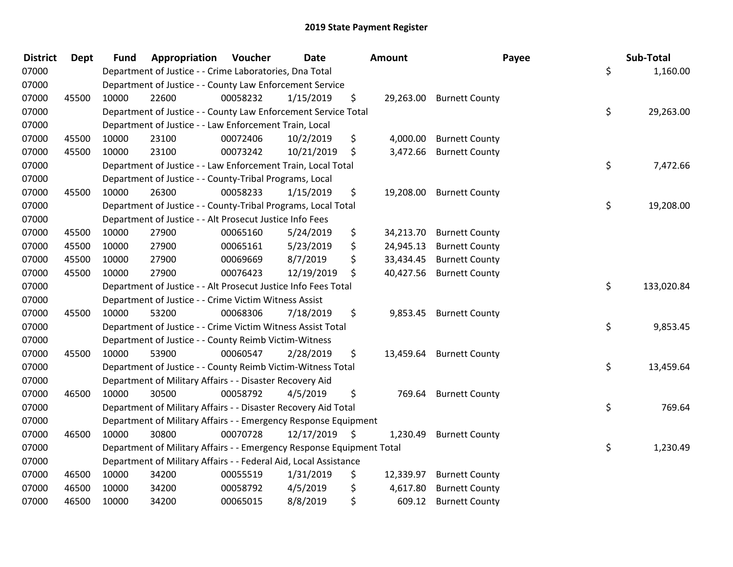# 2019 State Payment Register

| District | Dept | Fund | Appropriation | Voucher | Date | Amount | Payee | Sub-Total |
|---|---|---|---|---|---|---|---|---|
| 07000 | | | Department of Justice - - Crime Laboratories, Dna Total | | | | | $ 1,160.00 |
| 07000 | | | Department of Justice - - County Law Enforcement Service | | | | | |
| 07000 | 45500 | 10000 | 22600 | 00058232 | 1/15/2019 | $ 29,263.00 | Burnett County | |
| 07000 | | | Department of Justice - - County Law Enforcement Service Total | | | | | $ 29,263.00 |
| 07000 | | | Department of Justice - - Law Enforcement Train, Local | | | | | |
| 07000 | 45500 | 10000 | 23100 | 00072406 | 10/2/2019 | $ 4,000.00 | Burnett County | |
| 07000 | 45500 | 10000 | 23100 | 00073242 | 10/21/2019 | $ 3,472.66 | Burnett County | |
| 07000 | | | Department of Justice - - Law Enforcement Train, Local Total | | | | | $ 7,472.66 |
| 07000 | | | Department of Justice - - County-Tribal Programs, Local | | | | | |
| 07000 | 45500 | 10000 | 26300 | 00058233 | 1/15/2019 | $ 19,208.00 | Burnett County | |
| 07000 | | | Department of Justice - - County-Tribal Programs, Local Total | | | | | $ 19,208.00 |
| 07000 | | | Department of Justice - - Alt Prosecut Justice Info Fees | | | | | |
| 07000 | 45500 | 10000 | 27900 | 00065160 | 5/24/2019 | $ 34,213.70 | Burnett County | |
| 07000 | 45500 | 10000 | 27900 | 00065161 | 5/23/2019 | $ 24,945.13 | Burnett County | |
| 07000 | 45500 | 10000 | 27900 | 00069669 | 8/7/2019 | $ 33,434.45 | Burnett County | |
| 07000 | 45500 | 10000 | 27900 | 00076423 | 12/19/2019 | $ 40,427.56 | Burnett County | |
| 07000 | | | Department of Justice - - Alt Prosecut Justice Info Fees Total | | | | | $ 133,020.84 |
| 07000 | | | Department of Justice - - Crime Victim Witness Assist | | | | | |
| 07000 | 45500 | 10000 | 53200 | 00068306 | 7/18/2019 | $ 9,853.45 | Burnett County | |
| 07000 | | | Department of Justice - - Crime Victim Witness Assist Total | | | | | $ 9,853.45 |
| 07000 | | | Department of Justice - - County Reimb Victim-Witness | | | | | |
| 07000 | 45500 | 10000 | 53900 | 00060547 | 2/28/2019 | $ 13,459.64 | Burnett County | |
| 07000 | | | Department of Justice - - County Reimb Victim-Witness Total | | | | | $ 13,459.64 |
| 07000 | | | Department of Military Affairs - - Disaster Recovery Aid | | | | | |
| 07000 | 46500 | 10000 | 30500 | 00058792 | 4/5/2019 | $ 769.64 | Burnett County | |
| 07000 | | | Department of Military Affairs - - Disaster Recovery Aid Total | | | | | $ 769.64 |
| 07000 | | | Department of Military Affairs - - Emergency Response Equipment | | | | | |
| 07000 | 46500 | 10000 | 30800 | 00070728 | 12/17/2019 | $ 1,230.49 | Burnett County | |
| 07000 | | | Department of Military Affairs - - Emergency Response Equipment Total | | | | | $ 1,230.49 |
| 07000 | | | Department of Military Affairs - - Federal Aid, Local Assistance | | | | | |
| 07000 | 46500 | 10000 | 34200 | 00055519 | 1/31/2019 | $ 12,339.97 | Burnett County | |
| 07000 | 46500 | 10000 | 34200 | 00058792 | 4/5/2019 | $ 4,617.80 | Burnett County | |
| 07000 | 46500 | 10000 | 34200 | 00065015 | 8/8/2019 | $ 609.12 | Burnett County | |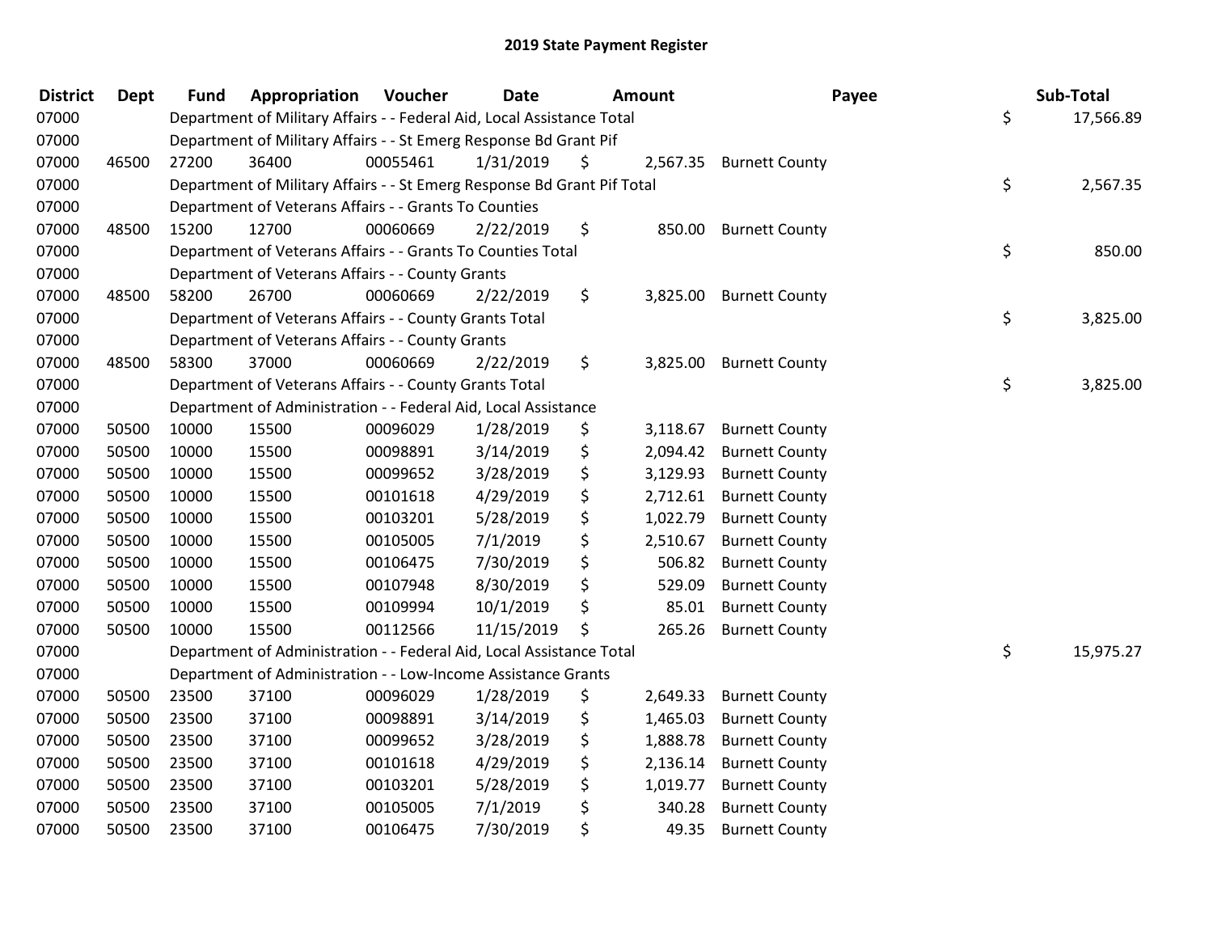# 2019 State Payment Register

| District | Dept | Fund | Appropriation | Voucher | Date | Amount | Payee | Sub-Total |
|---|---|---|---|---|---|---|---|---|
| 07000 | | | Department of Military Affairs - - Federal Aid, Local Assistance Total | | | | | $ 17,566.89 |
| 07000 | | | Department of Military Affairs - - St Emerg Response Bd Grant Pif | | | | | |
| 07000 | 46500 | 27200 | 36400 | 00055461 | 1/31/2019 | $ 2,567.35 | Burnett County | |
| 07000 | | | Department of Military Affairs - - St Emerg Response Bd Grant Pif Total | | | | | $ 2,567.35 |
| 07000 | | | Department of Veterans Affairs - - Grants To Counties | | | | | |
| 07000 | 48500 | 15200 | 12700 | 00060669 | 2/22/2019 | $ 850.00 | Burnett County | |
| 07000 | | | Department of Veterans Affairs - - Grants To Counties Total | | | | | $ 850.00 |
| 07000 | | | Department of Veterans Affairs - - County Grants | | | | | |
| 07000 | 48500 | 58200 | 26700 | 00060669 | 2/22/2019 | $ 3,825.00 | Burnett County | |
| 07000 | | | Department of Veterans Affairs - - County Grants Total | | | | | $ 3,825.00 |
| 07000 | | | Department of Veterans Affairs - - County Grants | | | | | |
| 07000 | 48500 | 58300 | 37000 | 00060669 | 2/22/2019 | $ 3,825.00 | Burnett County | |
| 07000 | | | Department of Veterans Affairs - - County Grants Total | | | | | $ 3,825.00 |
| 07000 | | | Department of Administration - - Federal Aid, Local Assistance | | | | | |
| 07000 | 50500 | 10000 | 15500 | 00096029 | 1/28/2019 | $ 3,118.67 | Burnett County | |
| 07000 | 50500 | 10000 | 15500 | 00098891 | 3/14/2019 | $ 2,094.42 | Burnett County | |
| 07000 | 50500 | 10000 | 15500 | 00099652 | 3/28/2019 | $ 3,129.93 | Burnett County | |
| 07000 | 50500 | 10000 | 15500 | 00101618 | 4/29/2019 | $ 2,712.61 | Burnett County | |
| 07000 | 50500 | 10000 | 15500 | 00103201 | 5/28/2019 | $ 1,022.79 | Burnett County | |
| 07000 | 50500 | 10000 | 15500 | 00105005 | 7/1/2019 | $ 2,510.67 | Burnett County | |
| 07000 | 50500 | 10000 | 15500 | 00106475 | 7/30/2019 | $ 506.82 | Burnett County | |
| 07000 | 50500 | 10000 | 15500 | 00107948 | 8/30/2019 | $ 529.09 | Burnett County | |
| 07000 | 50500 | 10000 | 15500 | 00109994 | 10/1/2019 | $ 85.01 | Burnett County | |
| 07000 | 50500 | 10000 | 15500 | 00112566 | 11/15/2019 | $ 265.26 | Burnett County | |
| 07000 | | | Department of Administration - - Federal Aid, Local Assistance Total | | | | | $ 15,975.27 |
| 07000 | | | Department of Administration - - Low-Income Assistance Grants | | | | | |
| 07000 | 50500 | 23500 | 37100 | 00096029 | 1/28/2019 | $ 2,649.33 | Burnett County | |
| 07000 | 50500 | 23500 | 37100 | 00098891 | 3/14/2019 | $ 1,465.03 | Burnett County | |
| 07000 | 50500 | 23500 | 37100 | 00099652 | 3/28/2019 | $ 1,888.78 | Burnett County | |
| 07000 | 50500 | 23500 | 37100 | 00101618 | 4/29/2019 | $ 2,136.14 | Burnett County | |
| 07000 | 50500 | 23500 | 37100 | 00103201 | 5/28/2019 | $ 1,019.77 | Burnett County | |
| 07000 | 50500 | 23500 | 37100 | 00105005 | 7/1/2019 | $ 340.28 | Burnett County | |
| 07000 | 50500 | 23500 | 37100 | 00106475 | 7/30/2019 | $ 49.35 | Burnett County | |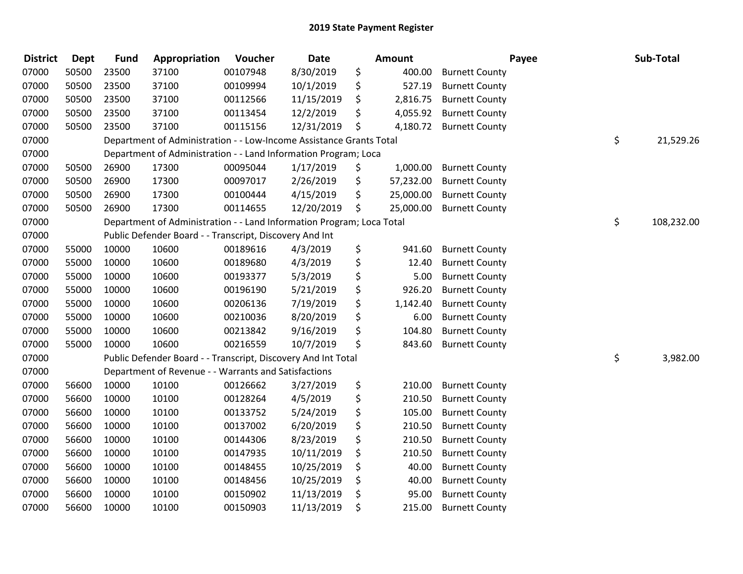# 2019 State Payment Register

| District | Dept | Fund | Appropriation | Voucher | Date | Amount | Payee | Sub-Total |
|---|---|---|---|---|---|---|---|---|
| 07000 | 50500 | 23500 | 37100 | 00107948 | 8/30/2019 | $ 400.00 | Burnett County | |
| 07000 | 50500 | 23500 | 37100 | 00109994 | 10/1/2019 | $ 527.19 | Burnett County | |
| 07000 | 50500 | 23500 | 37100 | 00112566 | 11/15/2019 | $ 2,816.75 | Burnett County | |
| 07000 | 50500 | 23500 | 37100 | 00113454 | 12/2/2019 | $ 4,055.92 | Burnett County | |
| 07000 | 50500 | 23500 | 37100 | 00115156 | 12/31/2019 | $ 4,180.72 | Burnett County | |
| 07000 | | Department of Administration - - Low-Income Assistance Grants Total | | | | | | $ 21,529.26 |
| 07000 | | Department of Administration - - Land Information Program; Loca | | | | | | |
| 07000 | 50500 | 26900 | 17300 | 00095044 | 1/17/2019 | $ 1,000.00 | Burnett County | |
| 07000 | 50500 | 26900 | 17300 | 00097017 | 2/26/2019 | $ 57,232.00 | Burnett County | |
| 07000 | 50500 | 26900 | 17300 | 00100444 | 4/15/2019 | $ 25,000.00 | Burnett County | |
| 07000 | 50500 | 26900 | 17300 | 00114655 | 12/20/2019 | $ 25,000.00 | Burnett County | |
| 07000 | | Department of Administration - - Land Information Program; Loca Total | | | | | | $ 108,232.00 |
| 07000 | | Public Defender Board - - Transcript, Discovery And Int | | | | | | |
| 07000 | 55000 | 10000 | 10600 | 00189616 | 4/3/2019 | $ 941.60 | Burnett County | |
| 07000 | 55000 | 10000 | 10600 | 00189680 | 4/3/2019 | $ 12.40 | Burnett County | |
| 07000 | 55000 | 10000 | 10600 | 00193377 | 5/3/2019 | $ 5.00 | Burnett County | |
| 07000 | 55000 | 10000 | 10600 | 00196190 | 5/21/2019 | $ 926.20 | Burnett County | |
| 07000 | 55000 | 10000 | 10600 | 00206136 | 7/19/2019 | $ 1,142.40 | Burnett County | |
| 07000 | 55000 | 10000 | 10600 | 00210036 | 8/20/2019 | $ 6.00 | Burnett County | |
| 07000 | 55000 | 10000 | 10600 | 00213842 | 9/16/2019 | $ 104.80 | Burnett County | |
| 07000 | 55000 | 10000 | 10600 | 00216559 | 10/7/2019 | $ 843.60 | Burnett County | |
| 07000 | | Public Defender Board - - Transcript, Discovery And Int Total | | | | | | $ 3,982.00 |
| 07000 | | Department of Revenue - - Warrants and Satisfactions | | | | | | |
| 07000 | 56600 | 10000 | 10100 | 00126662 | 3/27/2019 | $ 210.00 | Burnett County | |
| 07000 | 56600 | 10000 | 10100 | 00128264 | 4/5/2019 | $ 210.50 | Burnett County | |
| 07000 | 56600 | 10000 | 10100 | 00133752 | 5/24/2019 | $ 105.00 | Burnett County | |
| 07000 | 56600 | 10000 | 10100 | 00137002 | 6/20/2019 | $ 210.50 | Burnett County | |
| 07000 | 56600 | 10000 | 10100 | 00144306 | 8/23/2019 | $ 210.50 | Burnett County | |
| 07000 | 56600 | 10000 | 10100 | 00147935 | 10/11/2019 | $ 210.50 | Burnett County | |
| 07000 | 56600 | 10000 | 10100 | 00148455 | 10/25/2019 | $ 40.00 | Burnett County | |
| 07000 | 56600 | 10000 | 10100 | 00148456 | 10/25/2019 | $ 40.00 | Burnett County | |
| 07000 | 56600 | 10000 | 10100 | 00150902 | 11/13/2019 | $ 95.00 | Burnett County | |
| 07000 | 56600 | 10000 | 10100 | 00150903 | 11/13/2019 | $ 215.00 | Burnett County | |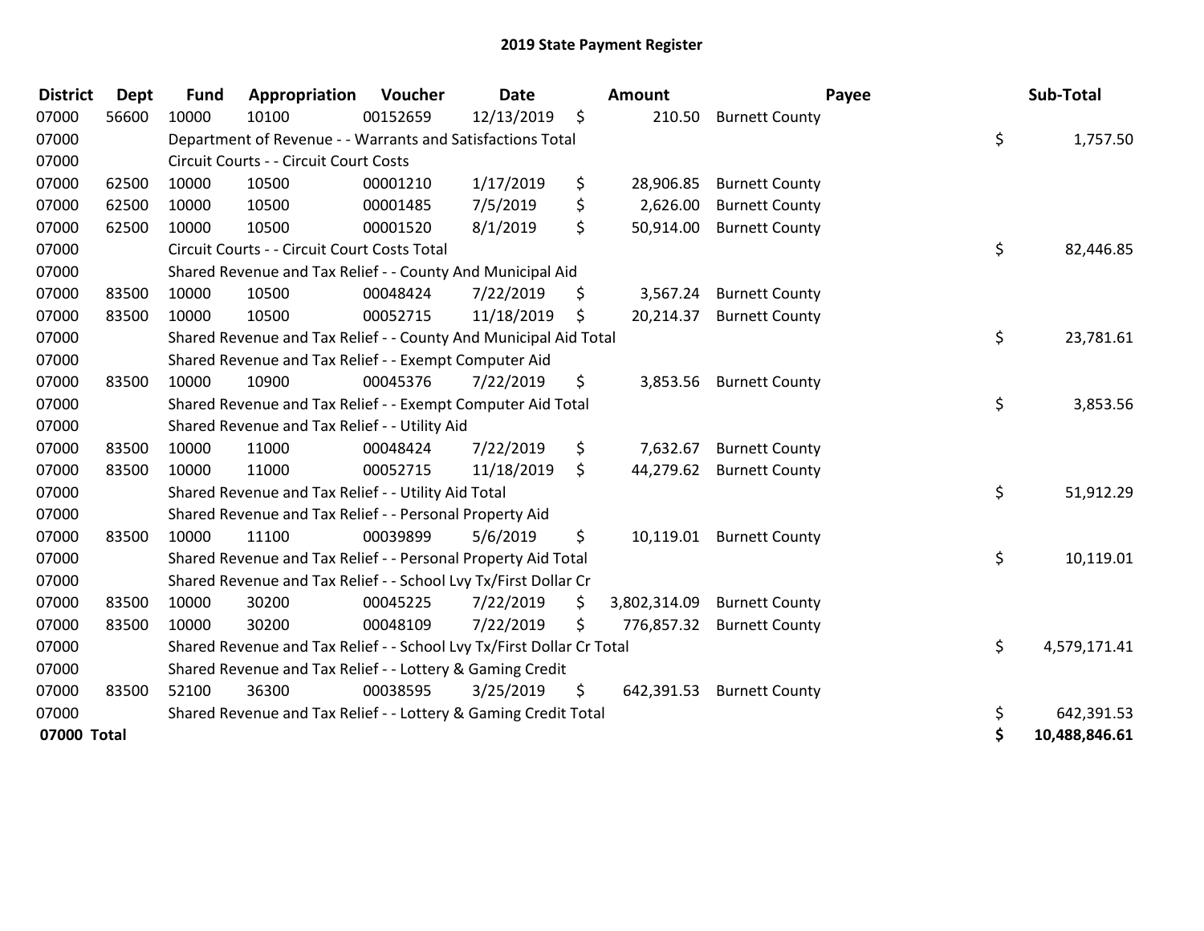## 2019 State Payment Register

| District | Dept | Fund | Appropriation | Voucher | Date | Amount | Payee | Sub-Total |
|---|---|---|---|---|---|---|---|---|
| 07000 | 56600 | 10000 | 10100 | 00152659 | 12/13/2019 | $ 210.50 | Burnett County | |
| 07000 | | Department of Revenue - - Warrants and Satisfactions Total | | | | | | $ 1,757.50 |
| 07000 | | Circuit Courts - - Circuit Court Costs | | | | | | |
| 07000 | 62500 | 10000 | 10500 | 00001210 | 1/17/2019 | $ 28,906.85 | Burnett County | |
| 07000 | 62500 | 10000 | 10500 | 00001485 | 7/5/2019 | $ 2,626.00 | Burnett County | |
| 07000 | 62500 | 10000 | 10500 | 00001520 | 8/1/2019 | $ 50,914.00 | Burnett County | |
| 07000 | | Circuit Courts - - Circuit Court Costs Total | | | | | | $ 82,446.85 |
| 07000 | | Shared Revenue and Tax Relief - - County And Municipal Aid | | | | | | |
| 07000 | 83500 | 10000 | 10500 | 00048424 | 7/22/2019 | $ 3,567.24 | Burnett County | |
| 07000 | 83500 | 10000 | 10500 | 00052715 | 11/18/2019 | $ 20,214.37 | Burnett County | |
| 07000 | | Shared Revenue and Tax Relief - - County And Municipal Aid Total | | | | | | $ 23,781.61 |
| 07000 | | Shared Revenue and Tax Relief - - Exempt Computer Aid | | | | | | |
| 07000 | 83500 | 10000 | 10900 | 00045376 | 7/22/2019 | $ 3,853.56 | Burnett County | |
| 07000 | | Shared Revenue and Tax Relief - - Exempt Computer Aid Total | | | | | | $ 3,853.56 |
| 07000 | | Shared Revenue and Tax Relief - - Utility Aid | | | | | | |
| 07000 | 83500 | 10000 | 11000 | 00048424 | 7/22/2019 | $ 7,632.67 | Burnett County | |
| 07000 | 83500 | 10000 | 11000 | 00052715 | 11/18/2019 | $ 44,279.62 | Burnett County | |
| 07000 | | Shared Revenue and Tax Relief - - Utility Aid Total | | | | | | $ 51,912.29 |
| 07000 | | Shared Revenue and Tax Relief - - Personal Property Aid | | | | | | |
| 07000 | 83500 | 10000 | 11100 | 00039899 | 5/6/2019 | $ 10,119.01 | Burnett County | |
| 07000 | | Shared Revenue and Tax Relief - - Personal Property Aid Total | | | | | | $ 10,119.01 |
| 07000 | | Shared Revenue and Tax Relief - - School Lvy Tx/First Dollar Cr | | | | | | |
| 07000 | 83500 | 10000 | 30200 | 00045225 | 7/22/2019 | $ 3,802,314.09 | Burnett County | |
| 07000 | 83500 | 10000 | 30200 | 00048109 | 7/22/2019 | $ 776,857.32 | Burnett County | |
| 07000 | | Shared Revenue and Tax Relief - - School Lvy Tx/First Dollar Cr Total | | | | | | $ 4,579,171.41 |
| 07000 | | Shared Revenue and Tax Relief - - Lottery & Gaming Credit | | | | | | |
| 07000 | 83500 | 52100 | 36300 | 00038595 | 3/25/2019 | $ 642,391.53 | Burnett County | |
| 07000 | | Shared Revenue and Tax Relief - - Lottery & Gaming Credit Total | | | | | | $ 642,391.53 |
| **07000 Total** | | | | | | | | **$ 10,488,846.61** |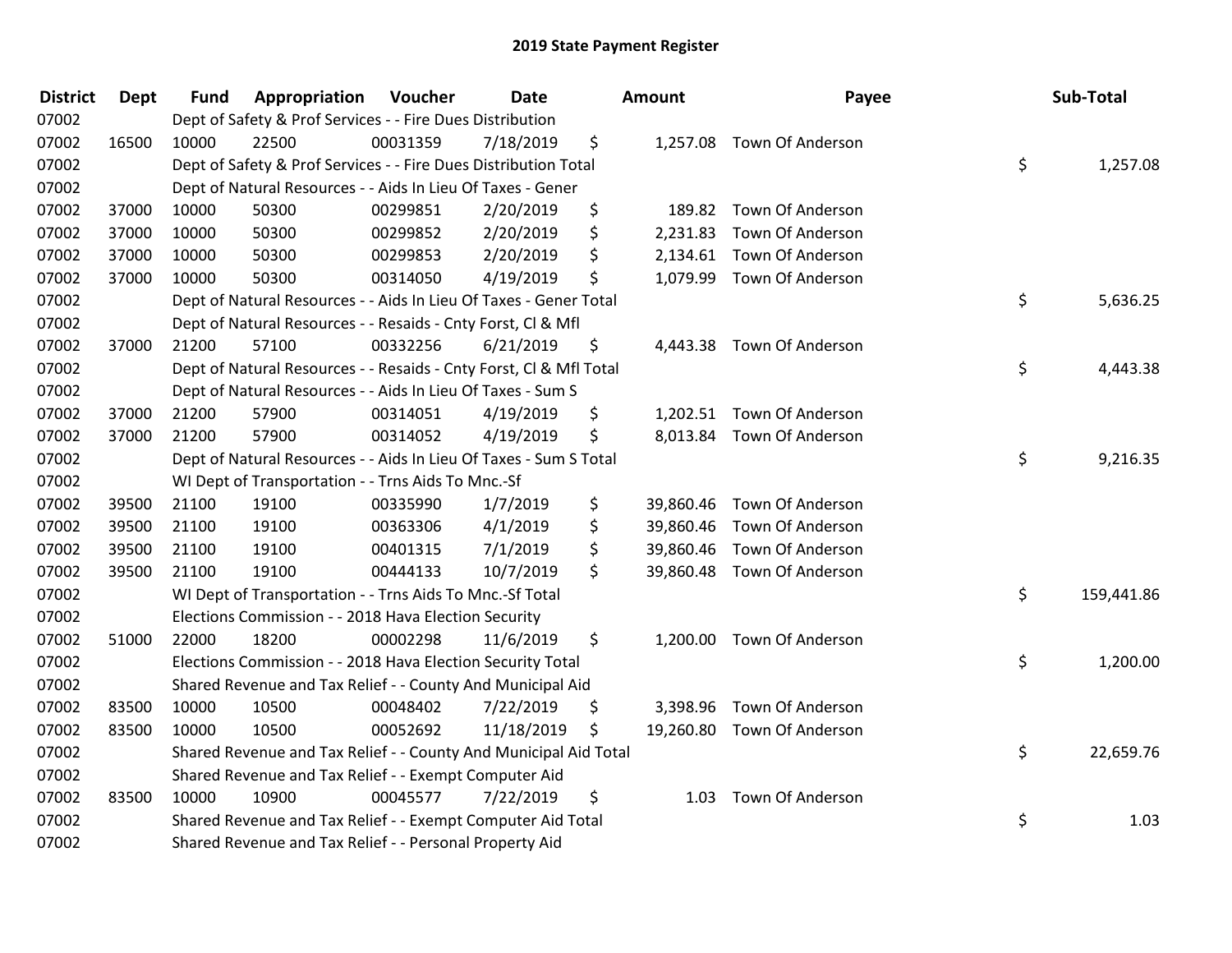# 2019 State Payment Register

| District | Dept | Fund | Appropriation | Voucher | Date | Amount | Payee | Sub-Total |
|---|---|---|---|---|---|---|---|---|
| 07002 | | Dept of Safety & Prof Services - - Fire Dues Distribution | | | | | | |
| 07002 | 16500 | 10000 | 22500 | 00031359 | 7/18/2019 | $ 1,257.08 | Town Of Anderson | |
| 07002 | | Dept of Safety & Prof Services - - Fire Dues Distribution Total | | | | | | $ 1,257.08 |
| 07002 | | Dept of Natural Resources - - Aids In Lieu Of Taxes - Gener | | | | | | |
| 07002 | 37000 | 10000 | 50300 | 00299851 | 2/20/2019 | $ 189.82 | Town Of Anderson | |
| 07002 | 37000 | 10000 | 50300 | 00299852 | 2/20/2019 | $ 2,231.83 | Town Of Anderson | |
| 07002 | 37000 | 10000 | 50300 | 00299853 | 2/20/2019 | $ 2,134.61 | Town Of Anderson | |
| 07002 | 37000 | 10000 | 50300 | 00314050 | 4/19/2019 | $ 1,079.99 | Town Of Anderson | |
| 07002 | | Dept of Natural Resources - - Aids In Lieu Of Taxes - Gener Total | | | | | | $ 5,636.25 |
| 07002 | | Dept of Natural Resources - - Resaids - Cnty Forst, Cl & Mfl | | | | | | |
| 07002 | 37000 | 21200 | 57100 | 00332256 | 6/21/2019 | $ 4,443.38 | Town Of Anderson | |
| 07002 | | Dept of Natural Resources - - Resaids - Cnty Forst, Cl & Mfl Total | | | | | | $ 4,443.38 |
| 07002 | | Dept of Natural Resources - - Aids In Lieu Of Taxes - Sum S | | | | | | |
| 07002 | 37000 | 21200 | 57900 | 00314051 | 4/19/2019 | $ 1,202.51 | Town Of Anderson | |
| 07002 | 37000 | 21200 | 57900 | 00314052 | 4/19/2019 | $ 8,013.84 | Town Of Anderson | |
| 07002 | | Dept of Natural Resources - - Aids In Lieu Of Taxes - Sum S Total | | | | | | $ 9,216.35 |
| 07002 | | WI Dept of Transportation - - Trns Aids To Mnc.-Sf | | | | | | |
| 07002 | 39500 | 21100 | 19100 | 00335990 | 1/7/2019 | $ 39,860.46 | Town Of Anderson | |
| 07002 | 39500 | 21100 | 19100 | 00363306 | 4/1/2019 | $ 39,860.46 | Town Of Anderson | |
| 07002 | 39500 | 21100 | 19100 | 00401315 | 7/1/2019 | $ 39,860.46 | Town Of Anderson | |
| 07002 | 39500 | 21100 | 19100 | 00444133 | 10/7/2019 | $ 39,860.48 | Town Of Anderson | |
| 07002 | | WI Dept of Transportation - - Trns Aids To Mnc.-Sf Total | | | | | | $ 159,441.86 |
| 07002 | | Elections Commission - - 2018 Hava Election Security | | | | | | |
| 07002 | 51000 | 22000 | 18200 | 00002298 | 11/6/2019 | $ 1,200.00 | Town Of Anderson | |
| 07002 | | Elections Commission - - 2018 Hava Election Security Total | | | | | | $ 1,200.00 |
| 07002 | | Shared Revenue and Tax Relief - - County And Municipal Aid | | | | | | |
| 07002 | 83500 | 10000 | 10500 | 00048402 | 7/22/2019 | $ 3,398.96 | Town Of Anderson | |
| 07002 | 83500 | 10000 | 10500 | 00052692 | 11/18/2019 | $ 19,260.80 | Town Of Anderson | |
| 07002 | | Shared Revenue and Tax Relief - - County And Municipal Aid Total | | | | | | $ 22,659.76 |
| 07002 | | Shared Revenue and Tax Relief - - Exempt Computer Aid | | | | | | |
| 07002 | 83500 | 10000 | 10900 | 00045577 | 7/22/2019 | $ 1.03 | Town Of Anderson | |
| 07002 | | Shared Revenue and Tax Relief - - Exempt Computer Aid Total | | | | | | $ 1.03 |
| 07002 | | Shared Revenue and Tax Relief - - Personal Property Aid | | | | | | |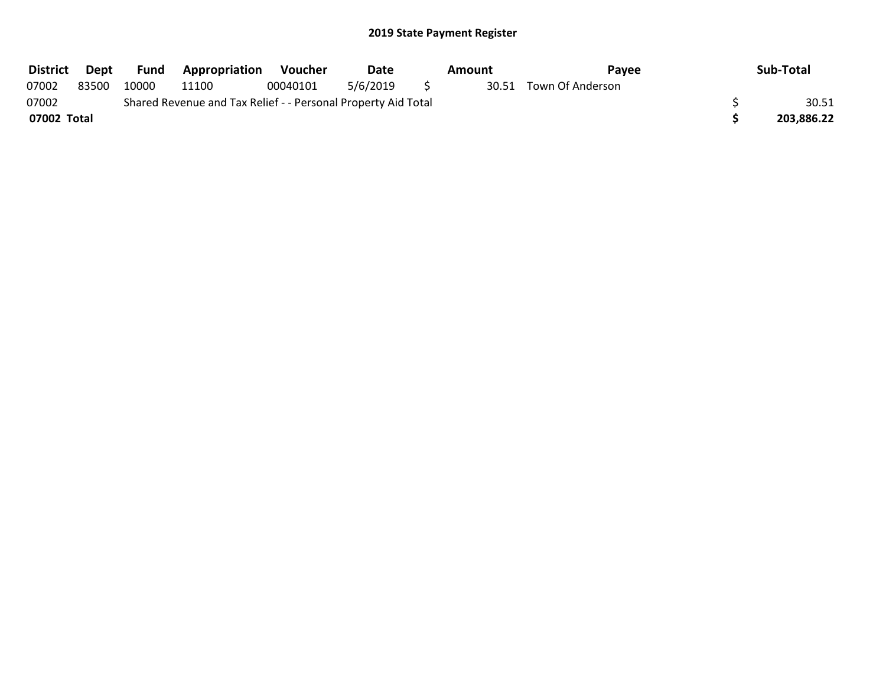## 2019 State Payment Register

| District | Dept | Fund | Appropriation | Voucher | Date | Amount | Payee | Sub-Total |
|---|---|---|---|---|---|---|---|---|
| 07002 | 83500 | 10000 | 11100 | 00040101 | 5/6/2019 | $ 30.51 | Town Of Anderson | |
| 07002 | | Shared Revenue and Tax Relief - - Personal Property Aid Total | | | | | | $ 30.51 |
| **07002 Total** | | | | | | | | **$ 203,886.22** |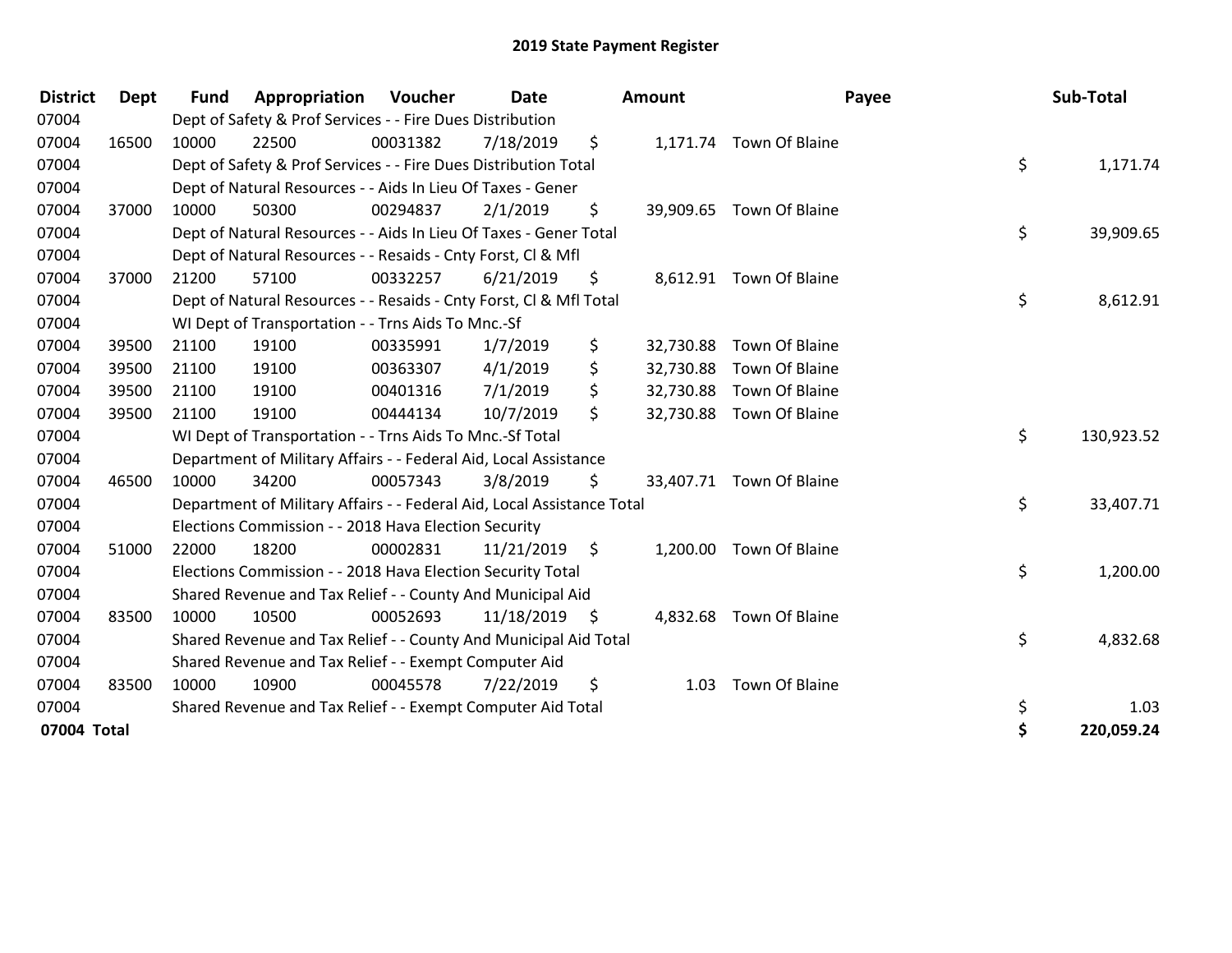# 2019 State Payment Register

| District | Dept | Fund | Appropriation | Voucher | Date | Amount | Payee | Sub-Total |
|---|---|---|---|---|---|---|---|---|
| 07004 | | Dept of Safety & Prof Services - - Fire Dues Distribution | | | | | | |
| 07004 | 16500 | 10000 | 22500 | 00031382 | 7/18/2019 | $ 1,171.74 | Town Of Blaine | |
| 07004 | | Dept of Safety & Prof Services - - Fire Dues Distribution Total | | | | | | $ 1,171.74 |
| 07004 | | Dept of Natural Resources - - Aids In Lieu Of Taxes - Gener | | | | | | |
| 07004 | 37000 | 10000 | 50300 | 00294837 | 2/1/2019 | $ 39,909.65 | Town Of Blaine | |
| 07004 | | Dept of Natural Resources - - Aids In Lieu Of Taxes - Gener Total | | | | | | $ 39,909.65 |
| 07004 | | Dept of Natural Resources - - Resaids - Cnty Forst, Cl & Mfl | | | | | | |
| 07004 | 37000 | 21200 | 57100 | 00332257 | 6/21/2019 | $ 8,612.91 | Town Of Blaine | |
| 07004 | | Dept of Natural Resources - - Resaids - Cnty Forst, Cl & Mfl Total | | | | | | $ 8,612.91 |
| 07004 | | WI Dept of Transportation - - Trns Aids To Mnc.-Sf | | | | | | |
| 07004 | 39500 | 21100 | 19100 | 00335991 | 1/7/2019 | $ 32,730.88 | Town Of Blaine | |
| 07004 | 39500 | 21100 | 19100 | 00363307 | 4/1/2019 | $ 32,730.88 | Town Of Blaine | |
| 07004 | 39500 | 21100 | 19100 | 00401316 | 7/1/2019 | $ 32,730.88 | Town Of Blaine | |
| 07004 | 39500 | 21100 | 19100 | 00444134 | 10/7/2019 | $ 32,730.88 | Town Of Blaine | |
| 07004 | | WI Dept of Transportation - - Trns Aids To Mnc.-Sf Total | | | | | | $ 130,923.52 |
| 07004 | | Department of Military Affairs - - Federal Aid, Local Assistance | | | | | | |
| 07004 | 46500 | 10000 | 34200 | 00057343 | 3/8/2019 | $ 33,407.71 | Town Of Blaine | |
| 07004 | | Department of Military Affairs - - Federal Aid, Local Assistance Total | | | | | | $ 33,407.71 |
| 07004 | | Elections Commission - - 2018 Hava Election Security | | | | | | |
| 07004 | 51000 | 22000 | 18200 | 00002831 | 11/21/2019 | $ 1,200.00 | Town Of Blaine | |
| 07004 | | Elections Commission - - 2018 Hava Election Security Total | | | | | | $ 1,200.00 |
| 07004 | | Shared Revenue and Tax Relief - - County And Municipal Aid | | | | | | |
| 07004 | 83500 | 10000 | 10500 | 00052693 | 11/18/2019 | $ 4,832.68 | Town Of Blaine | |
| 07004 | | Shared Revenue and Tax Relief - - County And Municipal Aid Total | | | | | | $ 4,832.68 |
| 07004 | | Shared Revenue and Tax Relief - - Exempt Computer Aid | | | | | | |
| 07004 | 83500 | 10000 | 10900 | 00045578 | 7/22/2019 | $ 1.03 | Town Of Blaine | |
| 07004 | | Shared Revenue and Tax Relief - - Exempt Computer Aid Total | | | | | | $ 1.03 |
| **07004 Total** | | | | | | | | **$ 220,059.24** |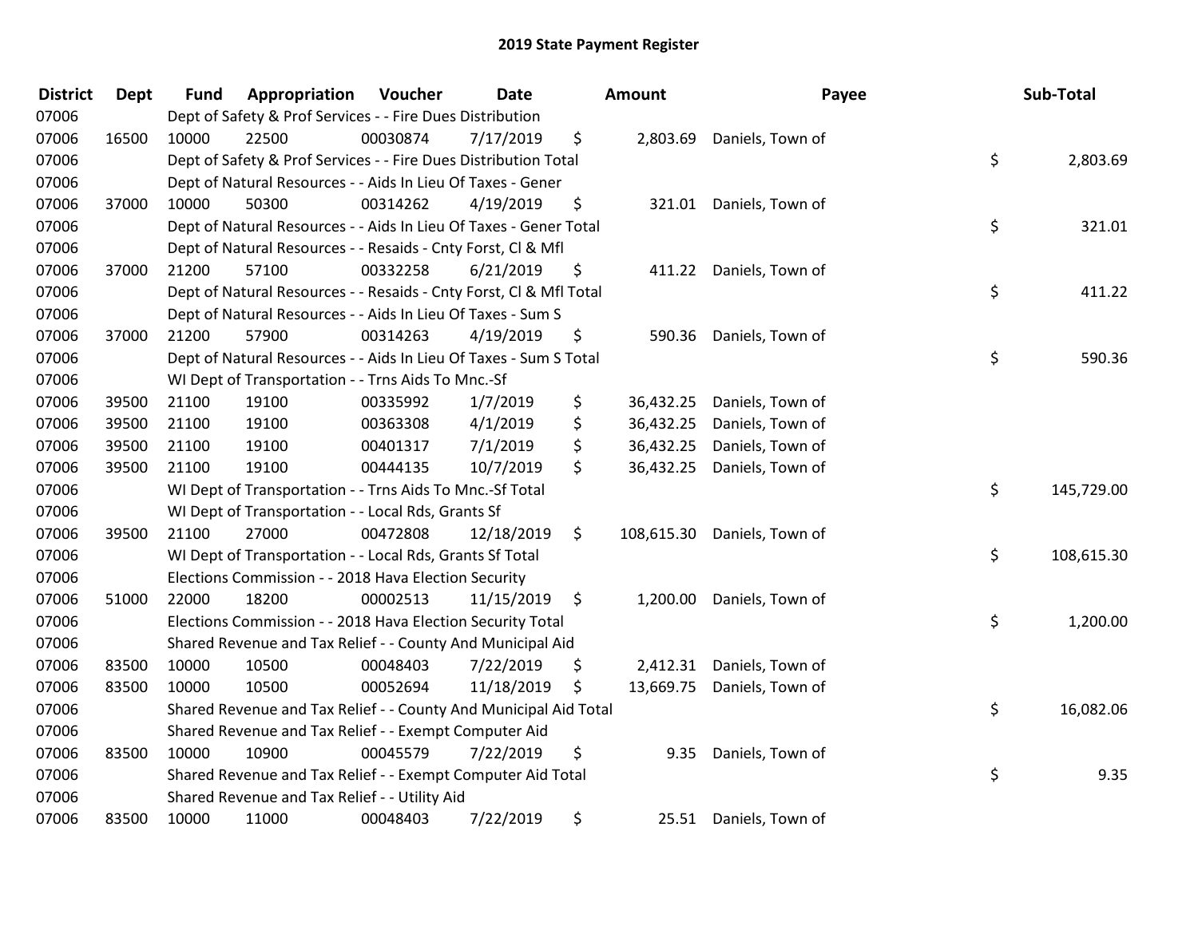# 2019 State Payment Register

| District | Dept | Fund | Appropriation | Voucher | Date | Amount | Payee | Sub-Total |
|---|---|---|---|---|---|---|---|---|
| 07006 | | Dept of Safety & Prof Services - - Fire Dues Distribution | | | | | | |
| 07006 | 16500 | 10000 | 22500 | 00030874 | 7/17/2019 | $ 2,803.69 | Daniels, Town of | |
| 07006 | | Dept of Safety & Prof Services - - Fire Dues Distribution Total | | | | | | $ 2,803.69 |
| 07006 | | Dept of Natural Resources - - Aids In Lieu Of Taxes - Gener | | | | | | |
| 07006 | 37000 | 10000 | 50300 | 00314262 | 4/19/2019 | $ 321.01 | Daniels, Town of | |
| 07006 | | Dept of Natural Resources - - Aids In Lieu Of Taxes - Gener Total | | | | | | $ 321.01 |
| 07006 | | Dept of Natural Resources - - Resaids - Cnty Forst, Cl & Mfl | | | | | | |
| 07006 | 37000 | 21200 | 57100 | 00332258 | 6/21/2019 | $ 411.22 | Daniels, Town of | |
| 07006 | | Dept of Natural Resources - - Resaids - Cnty Forst, Cl & Mfl Total | | | | | | $ 411.22 |
| 07006 | | Dept of Natural Resources - - Aids In Lieu Of Taxes - Sum S | | | | | | |
| 07006 | 37000 | 21200 | 57900 | 00314263 | 4/19/2019 | $ 590.36 | Daniels, Town of | |
| 07006 | | Dept of Natural Resources - - Aids In Lieu Of Taxes - Sum S Total | | | | | | $ 590.36 |
| 07006 | | WI Dept of Transportation - - Trns Aids To Mnc.-Sf | | | | | | |
| 07006 | 39500 | 21100 | 19100 | 00335992 | 1/7/2019 | $ 36,432.25 | Daniels, Town of | |
| 07006 | 39500 | 21100 | 19100 | 00363308 | 4/1/2019 | $ 36,432.25 | Daniels, Town of | |
| 07006 | 39500 | 21100 | 19100 | 00401317 | 7/1/2019 | $ 36,432.25 | Daniels, Town of | |
| 07006 | 39500 | 21100 | 19100 | 00444135 | 10/7/2019 | $ 36,432.25 | Daniels, Town of | |
| 07006 | | WI Dept of Transportation - - Trns Aids To Mnc.-Sf Total | | | | | | $ 145,729.00 |
| 07006 | | WI Dept of Transportation - - Local Rds, Grants Sf | | | | | | |
| 07006 | 39500 | 21100 | 27000 | 00472808 | 12/18/2019 | $ 108,615.30 | Daniels, Town of | |
| 07006 | | WI Dept of Transportation - - Local Rds, Grants Sf Total | | | | | | $ 108,615.30 |
| 07006 | | Elections Commission - - 2018 Hava Election Security | | | | | | |
| 07006 | 51000 | 22000 | 18200 | 00002513 | 11/15/2019 | $ 1,200.00 | Daniels, Town of | |
| 07006 | | Elections Commission - - 2018 Hava Election Security Total | | | | | | $ 1,200.00 |
| 07006 | | Shared Revenue and Tax Relief - - County And Municipal Aid | | | | | | |
| 07006 | 83500 | 10000 | 10500 | 00048403 | 7/22/2019 | $ 2,412.31 | Daniels, Town of | |
| 07006 | 83500 | 10000 | 10500 | 00052694 | 11/18/2019 | $ 13,669.75 | Daniels, Town of | |
| 07006 | | Shared Revenue and Tax Relief - - County And Municipal Aid Total | | | | | | $ 16,082.06 |
| 07006 | | Shared Revenue and Tax Relief - - Exempt Computer Aid | | | | | | |
| 07006 | 83500 | 10000 | 10900 | 00045579 | 7/22/2019 | $ 9.35 | Daniels, Town of | |
| 07006 | | Shared Revenue and Tax Relief - - Exempt Computer Aid Total | | | | | | $ 9.35 |
| 07006 | | Shared Revenue and Tax Relief - - Utility Aid | | | | | | |
| 07006 | 83500 | 10000 | 11000 | 00048403 | 7/22/2019 | $ 25.51 | Daniels, Town of | |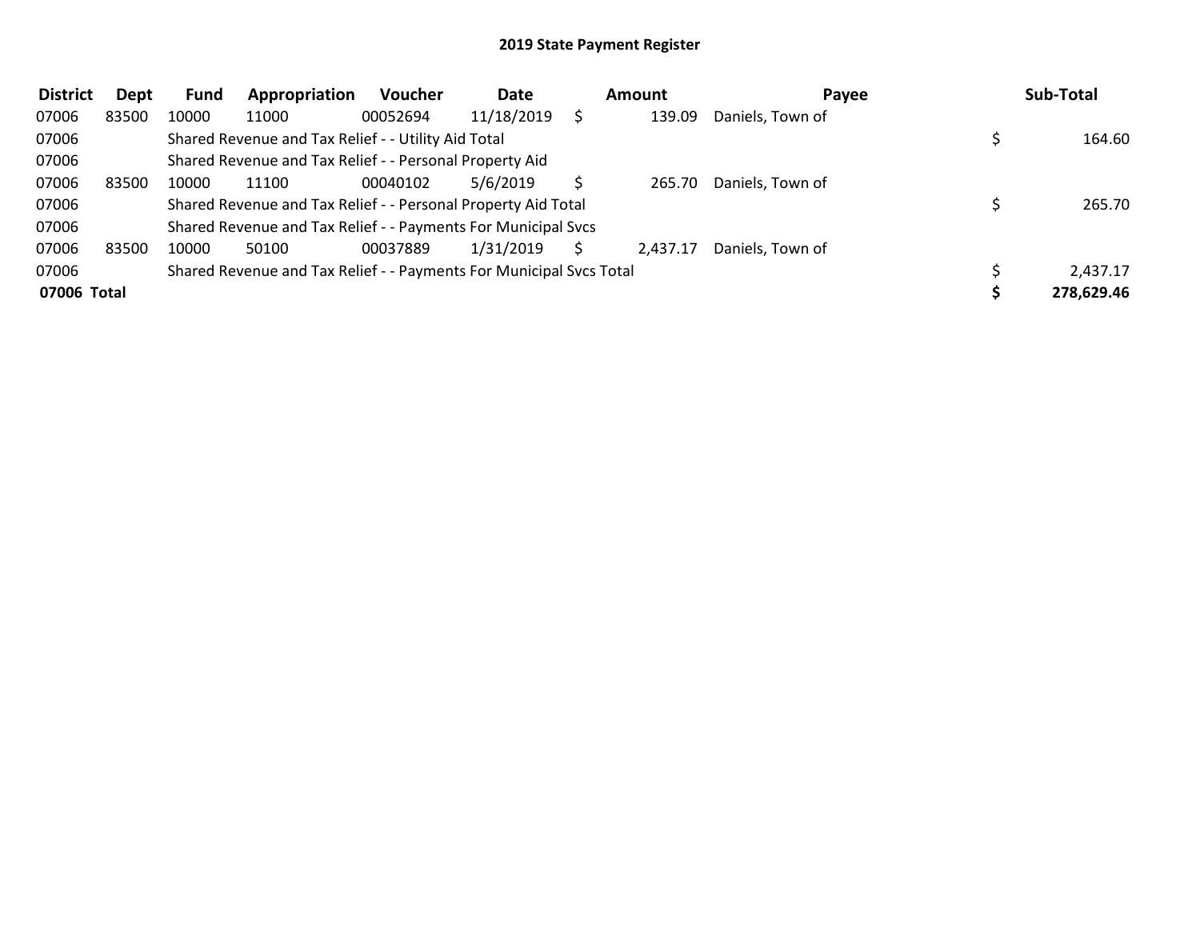# 2019 State Payment Register

| District | Dept | Fund | Appropriation | Voucher | Date | Amount | Payee | Sub-Total |
|---|---|---|---|---|---|---|---|---|
| 07006 | 83500 | 10000 | 11000 | 00052694 | 11/18/2019 | $ 139.09 | Daniels, Town of | |
| 07006 | | Shared Revenue and Tax Relief - - Utility Aid Total | | | | | | $ 164.60 |
| 07006 | | Shared Revenue and Tax Relief - - Personal Property Aid | | | | | | |
| 07006 | 83500 | 10000 | 11100 | 00040102 | 5/6/2019 | $ 265.70 | Daniels, Town of | |
| 07006 | | Shared Revenue and Tax Relief - - Personal Property Aid Total | | | | | | $ 265.70 |
| 07006 | | Shared Revenue and Tax Relief - - Payments For Municipal Svcs | | | | | | |
| 07006 | 83500 | 10000 | 50100 | 00037889 | 1/31/2019 | $ 2,437.17 | Daniels, Town of | |
| 07006 | | Shared Revenue and Tax Relief - - Payments For Municipal Svcs Total | | | | | | $ 2,437.17 |
| **07006 Total** | | | | | | | | **$ 278,629.46** |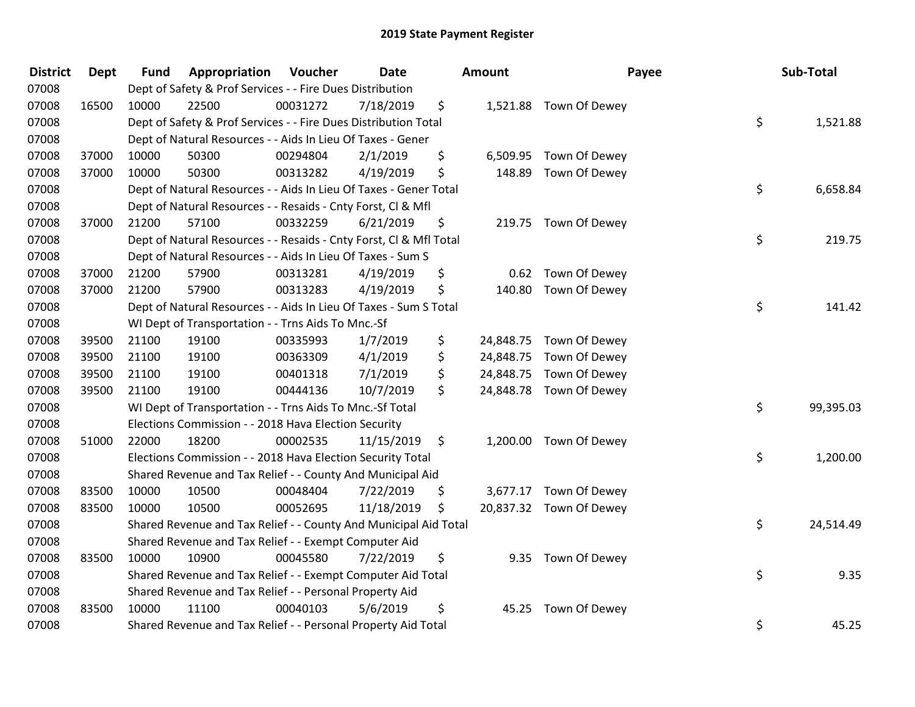# 2019 State Payment Register

| District | Dept | Fund | Appropriation | Voucher | Date | Amount | Payee | Sub-Total |
|---|---|---|---|---|---|---|---|---|
| 07008 | | Dept of Safety & Prof Services - - Fire Dues Distribution | | | | | | |
| 07008 | 16500 | 10000 | 22500 | 00031272 | 7/18/2019 | $ 1,521.88 | Town Of Dewey | |
| 07008 | | Dept of Safety & Prof Services - - Fire Dues Distribution Total | | | | | | $ 1,521.88 |
| 07008 | | Dept of Natural Resources - - Aids In Lieu Of Taxes - Gener | | | | | | |
| 07008 | 37000 | 10000 | 50300 | 00294804 | 2/1/2019 | $ 6,509.95 | Town Of Dewey | |
| 07008 | 37000 | 10000 | 50300 | 00313282 | 4/19/2019 | $ 148.89 | Town Of Dewey | |
| 07008 | | Dept of Natural Resources - - Aids In Lieu Of Taxes - Gener Total | | | | | | $ 6,658.84 |
| 07008 | | Dept of Natural Resources - - Resaids - Cnty Forst, Cl & Mfl | | | | | | |
| 07008 | 37000 | 21200 | 57100 | 00332259 | 6/21/2019 | $ 219.75 | Town Of Dewey | |
| 07008 | | Dept of Natural Resources - - Resaids - Cnty Forst, Cl & Mfl Total | | | | | | $ 219.75 |
| 07008 | | Dept of Natural Resources - - Aids In Lieu Of Taxes - Sum S | | | | | | |
| 07008 | 37000 | 21200 | 57900 | 00313281 | 4/19/2019 | $ 0.62 | Town Of Dewey | |
| 07008 | 37000 | 21200 | 57900 | 00313283 | 4/19/2019 | $ 140.80 | Town Of Dewey | |
| 07008 | | Dept of Natural Resources - - Aids In Lieu Of Taxes - Sum S Total | | | | | | $ 141.42 |
| 07008 | | WI Dept of Transportation - - Trns Aids To Mnc.-Sf | | | | | | |
| 07008 | 39500 | 21100 | 19100 | 00335993 | 1/7/2019 | $ 24,848.75 | Town Of Dewey | |
| 07008 | 39500 | 21100 | 19100 | 00363309 | 4/1/2019 | $ 24,848.75 | Town Of Dewey | |
| 07008 | 39500 | 21100 | 19100 | 00401318 | 7/1/2019 | $ 24,848.75 | Town Of Dewey | |
| 07008 | 39500 | 21100 | 19100 | 00444136 | 10/7/2019 | $ 24,848.78 | Town Of Dewey | |
| 07008 | | WI Dept of Transportation - - Trns Aids To Mnc.-Sf Total | | | | | | $ 99,395.03 |
| 07008 | | Elections Commission - - 2018 Hava Election Security | | | | | | |
| 07008 | 51000 | 22000 | 18200 | 00002535 | 11/15/2019 | $ 1,200.00 | Town Of Dewey | |
| 07008 | | Elections Commission - - 2018 Hava Election Security Total | | | | | | $ 1,200.00 |
| 07008 | | Shared Revenue and Tax Relief - - County And Municipal Aid | | | | | | |
| 07008 | 83500 | 10000 | 10500 | 00048404 | 7/22/2019 | $ 3,677.17 | Town Of Dewey | |
| 07008 | 83500 | 10000 | 10500 | 00052695 | 11/18/2019 | $ 20,837.32 | Town Of Dewey | |
| 07008 | | Shared Revenue and Tax Relief - - County And Municipal Aid Total | | | | | | $ 24,514.49 |
| 07008 | | Shared Revenue and Tax Relief - - Exempt Computer Aid | | | | | | |
| 07008 | 83500 | 10000 | 10900 | 00045580 | 7/22/2019 | $ 9.35 | Town Of Dewey | |
| 07008 | | Shared Revenue and Tax Relief - - Exempt Computer Aid Total | | | | | | $ 9.35 |
| 07008 | | Shared Revenue and Tax Relief - - Personal Property Aid | | | | | | |
| 07008 | 83500 | 10000 | 11100 | 00040103 | 5/6/2019 | $ 45.25 | Town Of Dewey | |
| 07008 | | Shared Revenue and Tax Relief - - Personal Property Aid Total | | | | | | $ 45.25 |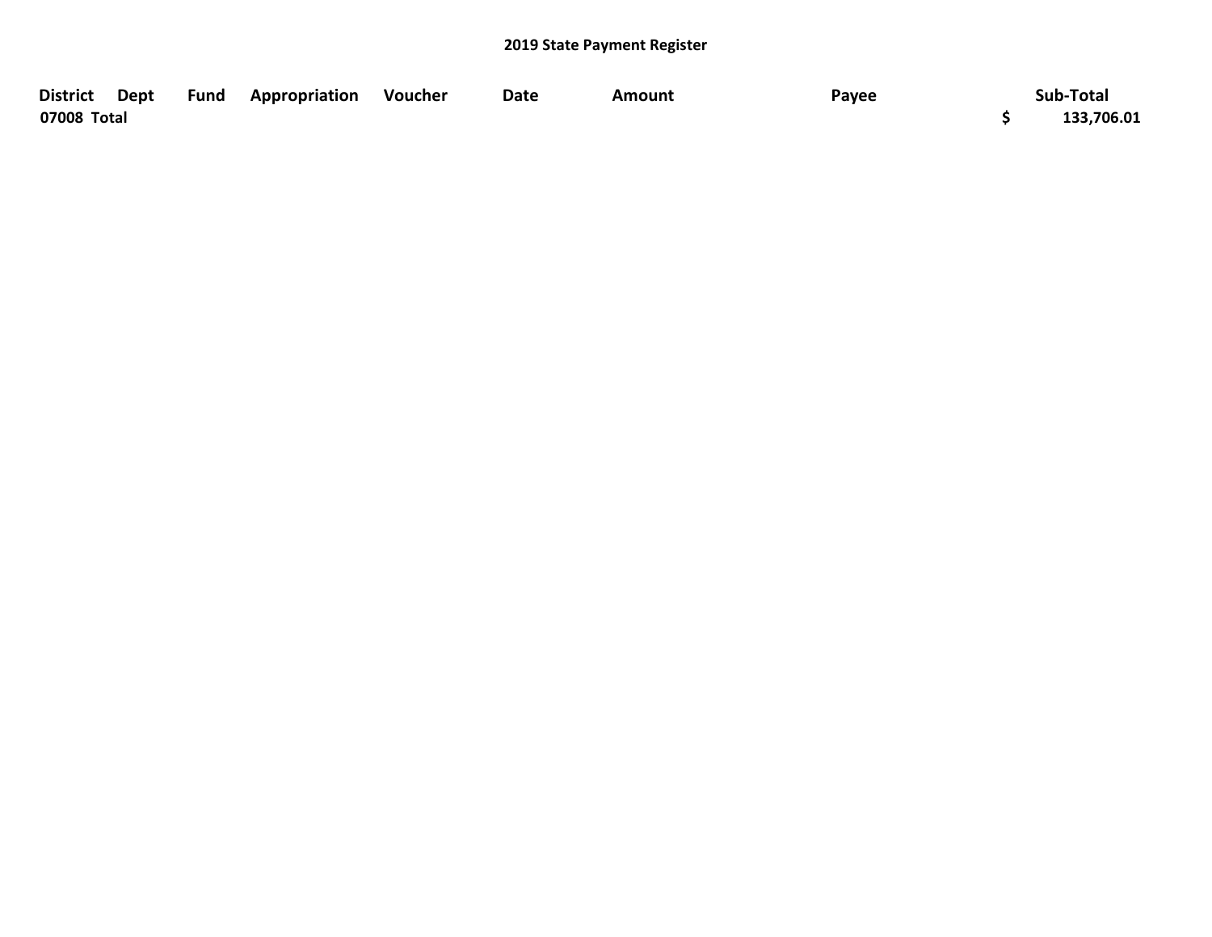## 2019 State Payment Register

| District | Dept | Fund | Appropriation | Voucher | Date | Amount | Payee | Sub-Total |
|---|---|---|---|---|---|---|---|---|
| 07008 Total | | | | | | | | $ 133,706.01 |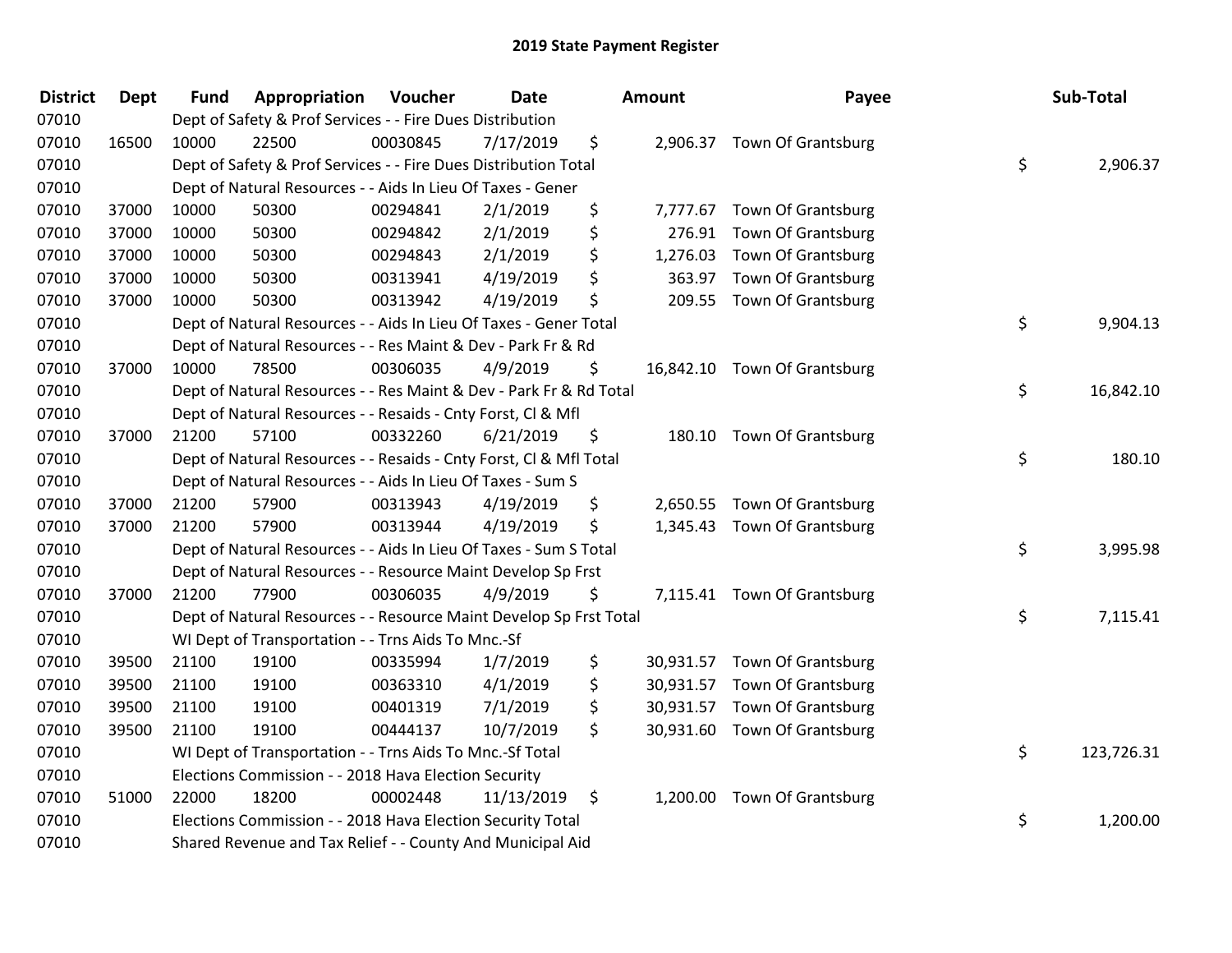# 2019 State Payment Register

| District | Dept | Fund | Appropriation | Voucher | Date | Amount | Payee | Sub-Total |
|---|---|---|---|---|---|---|---|---|
| 07010 | | Dept of Safety & Prof Services - - Fire Dues Distribution | | | | | | |
| 07010 | 16500 | 10000 | 22500 | 00030845 | 7/17/2019 | $ 2,906.37 | Town Of Grantsburg | |
| 07010 | | Dept of Safety & Prof Services - - Fire Dues Distribution Total | | | | | | $ 2,906.37 |
| 07010 | | Dept of Natural Resources - - Aids In Lieu Of Taxes - Gener | | | | | | |
| 07010 | 37000 | 10000 | 50300 | 00294841 | 2/1/2019 | $ 7,777.67 | Town Of Grantsburg | |
| 07010 | 37000 | 10000 | 50300 | 00294842 | 2/1/2019 | $ 276.91 | Town Of Grantsburg | |
| 07010 | 37000 | 10000 | 50300 | 00294843 | 2/1/2019 | $ 1,276.03 | Town Of Grantsburg | |
| 07010 | 37000 | 10000 | 50300 | 00313941 | 4/19/2019 | $ 363.97 | Town Of Grantsburg | |
| 07010 | 37000 | 10000 | 50300 | 00313942 | 4/19/2019 | $ 209.55 | Town Of Grantsburg | |
| 07010 | | Dept of Natural Resources - - Aids In Lieu Of Taxes - Gener Total | | | | | | $ 9,904.13 |
| 07010 | | Dept of Natural Resources - - Res Maint & Dev - Park Fr & Rd | | | | | | |
| 07010 | 37000 | 10000 | 78500 | 00306035 | 4/9/2019 | $ 16,842.10 | Town Of Grantsburg | |
| 07010 | | Dept of Natural Resources - - Res Maint & Dev - Park Fr & Rd Total | | | | | | $ 16,842.10 |
| 07010 | | Dept of Natural Resources - - Resaids - Cnty Forst, Cl & Mfl | | | | | | |
| 07010 | 37000 | 21200 | 57100 | 00332260 | 6/21/2019 | $ 180.10 | Town Of Grantsburg | |
| 07010 | | Dept of Natural Resources - - Resaids - Cnty Forst, Cl & Mfl Total | | | | | | $ 180.10 |
| 07010 | | Dept of Natural Resources - - Aids In Lieu Of Taxes - Sum S | | | | | | |
| 07010 | 37000 | 21200 | 57900 | 00313943 | 4/19/2019 | $ 2,650.55 | Town Of Grantsburg | |
| 07010 | 37000 | 21200 | 57900 | 00313944 | 4/19/2019 | $ 1,345.43 | Town Of Grantsburg | |
| 07010 | | Dept of Natural Resources - - Aids In Lieu Of Taxes - Sum S Total | | | | | | $ 3,995.98 |
| 07010 | | Dept of Natural Resources - - Resource Maint Develop Sp Frst | | | | | | |
| 07010 | 37000 | 21200 | 77900 | 00306035 | 4/9/2019 | $ 7,115.41 | Town Of Grantsburg | |
| 07010 | | Dept of Natural Resources - - Resource Maint Develop Sp Frst Total | | | | | | $ 7,115.41 |
| 07010 | | WI Dept of Transportation - - Trns Aids To Mnc.-Sf | | | | | | |
| 07010 | 39500 | 21100 | 19100 | 00335994 | 1/7/2019 | $ 30,931.57 | Town Of Grantsburg | |
| 07010 | 39500 | 21100 | 19100 | 00363310 | 4/1/2019 | $ 30,931.57 | Town Of Grantsburg | |
| 07010 | 39500 | 21100 | 19100 | 00401319 | 7/1/2019 | $ 30,931.57 | Town Of Grantsburg | |
| 07010 | 39500 | 21100 | 19100 | 00444137 | 10/7/2019 | $ 30,931.60 | Town Of Grantsburg | |
| 07010 | | WI Dept of Transportation - - Trns Aids To Mnc.-Sf Total | | | | | | $ 123,726.31 |
| 07010 | | Elections Commission - - 2018 Hava Election Security | | | | | | |
| 07010 | 51000 | 22000 | 18200 | 00002448 | 11/13/2019 | $ 1,200.00 | Town Of Grantsburg | |
| 07010 | | Elections Commission - - 2018 Hava Election Security Total | | | | | | $ 1,200.00 |
| 07010 | | Shared Revenue and Tax Relief - - County And Municipal Aid | | | | | | |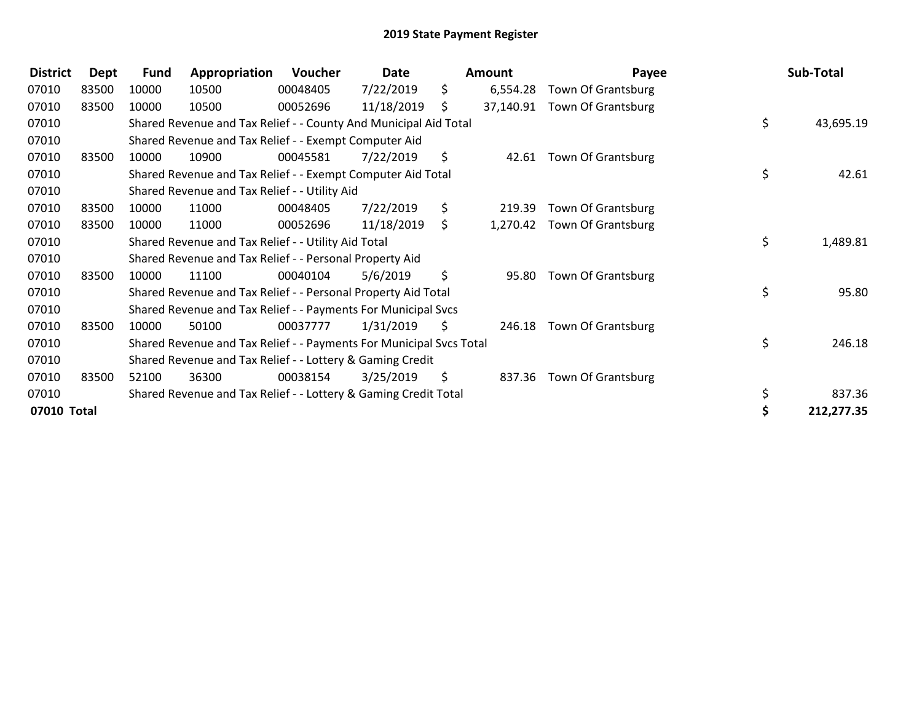# 2019 State Payment Register

| District | Dept | Fund | Appropriation | Voucher | Date | Amount | Payee | Sub-Total |
|---|---|---|---|---|---|---|---|---|
| 07010 | 83500 | 10000 | 10500 | 00048405 | 7/22/2019 | $ 6,554.28 | Town Of Grantsburg | |
| 07010 | 83500 | 10000 | 10500 | 00052696 | 11/18/2019 | $ 37,140.91 | Town Of Grantsburg | |
| 07010 | | Shared Revenue and Tax Relief - - County And Municipal Aid Total | | | | | | $ 43,695.19 |
| 07010 | | Shared Revenue and Tax Relief - - Exempt Computer Aid | | | | | | |
| 07010 | 83500 | 10000 | 10900 | 00045581 | 7/22/2019 | $ 42.61 | Town Of Grantsburg | |
| 07010 | | Shared Revenue and Tax Relief - - Exempt Computer Aid Total | | | | | | $ 42.61 |
| 07010 | | Shared Revenue and Tax Relief - - Utility Aid | | | | | | |
| 07010 | 83500 | 10000 | 11000 | 00048405 | 7/22/2019 | $ 219.39 | Town Of Grantsburg | |
| 07010 | 83500 | 10000 | 11000 | 00052696 | 11/18/2019 | $ 1,270.42 | Town Of Grantsburg | |
| 07010 | | Shared Revenue and Tax Relief - - Utility Aid Total | | | | | | $ 1,489.81 |
| 07010 | | Shared Revenue and Tax Relief - - Personal Property Aid | | | | | | |
| 07010 | 83500 | 10000 | 11100 | 00040104 | 5/6/2019 | $ 95.80 | Town Of Grantsburg | |
| 07010 | | Shared Revenue and Tax Relief - - Personal Property Aid Total | | | | | | $ 95.80 |
| 07010 | | Shared Revenue and Tax Relief - - Payments For Municipal Svcs | | | | | | |
| 07010 | 83500 | 10000 | 50100 | 00037777 | 1/31/2019 | $ 246.18 | Town Of Grantsburg | |
| 07010 | | Shared Revenue and Tax Relief - - Payments For Municipal Svcs Total | | | | | | $ 246.18 |
| 07010 | | Shared Revenue and Tax Relief - - Lottery & Gaming Credit | | | | | | |
| 07010 | 83500 | 52100 | 36300 | 00038154 | 3/25/2019 | $ 837.36 | Town Of Grantsburg | |
| 07010 | | Shared Revenue and Tax Relief - - Lottery & Gaming Credit Total | | | | | | $ 837.36 |
| **07010 Total** | | | | | | | | **$ 212,277.35** |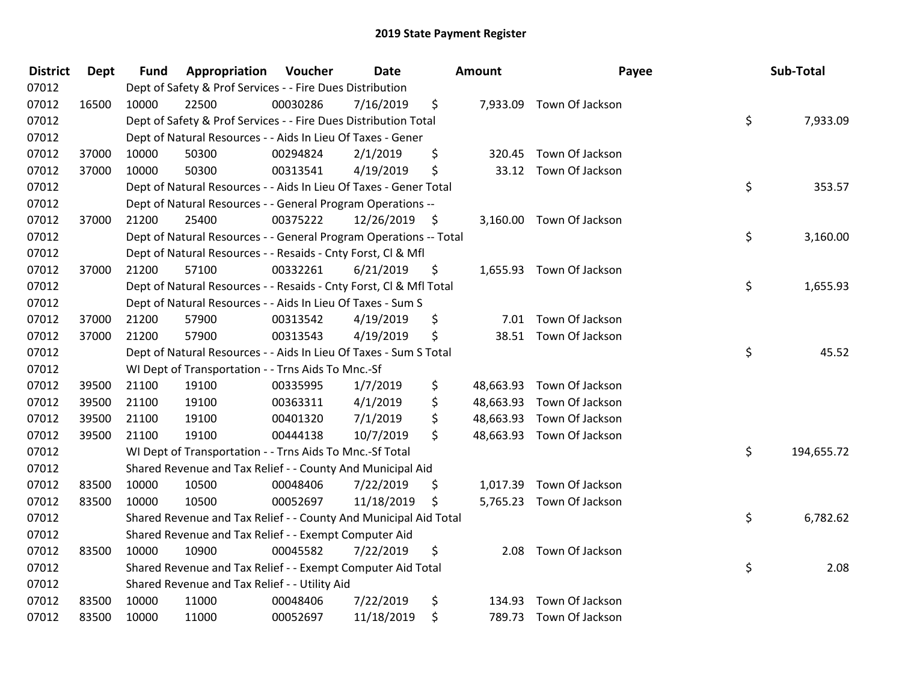# 2019 State Payment Register

| District | Dept | Fund | Appropriation | Voucher | Date | Amount | Payee | Sub-Total |
|---|---|---|---|---|---|---|---|---|
| 07012 | | Dept of Safety & Prof Services - - Fire Dues Distribution | | | | | | |
| 07012 | 16500 | 10000 | 22500 | 00030286 | 7/16/2019 | $ 7,933.09 | Town Of Jackson | |
| 07012 | | Dept of Safety & Prof Services - - Fire Dues Distribution Total | | | | | | $ 7,933.09 |
| 07012 | | Dept of Natural Resources - - Aids In Lieu Of Taxes - Gener | | | | | | |
| 07012 | 37000 | 10000 | 50300 | 00294824 | 2/1/2019 | $ 320.45 | Town Of Jackson | |
| 07012 | 37000 | 10000 | 50300 | 00313541 | 4/19/2019 | $ 33.12 | Town Of Jackson | |
| 07012 | | Dept of Natural Resources - - Aids In Lieu Of Taxes - Gener Total | | | | | | $ 353.57 |
| 07012 | | Dept of Natural Resources - - General Program Operations -- | | | | | | |
| 07012 | 37000 | 21200 | 25400 | 00375222 | 12/26/2019 | $ 3,160.00 | Town Of Jackson | |
| 07012 | | Dept of Natural Resources - - General Program Operations -- Total | | | | | | $ 3,160.00 |
| 07012 | | Dept of Natural Resources - - Resaids - Cnty Forst, Cl & Mfl | | | | | | |
| 07012 | 37000 | 21200 | 57100 | 00332261 | 6/21/2019 | $ 1,655.93 | Town Of Jackson | |
| 07012 | | Dept of Natural Resources - - Resaids - Cnty Forst, Cl & Mfl Total | | | | | | $ 1,655.93 |
| 07012 | | Dept of Natural Resources - - Aids In Lieu Of Taxes - Sum S | | | | | | |
| 07012 | 37000 | 21200 | 57900 | 00313542 | 4/19/2019 | $ 7.01 | Town Of Jackson | |
| 07012 | 37000 | 21200 | 57900 | 00313543 | 4/19/2019 | $ 38.51 | Town Of Jackson | |
| 07012 | | Dept of Natural Resources - - Aids In Lieu Of Taxes - Sum S Total | | | | | | $ 45.52 |
| 07012 | | WI Dept of Transportation - - Trns Aids To Mnc.-Sf | | | | | | |
| 07012 | 39500 | 21100 | 19100 | 00335995 | 1/7/2019 | $ 48,663.93 | Town Of Jackson | |
| 07012 | 39500 | 21100 | 19100 | 00363311 | 4/1/2019 | $ 48,663.93 | Town Of Jackson | |
| 07012 | 39500 | 21100 | 19100 | 00401320 | 7/1/2019 | $ 48,663.93 | Town Of Jackson | |
| 07012 | 39500 | 21100 | 19100 | 00444138 | 10/7/2019 | $ 48,663.93 | Town Of Jackson | |
| 07012 | | WI Dept of Transportation - - Trns Aids To Mnc.-Sf Total | | | | | | $ 194,655.72 |
| 07012 | | Shared Revenue and Tax Relief - - County And Municipal Aid | | | | | | |
| 07012 | 83500 | 10000 | 10500 | 00048406 | 7/22/2019 | $ 1,017.39 | Town Of Jackson | |
| 07012 | 83500 | 10000 | 10500 | 00052697 | 11/18/2019 | $ 5,765.23 | Town Of Jackson | |
| 07012 | | Shared Revenue and Tax Relief - - County And Municipal Aid Total | | | | | | $ 6,782.62 |
| 07012 | | Shared Revenue and Tax Relief - - Exempt Computer Aid | | | | | | |
| 07012 | 83500 | 10000 | 10900 | 00045582 | 7/22/2019 | $ 2.08 | Town Of Jackson | |
| 07012 | | Shared Revenue and Tax Relief - - Exempt Computer Aid Total | | | | | | $ 2.08 |
| 07012 | | Shared Revenue and Tax Relief - - Utility Aid | | | | | | |
| 07012 | 83500 | 10000 | 11000 | 00048406 | 7/22/2019 | $ 134.93 | Town Of Jackson | |
| 07012 | 83500 | 10000 | 11000 | 00052697 | 11/18/2019 | $ 789.73 | Town Of Jackson | |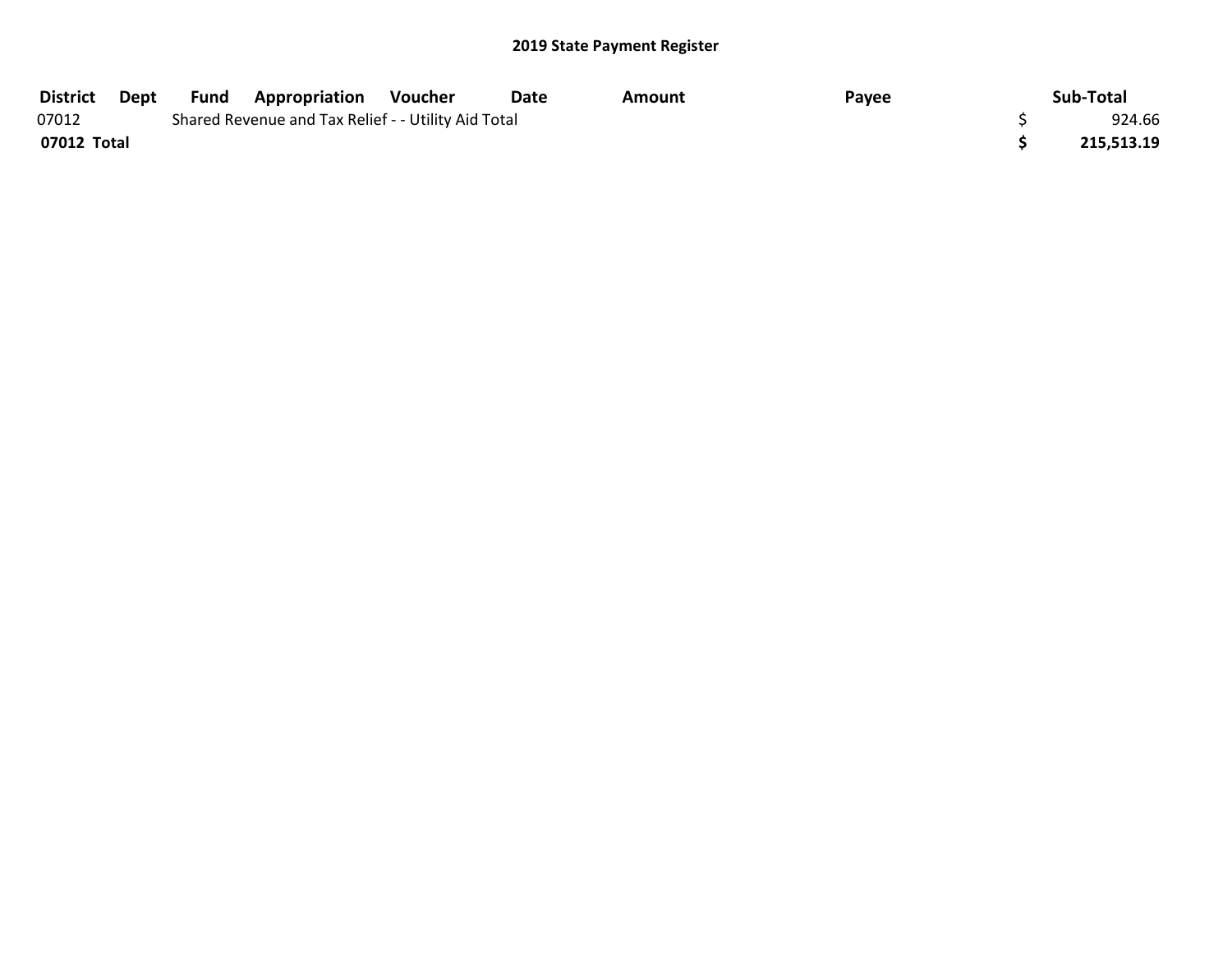## 2019 State Payment Register

| District | Dept | Fund | Appropriation | Voucher | Date | Amount | Payee | Sub-Total |
|---|---|---|---|---|---|---|---|---|
| 07012 | | Shared Revenue and Tax Relief - - Utility Aid Total | | | | | | $ 924.66 |
| **07012 Total** | | | | | | | | **$ 215,513.19** |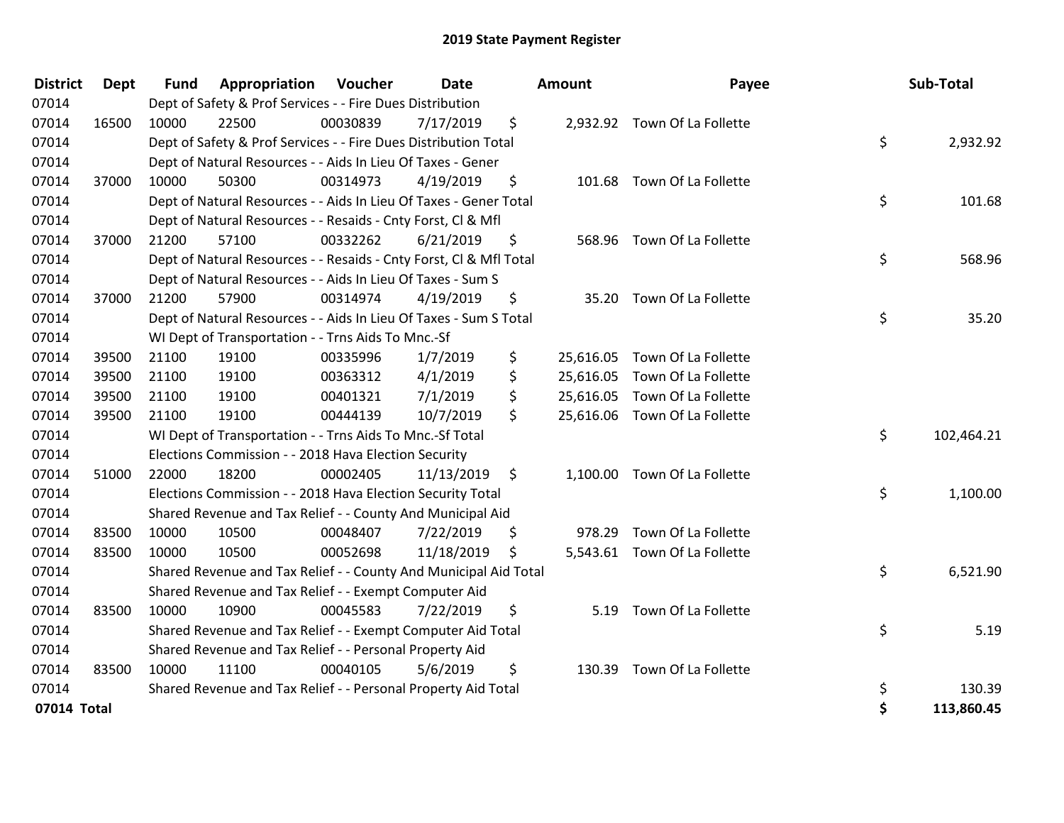# 2019 State Payment Register

| District | Dept | Fund | Appropriation | Voucher | Date | Amount | Payee | Sub-Total |
|---|---|---|---|---|---|---|---|---|
| 07014 | | Dept of Safety & Prof Services - - Fire Dues Distribution | | | | | | |
| 07014 | 16500 | 10000 | 22500 | 00030839 | 7/17/2019 | $ 2,932.92 | Town Of La Follette | |
| 07014 | | Dept of Safety & Prof Services - - Fire Dues Distribution Total | | | | | | $ 2,932.92 |
| 07014 | | Dept of Natural Resources - - Aids In Lieu Of Taxes - Gener | | | | | | |
| 07014 | 37000 | 10000 | 50300 | 00314973 | 4/19/2019 | $ 101.68 | Town Of La Follette | |
| 07014 | | Dept of Natural Resources - - Aids In Lieu Of Taxes - Gener Total | | | | | | $ 101.68 |
| 07014 | | Dept of Natural Resources - - Resaids - Cnty Forst, Cl & Mfl | | | | | | |
| 07014 | 37000 | 21200 | 57100 | 00332262 | 6/21/2019 | $ 568.96 | Town Of La Follette | |
| 07014 | | Dept of Natural Resources - - Resaids - Cnty Forst, Cl & Mfl Total | | | | | | $ 568.96 |
| 07014 | | Dept of Natural Resources - - Aids In Lieu Of Taxes - Sum S | | | | | | |
| 07014 | 37000 | 21200 | 57900 | 00314974 | 4/19/2019 | $ 35.20 | Town Of La Follette | |
| 07014 | | Dept of Natural Resources - - Aids In Lieu Of Taxes - Sum S Total | | | | | | $ 35.20 |
| 07014 | | WI Dept of Transportation - - Trns Aids To Mnc.-Sf | | | | | | |
| 07014 | 39500 | 21100 | 19100 | 00335996 | 1/7/2019 | $ 25,616.05 | Town Of La Follette | |
| 07014 | 39500 | 21100 | 19100 | 00363312 | 4/1/2019 | $ 25,616.05 | Town Of La Follette | |
| 07014 | 39500 | 21100 | 19100 | 00401321 | 7/1/2019 | $ 25,616.05 | Town Of La Follette | |
| 07014 | 39500 | 21100 | 19100 | 00444139 | 10/7/2019 | $ 25,616.06 | Town Of La Follette | |
| 07014 | | WI Dept of Transportation - - Trns Aids To Mnc.-Sf Total | | | | | | $ 102,464.21 |
| 07014 | | Elections Commission - - 2018 Hava Election Security | | | | | | |
| 07014 | 51000 | 22000 | 18200 | 00002405 | 11/13/2019 | $ 1,100.00 | Town Of La Follette | |
| 07014 | | Elections Commission - - 2018 Hava Election Security Total | | | | | | $ 1,100.00 |
| 07014 | | Shared Revenue and Tax Relief - - County And Municipal Aid | | | | | | |
| 07014 | 83500 | 10000 | 10500 | 00048407 | 7/22/2019 | $ 978.29 | Town Of La Follette | |
| 07014 | 83500 | 10000 | 10500 | 00052698 | 11/18/2019 | $ 5,543.61 | Town Of La Follette | |
| 07014 | | Shared Revenue and Tax Relief - - County And Municipal Aid Total | | | | | | $ 6,521.90 |
| 07014 | | Shared Revenue and Tax Relief - - Exempt Computer Aid | | | | | | |
| 07014 | 83500 | 10000 | 10900 | 00045583 | 7/22/2019 | $ 5.19 | Town Of La Follette | |
| 07014 | | Shared Revenue and Tax Relief - - Exempt Computer Aid Total | | | | | | $ 5.19 |
| 07014 | | Shared Revenue and Tax Relief - - Personal Property Aid | | | | | | |
| 07014 | 83500 | 10000 | 11100 | 00040105 | 5/6/2019 | $ 130.39 | Town Of La Follette | |
| 07014 | | Shared Revenue and Tax Relief - - Personal Property Aid Total | | | | | | $ 130.39 |
| **07014 Total** | | | | | | | | **$ 113,860.45** |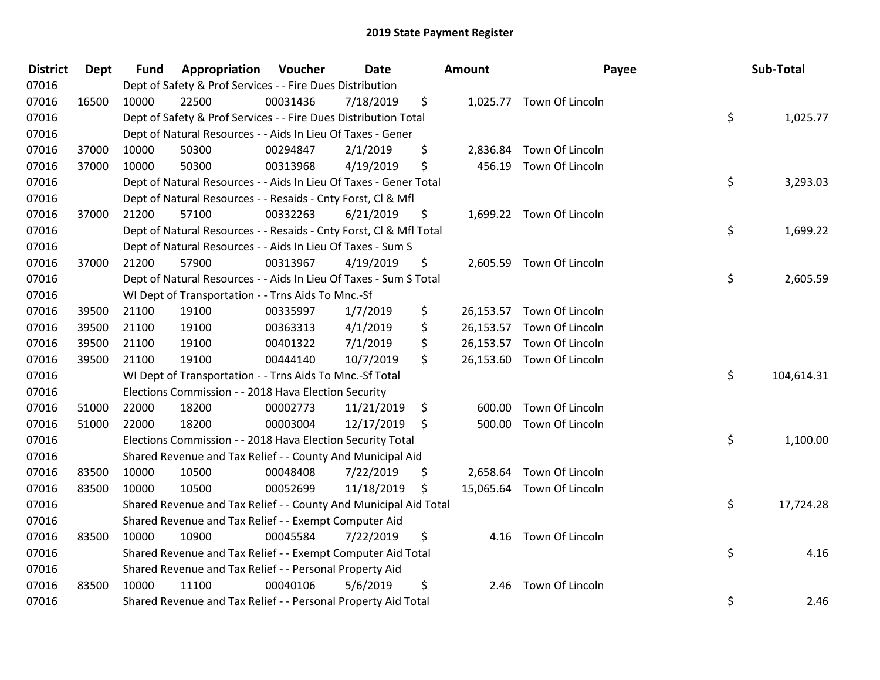# 2019 State Payment Register

| District | Dept | Fund | Appropriation | Voucher | Date | Amount | Payee | Sub-Total |
|---|---|---|---|---|---|---|---|---|
| 07016 | | Dept of Safety & Prof Services - - Fire Dues Distribution | | | | | | |
| 07016 | 16500 | 10000 | 22500 | 00031436 | 7/18/2019 | $ 1,025.77 | Town Of Lincoln | |
| 07016 | | Dept of Safety & Prof Services - - Fire Dues Distribution Total | | | | | | $ 1,025.77 |
| 07016 | | Dept of Natural Resources - - Aids In Lieu Of Taxes - Gener | | | | | | |
| 07016 | 37000 | 10000 | 50300 | 00294847 | 2/1/2019 | $ 2,836.84 | Town Of Lincoln | |
| 07016 | 37000 | 10000 | 50300 | 00313968 | 4/19/2019 | $ 456.19 | Town Of Lincoln | |
| 07016 | | Dept of Natural Resources - - Aids In Lieu Of Taxes - Gener Total | | | | | | $ 3,293.03 |
| 07016 | | Dept of Natural Resources - - Resaids - Cnty Forst, Cl & Mfl | | | | | | |
| 07016 | 37000 | 21200 | 57100 | 00332263 | 6/21/2019 | $ 1,699.22 | Town Of Lincoln | |
| 07016 | | Dept of Natural Resources - - Resaids - Cnty Forst, Cl & Mfl Total | | | | | | $ 1,699.22 |
| 07016 | | Dept of Natural Resources - - Aids In Lieu Of Taxes - Sum S | | | | | | |
| 07016 | 37000 | 21200 | 57900 | 00313967 | 4/19/2019 | $ 2,605.59 | Town Of Lincoln | |
| 07016 | | Dept of Natural Resources - - Aids In Lieu Of Taxes - Sum S Total | | | | | | $ 2,605.59 |
| 07016 | | WI Dept of Transportation - - Trns Aids To Mnc.-Sf | | | | | | |
| 07016 | 39500 | 21100 | 19100 | 00335997 | 1/7/2019 | $ 26,153.57 | Town Of Lincoln | |
| 07016 | 39500 | 21100 | 19100 | 00363313 | 4/1/2019 | $ 26,153.57 | Town Of Lincoln | |
| 07016 | 39500 | 21100 | 19100 | 00401322 | 7/1/2019 | $ 26,153.57 | Town Of Lincoln | |
| 07016 | 39500 | 21100 | 19100 | 00444140 | 10/7/2019 | $ 26,153.60 | Town Of Lincoln | |
| 07016 | | WI Dept of Transportation - - Trns Aids To Mnc.-Sf Total | | | | | | $ 104,614.31 |
| 07016 | | Elections Commission - - 2018 Hava Election Security | | | | | | |
| 07016 | 51000 | 22000 | 18200 | 00002773 | 11/21/2019 | $ 600.00 | Town Of Lincoln | |
| 07016 | 51000 | 22000 | 18200 | 00003004 | 12/17/2019 | $ 500.00 | Town Of Lincoln | |
| 07016 | | Elections Commission - - 2018 Hava Election Security Total | | | | | | $ 1,100.00 |
| 07016 | | Shared Revenue and Tax Relief - - County And Municipal Aid | | | | | | |
| 07016 | 83500 | 10000 | 10500 | 00048408 | 7/22/2019 | $ 2,658.64 | Town Of Lincoln | |
| 07016 | 83500 | 10000 | 10500 | 00052699 | 11/18/2019 | $ 15,065.64 | Town Of Lincoln | |
| 07016 | | Shared Revenue and Tax Relief - - County And Municipal Aid Total | | | | | | $ 17,724.28 |
| 07016 | | Shared Revenue and Tax Relief - - Exempt Computer Aid | | | | | | |
| 07016 | 83500 | 10000 | 10900 | 00045584 | 7/22/2019 | $ 4.16 | Town Of Lincoln | |
| 07016 | | Shared Revenue and Tax Relief - - Exempt Computer Aid Total | | | | | | $ 4.16 |
| 07016 | | Shared Revenue and Tax Relief - - Personal Property Aid | | | | | | |
| 07016 | 83500 | 10000 | 11100 | 00040106 | 5/6/2019 | $ 2.46 | Town Of Lincoln | |
| 07016 | | Shared Revenue and Tax Relief - - Personal Property Aid Total | | | | | | $ 2.46 |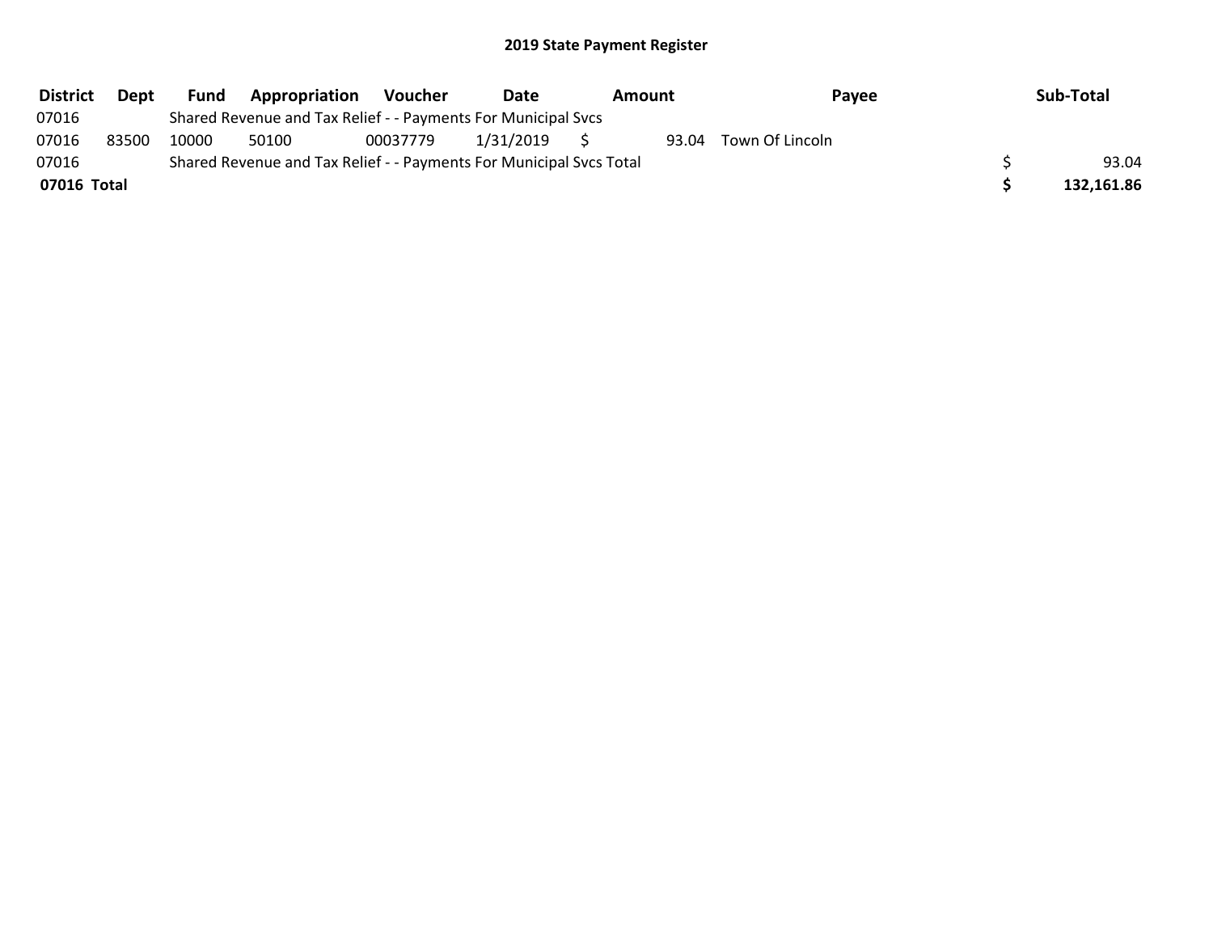## 2019 State Payment Register

| District | Dept | Fund | Appropriation | Voucher | Date | Amount | Payee | Sub-Total |
|---|---|---|---|---|---|---|---|---|
| 07016 | | Shared Revenue and Tax Relief - - Payments For Municipal Svcs | | | | | | |
| 07016 | 83500 | 10000 | 50100 | 00037779 | 1/31/2019 | $ 93.04 | Town Of Lincoln | |
| 07016 | | Shared Revenue and Tax Relief - - Payments For Municipal Svcs Total | | | | | | $ 93.04 |
| **07016 Total** | | | | | | | | **$ 132,161.86** |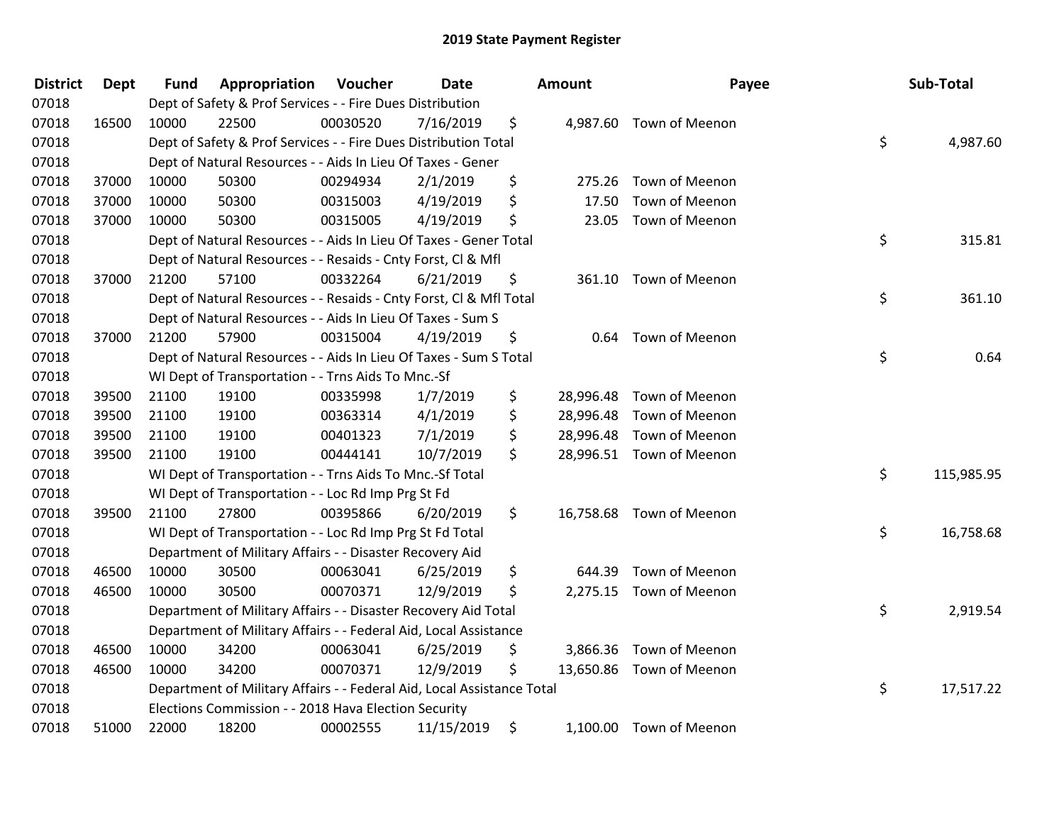## 2019 State Payment Register

| District | Dept | Fund | Appropriation | Voucher | Date | Amount | Payee | Sub-Total |
|---|---|---|---|---|---|---|---|---|
| 07018 | | Dept of Safety & Prof Services - - Fire Dues Distribution | | | | | | |
| 07018 | 16500 | 10000 | 22500 | 00030520 | 7/16/2019 | $ 4,987.60 | Town of Meenon | |
| 07018 | | Dept of Safety & Prof Services - - Fire Dues Distribution Total | | | | | | $ 4,987.60 |
| 07018 | | Dept of Natural Resources - - Aids In Lieu Of Taxes - Gener | | | | | | |
| 07018 | 37000 | 10000 | 50300 | 00294934 | 2/1/2019 | $ 275.26 | Town of Meenon | |
| 07018 | 37000 | 10000 | 50300 | 00315003 | 4/19/2019 | $ 17.50 | Town of Meenon | |
| 07018 | 37000 | 10000 | 50300 | 00315005 | 4/19/2019 | $ 23.05 | Town of Meenon | |
| 07018 | | Dept of Natural Resources - - Aids In Lieu Of Taxes - Gener Total | | | | | | $ 315.81 |
| 07018 | | Dept of Natural Resources - - Resaids - Cnty Forst, Cl & Mfl | | | | | | |
| 07018 | 37000 | 21200 | 57100 | 00332264 | 6/21/2019 | $ 361.10 | Town of Meenon | |
| 07018 | | Dept of Natural Resources - - Resaids - Cnty Forst, Cl & Mfl Total | | | | | | $ 361.10 |
| 07018 | | Dept of Natural Resources - - Aids In Lieu Of Taxes - Sum S | | | | | | |
| 07018 | 37000 | 21200 | 57900 | 00315004 | 4/19/2019 | $ 0.64 | Town of Meenon | |
| 07018 | | Dept of Natural Resources - - Aids In Lieu Of Taxes - Sum S Total | | | | | | $ 0.64 |
| 07018 | | WI Dept of Transportation - - Trns Aids To Mnc.-Sf | | | | | | |
| 07018 | 39500 | 21100 | 19100 | 00335998 | 1/7/2019 | $ 28,996.48 | Town of Meenon | |
| 07018 | 39500 | 21100 | 19100 | 00363314 | 4/1/2019 | $ 28,996.48 | Town of Meenon | |
| 07018 | 39500 | 21100 | 19100 | 00401323 | 7/1/2019 | $ 28,996.48 | Town of Meenon | |
| 07018 | 39500 | 21100 | 19100 | 00444141 | 10/7/2019 | $ 28,996.51 | Town of Meenon | |
| 07018 | | WI Dept of Transportation - - Trns Aids To Mnc.-Sf Total | | | | | | $ 115,985.95 |
| 07018 | | WI Dept of Transportation - - Loc Rd Imp Prg St Fd | | | | | | |
| 07018 | 39500 | 21100 | 27800 | 00395866 | 6/20/2019 | $ 16,758.68 | Town of Meenon | |
| 07018 | | WI Dept of Transportation - - Loc Rd Imp Prg St Fd Total | | | | | | $ 16,758.68 |
| 07018 | | Department of Military Affairs - - Disaster Recovery Aid | | | | | | |
| 07018 | 46500 | 10000 | 30500 | 00063041 | 6/25/2019 | $ 644.39 | Town of Meenon | |
| 07018 | 46500 | 10000 | 30500 | 00070371 | 12/9/2019 | $ 2,275.15 | Town of Meenon | |
| 07018 | | Department of Military Affairs - - Disaster Recovery Aid Total | | | | | | $ 2,919.54 |
| 07018 | | Department of Military Affairs - - Federal Aid, Local Assistance | | | | | | |
| 07018 | 46500 | 10000 | 34200 | 00063041 | 6/25/2019 | $ 3,866.36 | Town of Meenon | |
| 07018 | 46500 | 10000 | 34200 | 00070371 | 12/9/2019 | $ 13,650.86 | Town of Meenon | |
| 07018 | | Department of Military Affairs - - Federal Aid, Local Assistance Total | | | | | | $ 17,517.22 |
| 07018 | | Elections Commission - - 2018 Hava Election Security | | | | | | |
| 07018 | 51000 | 22000 | 18200 | 00002555 | 11/15/2019 | $ 1,100.00 | Town of Meenon | |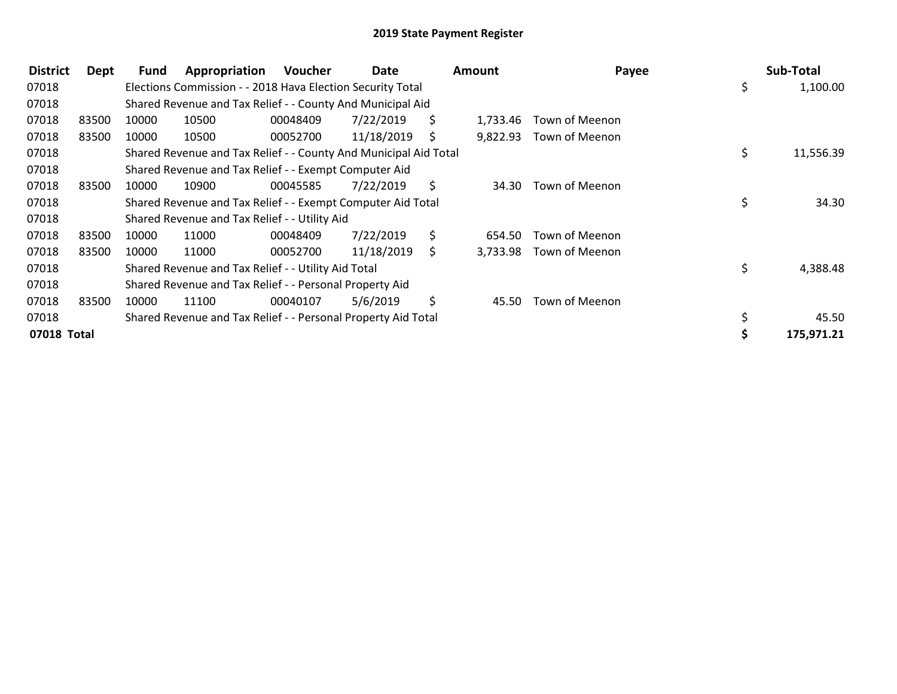# 2019 State Payment Register

| District | Dept | Fund | Appropriation | Voucher | Date | Amount | Payee | Sub-Total |
|---|---|---|---|---|---|---|---|---|
| 07018 | | Elections Commission - - 2018 Hava Election Security Total | | | | | | $ 1,100.00 |
| 07018 | | Shared Revenue and Tax Relief - - County And Municipal Aid | | | | | | |
| 07018 | 83500 | 10000 | 10500 | 00048409 | 7/22/2019 | $ 1,733.46 | Town of Meenon | |
| 07018 | 83500 | 10000 | 10500 | 00052700 | 11/18/2019 | $ 9,822.93 | Town of Meenon | |
| 07018 | | Shared Revenue and Tax Relief - - County And Municipal Aid Total | | | | | | $ 11,556.39 |
| 07018 | | Shared Revenue and Tax Relief - - Exempt Computer Aid | | | | | | |
| 07018 | 83500 | 10000 | 10900 | 00045585 | 7/22/2019 | $ 34.30 | Town of Meenon | |
| 07018 | | Shared Revenue and Tax Relief - - Exempt Computer Aid Total | | | | | | $ 34.30 |
| 07018 | | Shared Revenue and Tax Relief - - Utility Aid | | | | | | |
| 07018 | 83500 | 10000 | 11000 | 00048409 | 7/22/2019 | $ 654.50 | Town of Meenon | |
| 07018 | 83500 | 10000 | 11000 | 00052700 | 11/18/2019 | $ 3,733.98 | Town of Meenon | |
| 07018 | | Shared Revenue and Tax Relief - - Utility Aid Total | | | | | | $ 4,388.48 |
| 07018 | | Shared Revenue and Tax Relief - - Personal Property Aid | | | | | | |
| 07018 | 83500 | 10000 | 11100 | 00040107 | 5/6/2019 | $ 45.50 | Town of Meenon | |
| 07018 | | Shared Revenue and Tax Relief - - Personal Property Aid Total | | | | | | $ 45.50 |
| **07018 Total** | | | | | | | | **$ 175,971.21** |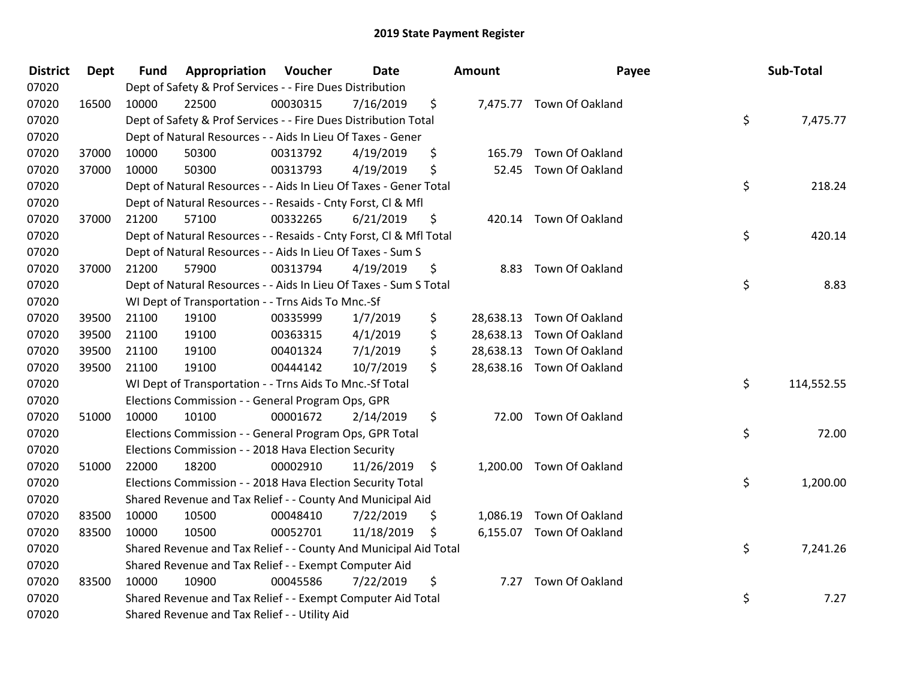# 2019 State Payment Register

| District | Dept | Fund | Appropriation | Voucher | Date | Amount | Payee | Sub-Total |
|---|---|---|---|---|---|---|---|---|
| 07020 | | Dept of Safety & Prof Services - - Fire Dues Distribution | | | | | | |
| 07020 | 16500 | 10000 | 22500 | 00030315 | 7/16/2019 | $ 7,475.77 | Town Of Oakland | |
| 07020 | | Dept of Safety & Prof Services - - Fire Dues Distribution Total | | | | | | $ 7,475.77 |
| 07020 | | Dept of Natural Resources - - Aids In Lieu Of Taxes - Gener | | | | | | |
| 07020 | 37000 | 10000 | 50300 | 00313792 | 4/19/2019 | $ 165.79 | Town Of Oakland | |
| 07020 | 37000 | 10000 | 50300 | 00313793 | 4/19/2019 | $ 52.45 | Town Of Oakland | |
| 07020 | | Dept of Natural Resources - - Aids In Lieu Of Taxes - Gener Total | | | | | | $ 218.24 |
| 07020 | | Dept of Natural Resources - - Resaids - Cnty Forst, Cl & Mfl | | | | | | |
| 07020 | 37000 | 21200 | 57100 | 00332265 | 6/21/2019 | $ 420.14 | Town Of Oakland | |
| 07020 | | Dept of Natural Resources - - Resaids - Cnty Forst, Cl & Mfl Total | | | | | | $ 420.14 |
| 07020 | | Dept of Natural Resources - - Aids In Lieu Of Taxes - Sum S | | | | | | |
| 07020 | 37000 | 21200 | 57900 | 00313794 | 4/19/2019 | $ 8.83 | Town Of Oakland | |
| 07020 | | Dept of Natural Resources - - Aids In Lieu Of Taxes - Sum S Total | | | | | | $ 8.83 |
| 07020 | | WI Dept of Transportation - - Trns Aids To Mnc.-Sf | | | | | | |
| 07020 | 39500 | 21100 | 19100 | 00335999 | 1/7/2019 | $ 28,638.13 | Town Of Oakland | |
| 07020 | 39500 | 21100 | 19100 | 00363315 | 4/1/2019 | $ 28,638.13 | Town Of Oakland | |
| 07020 | 39500 | 21100 | 19100 | 00401324 | 7/1/2019 | $ 28,638.13 | Town Of Oakland | |
| 07020 | 39500 | 21100 | 19100 | 00444142 | 10/7/2019 | $ 28,638.16 | Town Of Oakland | |
| 07020 | | WI Dept of Transportation - - Trns Aids To Mnc.-Sf Total | | | | | | $ 114,552.55 |
| 07020 | | Elections Commission - - General Program Ops, GPR | | | | | | |
| 07020 | 51000 | 10000 | 10100 | 00001672 | 2/14/2019 | $ 72.00 | Town Of Oakland | |
| 07020 | | Elections Commission - - General Program Ops, GPR Total | | | | | | $ 72.00 |
| 07020 | | Elections Commission - - 2018 Hava Election Security | | | | | | |
| 07020 | 51000 | 22000 | 18200 | 00002910 | 11/26/2019 | $ 1,200.00 | Town Of Oakland | |
| 07020 | | Elections Commission - - 2018 Hava Election Security Total | | | | | | $ 1,200.00 |
| 07020 | | Shared Revenue and Tax Relief - - County And Municipal Aid | | | | | | |
| 07020 | 83500 | 10000 | 10500 | 00048410 | 7/22/2019 | $ 1,086.19 | Town Of Oakland | |
| 07020 | 83500 | 10000 | 10500 | 00052701 | 11/18/2019 | $ 6,155.07 | Town Of Oakland | |
| 07020 | | Shared Revenue and Tax Relief - - County And Municipal Aid Total | | | | | | $ 7,241.26 |
| 07020 | | Shared Revenue and Tax Relief - - Exempt Computer Aid | | | | | | |
| 07020 | 83500 | 10000 | 10900 | 00045586 | 7/22/2019 | $ 7.27 | Town Of Oakland | |
| 07020 | | Shared Revenue and Tax Relief - - Exempt Computer Aid Total | | | | | | $ 7.27 |
| 07020 | | Shared Revenue and Tax Relief - - Utility Aid | | | | | | |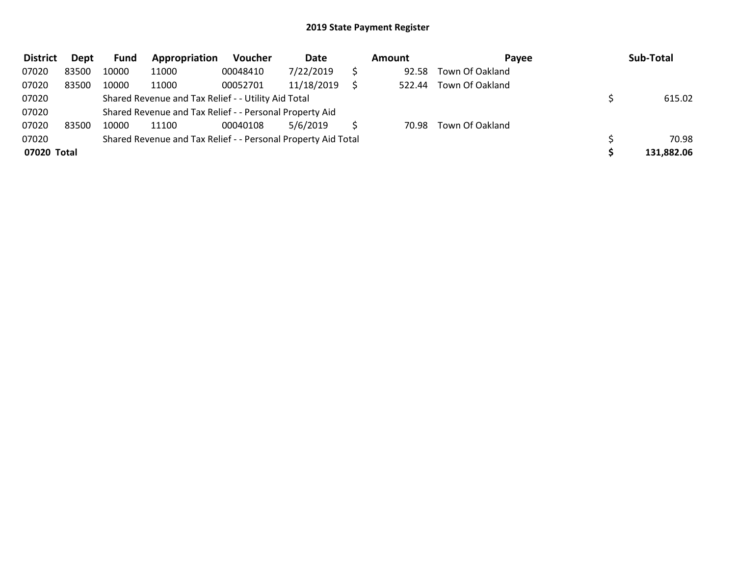## 2019 State Payment Register

| District | Dept | Fund | Appropriation | Voucher | Date | Amount | Payee | Sub-Total |
|---|---|---|---|---|---|---|---|---|
| 07020 | 83500 | 10000 | 11000 | 00048410 | 7/22/2019 | $ 92.58 | Town Of Oakland | |
| 07020 | 83500 | 10000 | 11000 | 00052701 | 11/18/2019 | $ 522.44 | Town Of Oakland | |
| 07020 | | Shared Revenue and Tax Relief - - Utility Aid Total | | | | | | $ 615.02 |
| 07020 | | Shared Revenue and Tax Relief - - Personal Property Aid | | | | | | |
| 07020 | 83500 | 10000 | 11100 | 00040108 | 5/6/2019 | $ 70.98 | Town Of Oakland | |
| 07020 | | Shared Revenue and Tax Relief - - Personal Property Aid Total | | | | | | $ 70.98 |
| **07020 Total** | | | | | | | | **$ 131,882.06** |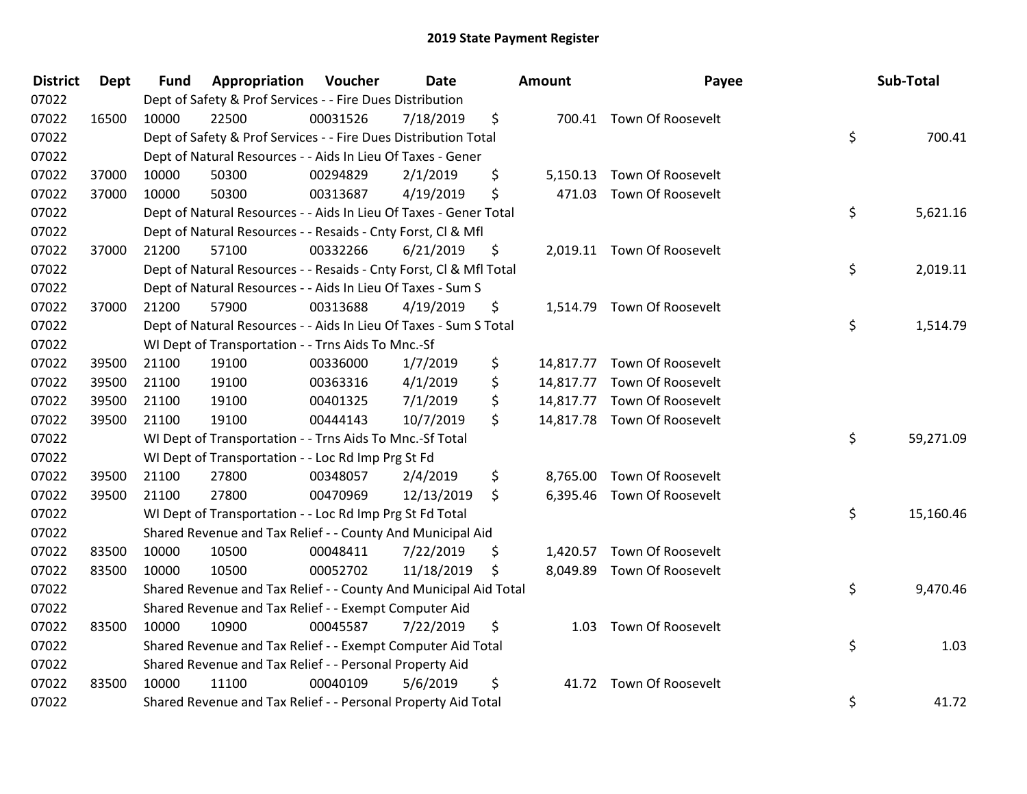# 2019 State Payment Register

| District | Dept | Fund | Appropriation | Voucher | Date | Amount | Payee | Sub-Total |
|---|---|---|---|---|---|---|---|---|
| 07022 | | Dept of Safety & Prof Services - - Fire Dues Distribution | | | | | | |
| 07022 | 16500 | 10000 | 22500 | 00031526 | 7/18/2019 | $ 700.41 | Town Of Roosevelt | |
| 07022 | | Dept of Safety & Prof Services - - Fire Dues Distribution Total | | | | | | $ 700.41 |
| 07022 | | Dept of Natural Resources - - Aids In Lieu Of Taxes - Gener | | | | | | |
| 07022 | 37000 | 10000 | 50300 | 00294829 | 2/1/2019 | $ 5,150.13 | Town Of Roosevelt | |
| 07022 | 37000 | 10000 | 50300 | 00313687 | 4/19/2019 | $ 471.03 | Town Of Roosevelt | |
| 07022 | | Dept of Natural Resources - - Aids In Lieu Of Taxes - Gener Total | | | | | | $ 5,621.16 |
| 07022 | | Dept of Natural Resources - - Resaids - Cnty Forst, Cl & Mfl | | | | | | |
| 07022 | 37000 | 21200 | 57100 | 00332266 | 6/21/2019 | $ 2,019.11 | Town Of Roosevelt | |
| 07022 | | Dept of Natural Resources - - Resaids - Cnty Forst, Cl & Mfl Total | | | | | | $ 2,019.11 |
| 07022 | | Dept of Natural Resources - - Aids In Lieu Of Taxes - Sum S | | | | | | |
| 07022 | 37000 | 21200 | 57900 | 00313688 | 4/19/2019 | $ 1,514.79 | Town Of Roosevelt | |
| 07022 | | Dept of Natural Resources - - Aids In Lieu Of Taxes - Sum S Total | | | | | | $ 1,514.79 |
| 07022 | | WI Dept of Transportation - - Trns Aids To Mnc.-Sf | | | | | | |
| 07022 | 39500 | 21100 | 19100 | 00336000 | 1/7/2019 | $ 14,817.77 | Town Of Roosevelt | |
| 07022 | 39500 | 21100 | 19100 | 00363316 | 4/1/2019 | $ 14,817.77 | Town Of Roosevelt | |
| 07022 | 39500 | 21100 | 19100 | 00401325 | 7/1/2019 | $ 14,817.77 | Town Of Roosevelt | |
| 07022 | 39500 | 21100 | 19100 | 00444143 | 10/7/2019 | $ 14,817.78 | Town Of Roosevelt | |
| 07022 | | WI Dept of Transportation - - Trns Aids To Mnc.-Sf Total | | | | | | $ 59,271.09 |
| 07022 | | WI Dept of Transportation - - Loc Rd Imp Prg St Fd | | | | | | |
| 07022 | 39500 | 21100 | 27800 | 00348057 | 2/4/2019 | $ 8,765.00 | Town Of Roosevelt | |
| 07022 | 39500 | 21100 | 27800 | 00470969 | 12/13/2019 | $ 6,395.46 | Town Of Roosevelt | |
| 07022 | | WI Dept of Transportation - - Loc Rd Imp Prg St Fd Total | | | | | | $ 15,160.46 |
| 07022 | | Shared Revenue and Tax Relief - - County And Municipal Aid | | | | | | |
| 07022 | 83500 | 10000 | 10500 | 00048411 | 7/22/2019 | $ 1,420.57 | Town Of Roosevelt | |
| 07022 | 83500 | 10000 | 10500 | 00052702 | 11/18/2019 | $ 8,049.89 | Town Of Roosevelt | |
| 07022 | | Shared Revenue and Tax Relief - - County And Municipal Aid Total | | | | | | $ 9,470.46 |
| 07022 | | Shared Revenue and Tax Relief - - Exempt Computer Aid | | | | | | |
| 07022 | 83500 | 10000 | 10900 | 00045587 | 7/22/2019 | $ 1.03 | Town Of Roosevelt | |
| 07022 | | Shared Revenue and Tax Relief - - Exempt Computer Aid Total | | | | | | $ 1.03 |
| 07022 | | Shared Revenue and Tax Relief - - Personal Property Aid | | | | | | |
| 07022 | 83500 | 10000 | 11100 | 00040109 | 5/6/2019 | $ 41.72 | Town Of Roosevelt | |
| 07022 | | Shared Revenue and Tax Relief - - Personal Property Aid Total | | | | | | $ 41.72 |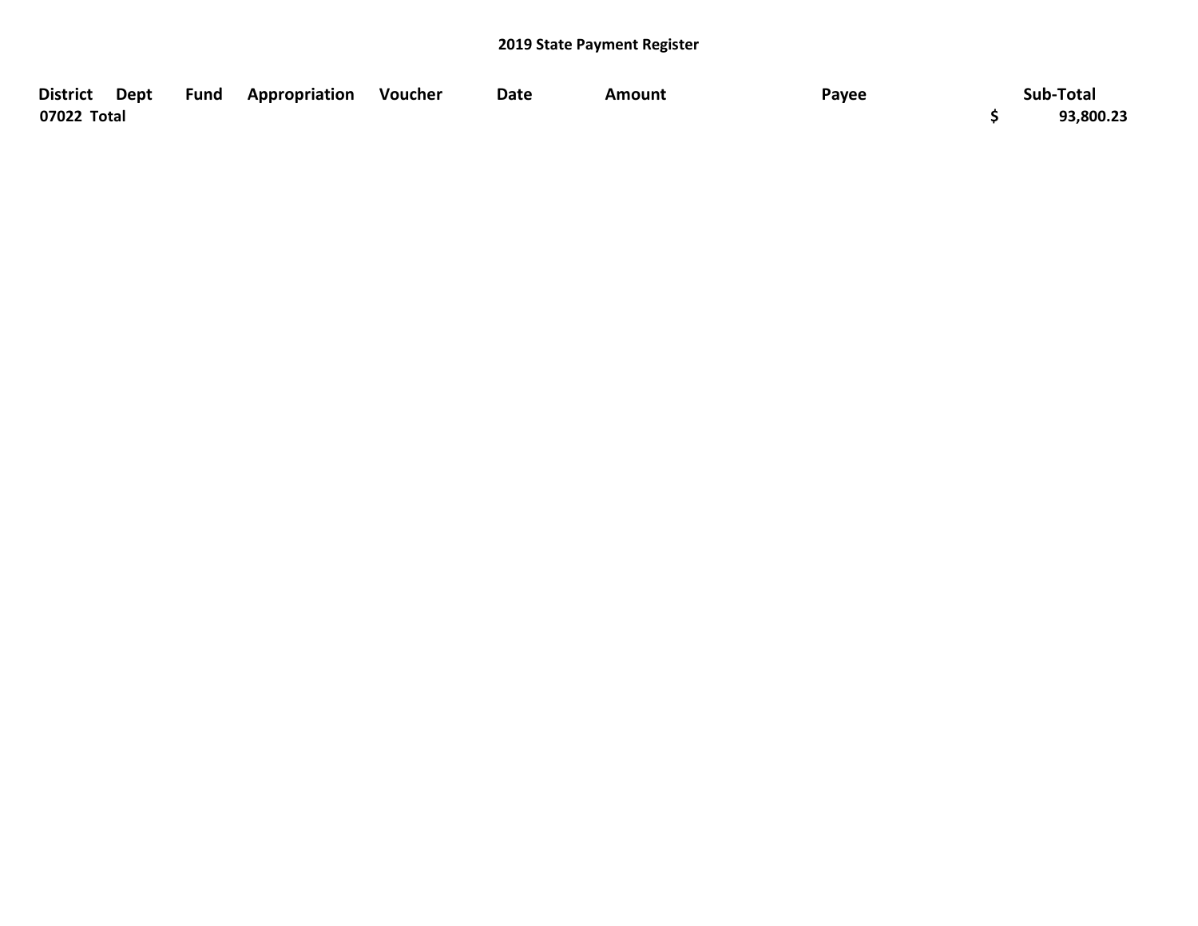## 2019 State Payment Register

| District | Dept | Fund | Appropriation | Voucher | Date | Amount | Payee | Sub-Total |
|---|---|---|---|---|---|---|---|---|
| **07022 Total** | | | | | | | | **$ 93,800.23** |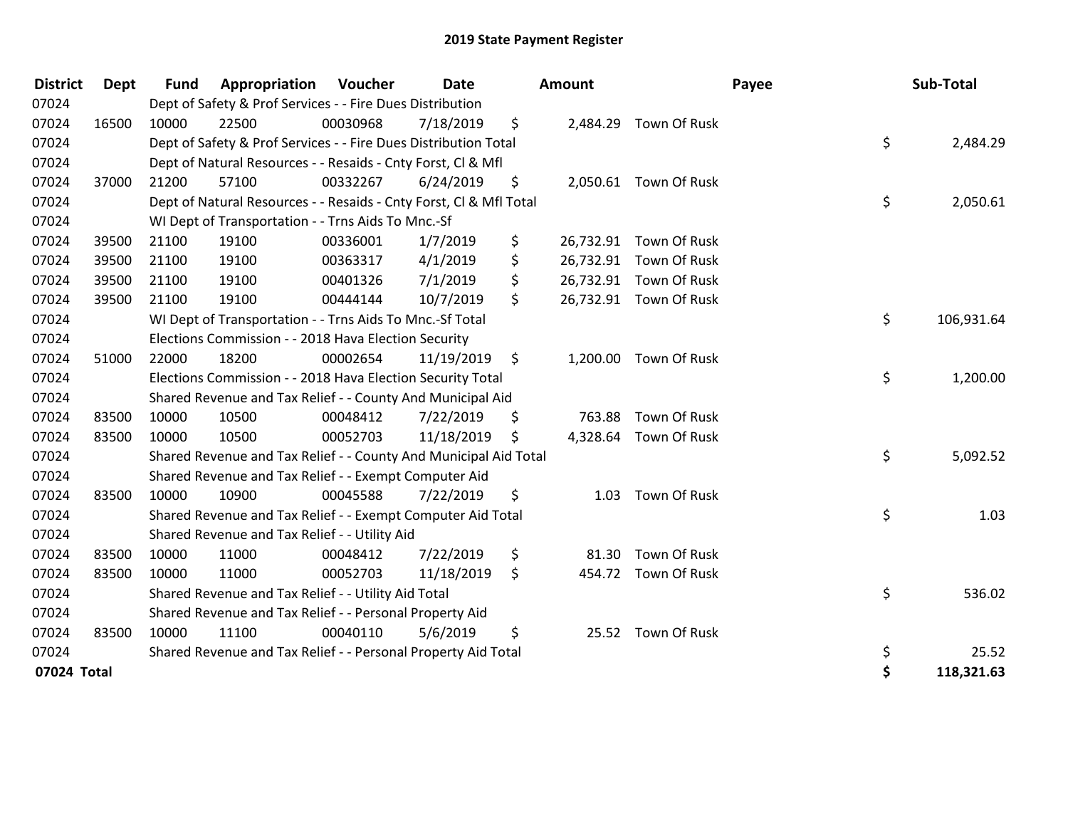# 2019 State Payment Register

| District | Dept | Fund | Appropriation | Voucher | Date | Amount | Payee | Sub-Total |
|---|---|---|---|---|---|---|---|---|
| 07024 | | Dept of Safety & Prof Services - - Fire Dues Distribution | | | | | | |
| 07024 | 16500 | 10000 | 22500 | 00030968 | 7/18/2019 | $ 2,484.29 | Town Of Rusk | |
| 07024 | | Dept of Safety & Prof Services - - Fire Dues Distribution Total | | | | | | $ 2,484.29 |
| 07024 | | Dept of Natural Resources - - Resaids - Cnty Forst, Cl & Mfl | | | | | | |
| 07024 | 37000 | 21200 | 57100 | 00332267 | 6/24/2019 | $ 2,050.61 | Town Of Rusk | |
| 07024 | | Dept of Natural Resources - - Resaids - Cnty Forst, Cl & Mfl Total | | | | | | $ 2,050.61 |
| 07024 | | WI Dept of Transportation - - Trns Aids To Mnc.-Sf | | | | | | |
| 07024 | 39500 | 21100 | 19100 | 00336001 | 1/7/2019 | $ 26,732.91 | Town Of Rusk | |
| 07024 | 39500 | 21100 | 19100 | 00363317 | 4/1/2019 | $ 26,732.91 | Town Of Rusk | |
| 07024 | 39500 | 21100 | 19100 | 00401326 | 7/1/2019 | $ 26,732.91 | Town Of Rusk | |
| 07024 | 39500 | 21100 | 19100 | 00444144 | 10/7/2019 | $ 26,732.91 | Town Of Rusk | |
| 07024 | | WI Dept of Transportation - - Trns Aids To Mnc.-Sf Total | | | | | | $ 106,931.64 |
| 07024 | | Elections Commission - - 2018 Hava Election Security | | | | | | |
| 07024 | 51000 | 22000 | 18200 | 00002654 | 11/19/2019 | $ 1,200.00 | Town Of Rusk | |
| 07024 | | Elections Commission - - 2018 Hava Election Security Total | | | | | | $ 1,200.00 |
| 07024 | | Shared Revenue and Tax Relief - - County And Municipal Aid | | | | | | |
| 07024 | 83500 | 10000 | 10500 | 00048412 | 7/22/2019 | $ 763.88 | Town Of Rusk | |
| 07024 | 83500 | 10000 | 10500 | 00052703 | 11/18/2019 | $ 4,328.64 | Town Of Rusk | |
| 07024 | | Shared Revenue and Tax Relief - - County And Municipal Aid Total | | | | | | $ 5,092.52 |
| 07024 | | Shared Revenue and Tax Relief - - Exempt Computer Aid | | | | | | |
| 07024 | 83500 | 10000 | 10900 | 00045588 | 7/22/2019 | $ 1.03 | Town Of Rusk | |
| 07024 | | Shared Revenue and Tax Relief - - Exempt Computer Aid Total | | | | | | $ 1.03 |
| 07024 | | Shared Revenue and Tax Relief - - Utility Aid | | | | | | |
| 07024 | 83500 | 10000 | 11000 | 00048412 | 7/22/2019 | $ 81.30 | Town Of Rusk | |
| 07024 | 83500 | 10000 | 11000 | 00052703 | 11/18/2019 | $ 454.72 | Town Of Rusk | |
| 07024 | | Shared Revenue and Tax Relief - - Utility Aid Total | | | | | | $ 536.02 |
| 07024 | | Shared Revenue and Tax Relief - - Personal Property Aid | | | | | | |
| 07024 | 83500 | 10000 | 11100 | 00040110 | 5/6/2019 | $ 25.52 | Town Of Rusk | |
| 07024 | | Shared Revenue and Tax Relief - - Personal Property Aid Total | | | | | | $ 25.52 |
| **07024 Total** | | | | | | | | **$ 118,321.63** |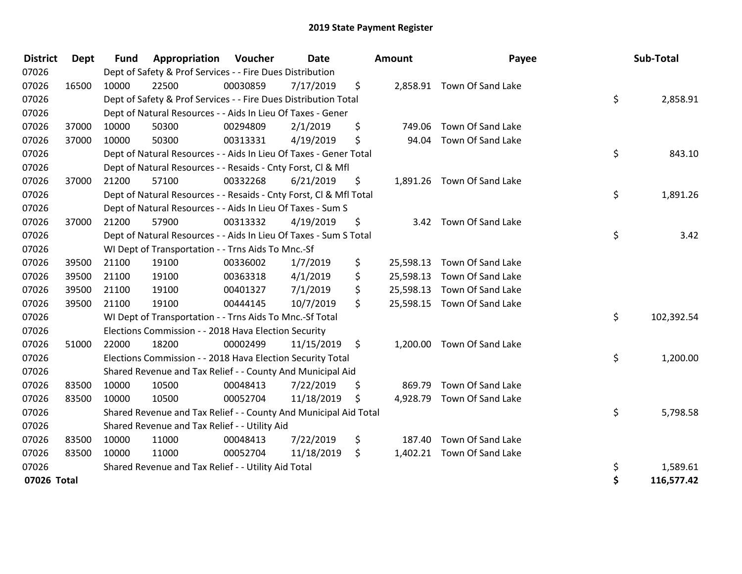# 2019 State Payment Register

| District | Dept | Fund | Appropriation | Voucher | Date | Amount | Payee | Sub-Total |
|---|---|---|---|---|---|---|---|---|
| 07026 | | Dept of Safety & Prof Services - - Fire Dues Distribution | | | | | | |
| 07026 | 16500 | 10000 | 22500 | 00030859 | 7/17/2019 | $ 2,858.91 | Town Of Sand Lake | |
| 07026 | | Dept of Safety & Prof Services - - Fire Dues Distribution Total | | | | | | $ 2,858.91 |
| 07026 | | Dept of Natural Resources - - Aids In Lieu Of Taxes - Gener | | | | | | |
| 07026 | 37000 | 10000 | 50300 | 00294809 | 2/1/2019 | $ 749.06 | Town Of Sand Lake | |
| 07026 | 37000 | 10000 | 50300 | 00313331 | 4/19/2019 | $ 94.04 | Town Of Sand Lake | |
| 07026 | | Dept of Natural Resources - - Aids In Lieu Of Taxes - Gener Total | | | | | | $ 843.10 |
| 07026 | | Dept of Natural Resources - - Resaids - Cnty Forst, Cl & Mfl | | | | | | |
| 07026 | 37000 | 21200 | 57100 | 00332268 | 6/21/2019 | $ 1,891.26 | Town Of Sand Lake | |
| 07026 | | Dept of Natural Resources - - Resaids - Cnty Forst, Cl & Mfl Total | | | | | | $ 1,891.26 |
| 07026 | | Dept of Natural Resources - - Aids In Lieu Of Taxes - Sum S | | | | | | |
| 07026 | 37000 | 21200 | 57900 | 00313332 | 4/19/2019 | $ 3.42 | Town Of Sand Lake | |
| 07026 | | Dept of Natural Resources - - Aids In Lieu Of Taxes - Sum S Total | | | | | | $ 3.42 |
| 07026 | | WI Dept of Transportation - - Trns Aids To Mnc.-Sf | | | | | | |
| 07026 | 39500 | 21100 | 19100 | 00336002 | 1/7/2019 | $ 25,598.13 | Town Of Sand Lake | |
| 07026 | 39500 | 21100 | 19100 | 00363318 | 4/1/2019 | $ 25,598.13 | Town Of Sand Lake | |
| 07026 | 39500 | 21100 | 19100 | 00401327 | 7/1/2019 | $ 25,598.13 | Town Of Sand Lake | |
| 07026 | 39500 | 21100 | 19100 | 00444145 | 10/7/2019 | $ 25,598.15 | Town Of Sand Lake | |
| 07026 | | WI Dept of Transportation - - Trns Aids To Mnc.-Sf Total | | | | | | $ 102,392.54 |
| 07026 | | Elections Commission - - 2018 Hava Election Security | | | | | | |
| 07026 | 51000 | 22000 | 18200 | 00002499 | 11/15/2019 | $ 1,200.00 | Town Of Sand Lake | |
| 07026 | | Elections Commission - - 2018 Hava Election Security Total | | | | | | $ 1,200.00 |
| 07026 | | Shared Revenue and Tax Relief - - County And Municipal Aid | | | | | | |
| 07026 | 83500 | 10000 | 10500 | 00048413 | 7/22/2019 | $ 869.79 | Town Of Sand Lake | |
| 07026 | 83500 | 10000 | 10500 | 00052704 | 11/18/2019 | $ 4,928.79 | Town Of Sand Lake | |
| 07026 | | Shared Revenue and Tax Relief - - County And Municipal Aid Total | | | | | | $ 5,798.58 |
| 07026 | | Shared Revenue and Tax Relief - - Utility Aid | | | | | | |
| 07026 | 83500 | 10000 | 11000 | 00048413 | 7/22/2019 | $ 187.40 | Town Of Sand Lake | |
| 07026 | 83500 | 10000 | 11000 | 00052704 | 11/18/2019 | $ 1,402.21 | Town Of Sand Lake | |
| 07026 | | Shared Revenue and Tax Relief - - Utility Aid Total | | | | | | $ 1,589.61 |
| **07026 Total** | | | | | | | | **$ 116,577.42** |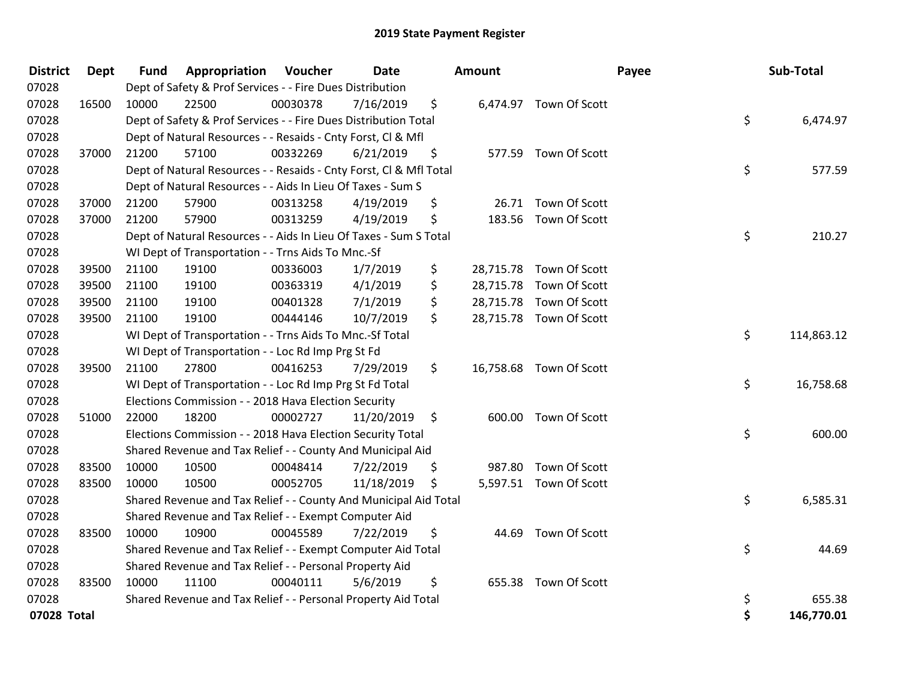# 2019 State Payment Register

| District | Dept | Fund | Appropriation | Voucher | Date | Amount | Payee | Sub-Total |
|---|---|---|---|---|---|---|---|---|
| 07028 | | Dept of Safety & Prof Services - - Fire Dues Distribution | | | | | | |
| 07028 | 16500 | 10000 | 22500 | 00030378 | 7/16/2019 | $ 6,474.97 | Town Of Scott | |
| 07028 | | Dept of Safety & Prof Services - - Fire Dues Distribution Total | | | | | | $ 6,474.97 |
| 07028 | | Dept of Natural Resources - - Resaids - Cnty Forst, Cl & Mfl | | | | | | |
| 07028 | 37000 | 21200 | 57100 | 00332269 | 6/21/2019 | $ 577.59 | Town Of Scott | |
| 07028 | | Dept of Natural Resources - - Resaids - Cnty Forst, Cl & Mfl Total | | | | | | $ 577.59 |
| 07028 | | Dept of Natural Resources - - Aids In Lieu Of Taxes - Sum S | | | | | | |
| 07028 | 37000 | 21200 | 57900 | 00313258 | 4/19/2019 | $ 26.71 | Town Of Scott | |
| 07028 | 37000 | 21200 | 57900 | 00313259 | 4/19/2019 | $ 183.56 | Town Of Scott | |
| 07028 | | Dept of Natural Resources - - Aids In Lieu Of Taxes - Sum S Total | | | | | | $ 210.27 |
| 07028 | | WI Dept of Transportation - - Trns Aids To Mnc.-Sf | | | | | | |
| 07028 | 39500 | 21100 | 19100 | 00336003 | 1/7/2019 | $ 28,715.78 | Town Of Scott | |
| 07028 | 39500 | 21100 | 19100 | 00363319 | 4/1/2019 | $ 28,715.78 | Town Of Scott | |
| 07028 | 39500 | 21100 | 19100 | 00401328 | 7/1/2019 | $ 28,715.78 | Town Of Scott | |
| 07028 | 39500 | 21100 | 19100 | 00444146 | 10/7/2019 | $ 28,715.78 | Town Of Scott | |
| 07028 | | WI Dept of Transportation - - Trns Aids To Mnc.-Sf Total | | | | | | $ 114,863.12 |
| 07028 | | WI Dept of Transportation - - Loc Rd Imp Prg St Fd | | | | | | |
| 07028 | 39500 | 21100 | 27800 | 00416253 | 7/29/2019 | $ 16,758.68 | Town Of Scott | |
| 07028 | | WI Dept of Transportation - - Loc Rd Imp Prg St Fd Total | | | | | | $ 16,758.68 |
| 07028 | | Elections Commission - - 2018 Hava Election Security | | | | | | |
| 07028 | 51000 | 22000 | 18200 | 00002727 | 11/20/2019 | $ 600.00 | Town Of Scott | |
| 07028 | | Elections Commission - - 2018 Hava Election Security Total | | | | | | $ 600.00 |
| 07028 | | Shared Revenue and Tax Relief - - County And Municipal Aid | | | | | | |
| 07028 | 83500 | 10000 | 10500 | 00048414 | 7/22/2019 | $ 987.80 | Town Of Scott | |
| 07028 | 83500 | 10000 | 10500 | 00052705 | 11/18/2019 | $ 5,597.51 | Town Of Scott | |
| 07028 | | Shared Revenue and Tax Relief - - County And Municipal Aid Total | | | | | | $ 6,585.31 |
| 07028 | | Shared Revenue and Tax Relief - - Exempt Computer Aid | | | | | | |
| 07028 | 83500 | 10000 | 10900 | 00045589 | 7/22/2019 | $ 44.69 | Town Of Scott | |
| 07028 | | Shared Revenue and Tax Relief - - Exempt Computer Aid Total | | | | | | $ 44.69 |
| 07028 | | Shared Revenue and Tax Relief - - Personal Property Aid | | | | | | |
| 07028 | 83500 | 10000 | 11100 | 00040111 | 5/6/2019 | $ 655.38 | Town Of Scott | |
| 07028 | | Shared Revenue and Tax Relief - - Personal Property Aid Total | | | | | | $ 655.38 |
| **07028 Total** | | | | | | | | **$ 146,770.01** |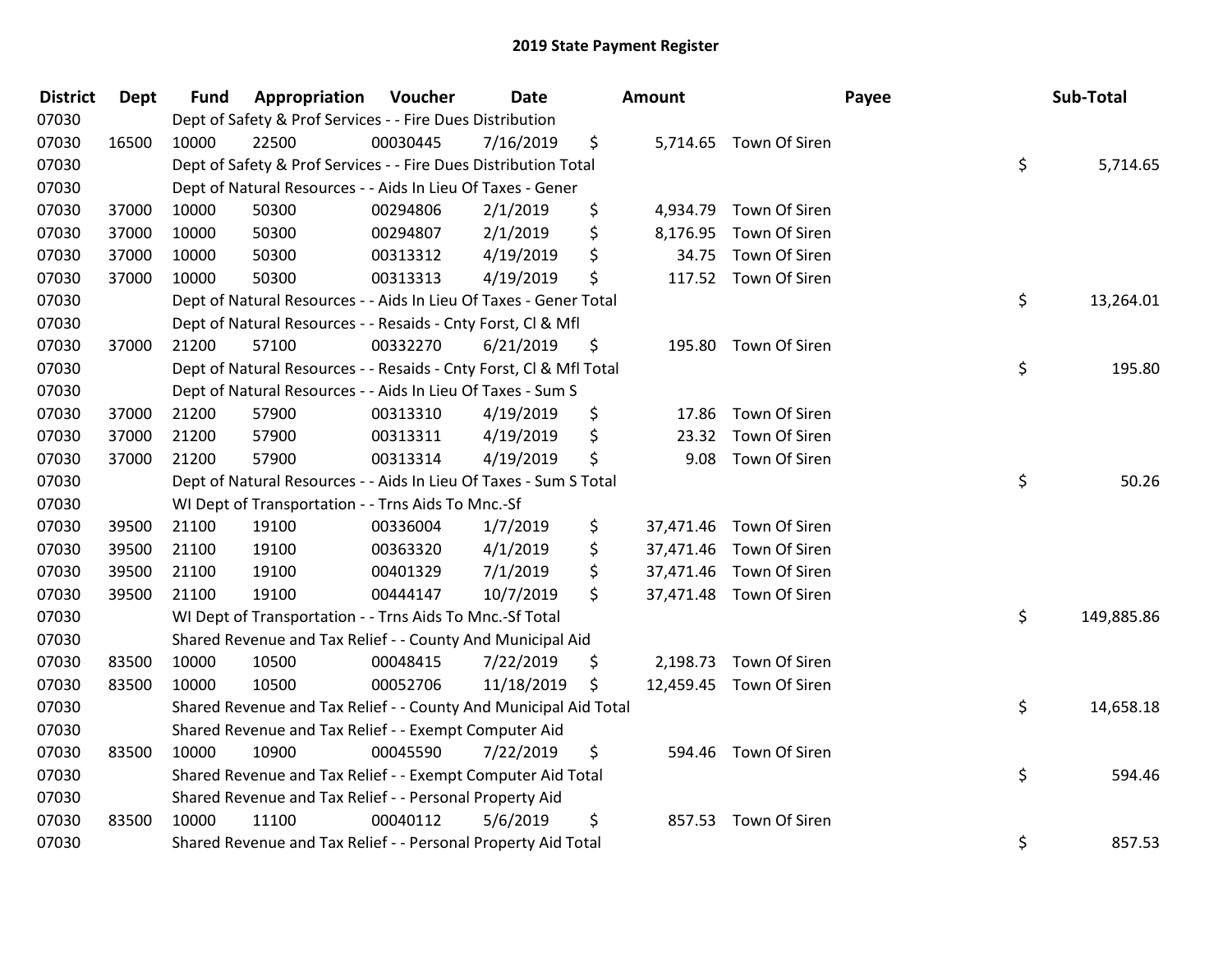# 2019 State Payment Register

| District | Dept | Fund | Appropriation | Voucher | Date | Amount | Payee | Sub-Total |
|---|---|---|---|---|---|---|---|---|
| 07030 | | Dept of Safety & Prof Services - - Fire Dues Distribution | | | | | | |
| 07030 | 16500 | 10000 | 22500 | 00030445 | 7/16/2019 | $ 5,714.65 | Town Of Siren | |
| 07030 | | Dept of Safety & Prof Services - - Fire Dues Distribution Total | | | | | | $ 5,714.65 |
| 07030 | | Dept of Natural Resources - - Aids In Lieu Of Taxes - Gener | | | | | | |
| 07030 | 37000 | 10000 | 50300 | 00294806 | 2/1/2019 | $ 4,934.79 | Town Of Siren | |
| 07030 | 37000 | 10000 | 50300 | 00294807 | 2/1/2019 | $ 8,176.95 | Town Of Siren | |
| 07030 | 37000 | 10000 | 50300 | 00313312 | 4/19/2019 | $ 34.75 | Town Of Siren | |
| 07030 | 37000 | 10000 | 50300 | 00313313 | 4/19/2019 | $ 117.52 | Town Of Siren | |
| 07030 | | Dept of Natural Resources - - Aids In Lieu Of Taxes - Gener Total | | | | | | $ 13,264.01 |
| 07030 | | Dept of Natural Resources - - Resaids - Cnty Forst, Cl & Mfl | | | | | | |
| 07030 | 37000 | 21200 | 57100 | 00332270 | 6/21/2019 | $ 195.80 | Town Of Siren | |
| 07030 | | Dept of Natural Resources - - Resaids - Cnty Forst, Cl & Mfl Total | | | | | | $ 195.80 |
| 07030 | | Dept of Natural Resources - - Aids In Lieu Of Taxes - Sum S | | | | | | |
| 07030 | 37000 | 21200 | 57900 | 00313310 | 4/19/2019 | $ 17.86 | Town Of Siren | |
| 07030 | 37000 | 21200 | 57900 | 00313311 | 4/19/2019 | $ 23.32 | Town Of Siren | |
| 07030 | 37000 | 21200 | 57900 | 00313314 | 4/19/2019 | $ 9.08 | Town Of Siren | |
| 07030 | | Dept of Natural Resources - - Aids In Lieu Of Taxes - Sum S Total | | | | | | $ 50.26 |
| 07030 | | WI Dept of Transportation - - Trns Aids To Mnc.-Sf | | | | | | |
| 07030 | 39500 | 21100 | 19100 | 00336004 | 1/7/2019 | $ 37,471.46 | Town Of Siren | |
| 07030 | 39500 | 21100 | 19100 | 00363320 | 4/1/2019 | $ 37,471.46 | Town Of Siren | |
| 07030 | 39500 | 21100 | 19100 | 00401329 | 7/1/2019 | $ 37,471.46 | Town Of Siren | |
| 07030 | 39500 | 21100 | 19100 | 00444147 | 10/7/2019 | $ 37,471.48 | Town Of Siren | |
| 07030 | | WI Dept of Transportation - - Trns Aids To Mnc.-Sf Total | | | | | | $ 149,885.86 |
| 07030 | | Shared Revenue and Tax Relief - - County And Municipal Aid | | | | | | |
| 07030 | 83500 | 10000 | 10500 | 00048415 | 7/22/2019 | $ 2,198.73 | Town Of Siren | |
| 07030 | 83500 | 10000 | 10500 | 00052706 | 11/18/2019 | $ 12,459.45 | Town Of Siren | |
| 07030 | | Shared Revenue and Tax Relief - - County And Municipal Aid Total | | | | | | $ 14,658.18 |
| 07030 | | Shared Revenue and Tax Relief - - Exempt Computer Aid | | | | | | |
| 07030 | 83500 | 10000 | 10900 | 00045590 | 7/22/2019 | $ 594.46 | Town Of Siren | |
| 07030 | | Shared Revenue and Tax Relief - - Exempt Computer Aid Total | | | | | | $ 594.46 |
| 07030 | | Shared Revenue and Tax Relief - - Personal Property Aid | | | | | | |
| 07030 | 83500 | 10000 | 11100 | 00040112 | 5/6/2019 | $ 857.53 | Town Of Siren | |
| 07030 | | Shared Revenue and Tax Relief - - Personal Property Aid Total | | | | | | $ 857.53 |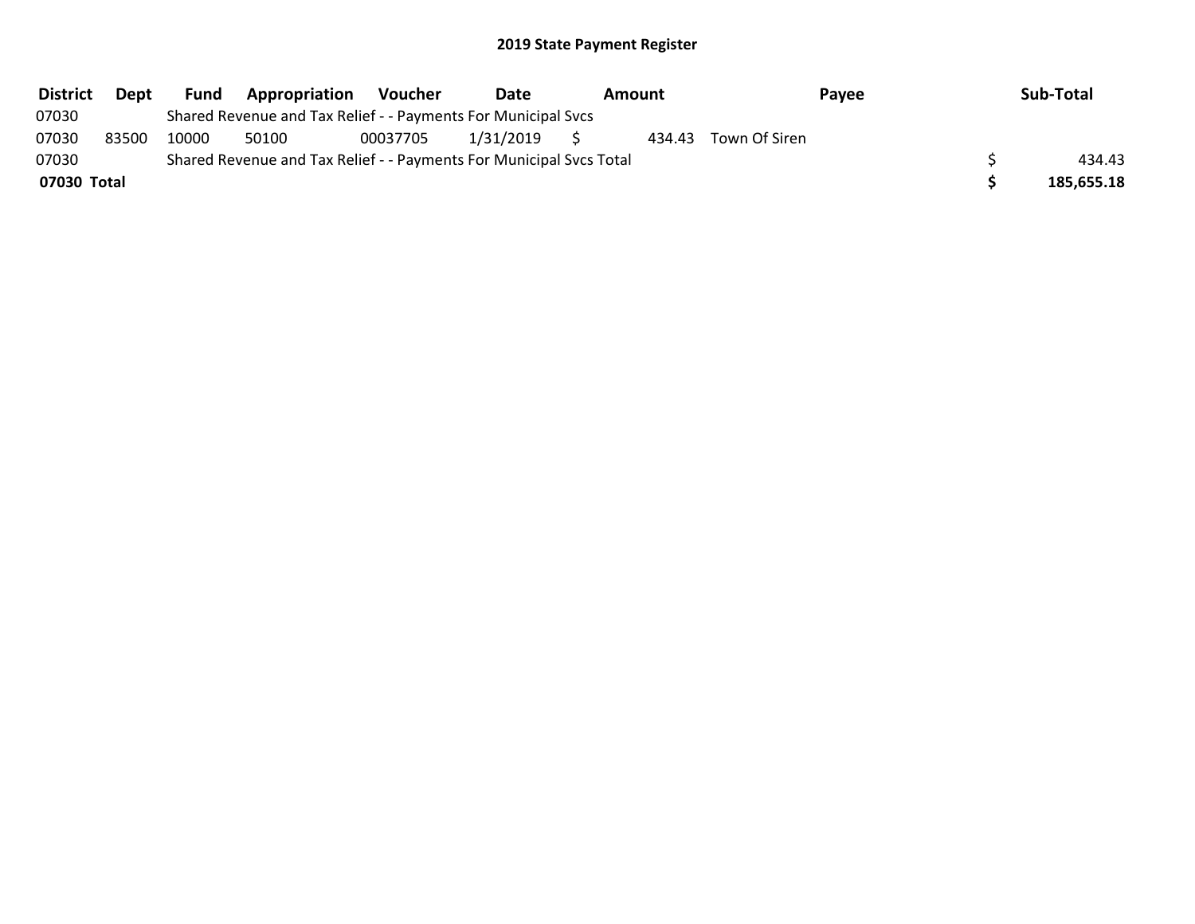## 2019 State Payment Register

| District | Dept | Fund | Appropriation | Voucher | Date | Amount | Payee | Sub-Total |
|---|---|---|---|---|---|---|---|---|
| 07030 | | Shared Revenue and Tax Relief - - Payments For Municipal Svcs | | | | | | |
| 07030 | 83500 | 10000 | 50100 | 00037705 | 1/31/2019 | $ 434.43 | Town Of Siren | |
| 07030 | | Shared Revenue and Tax Relief - - Payments For Municipal Svcs Total | | | | | | $ 434.43 |
| **07030 Total** | | | | | | | | **$ 185,655.18** |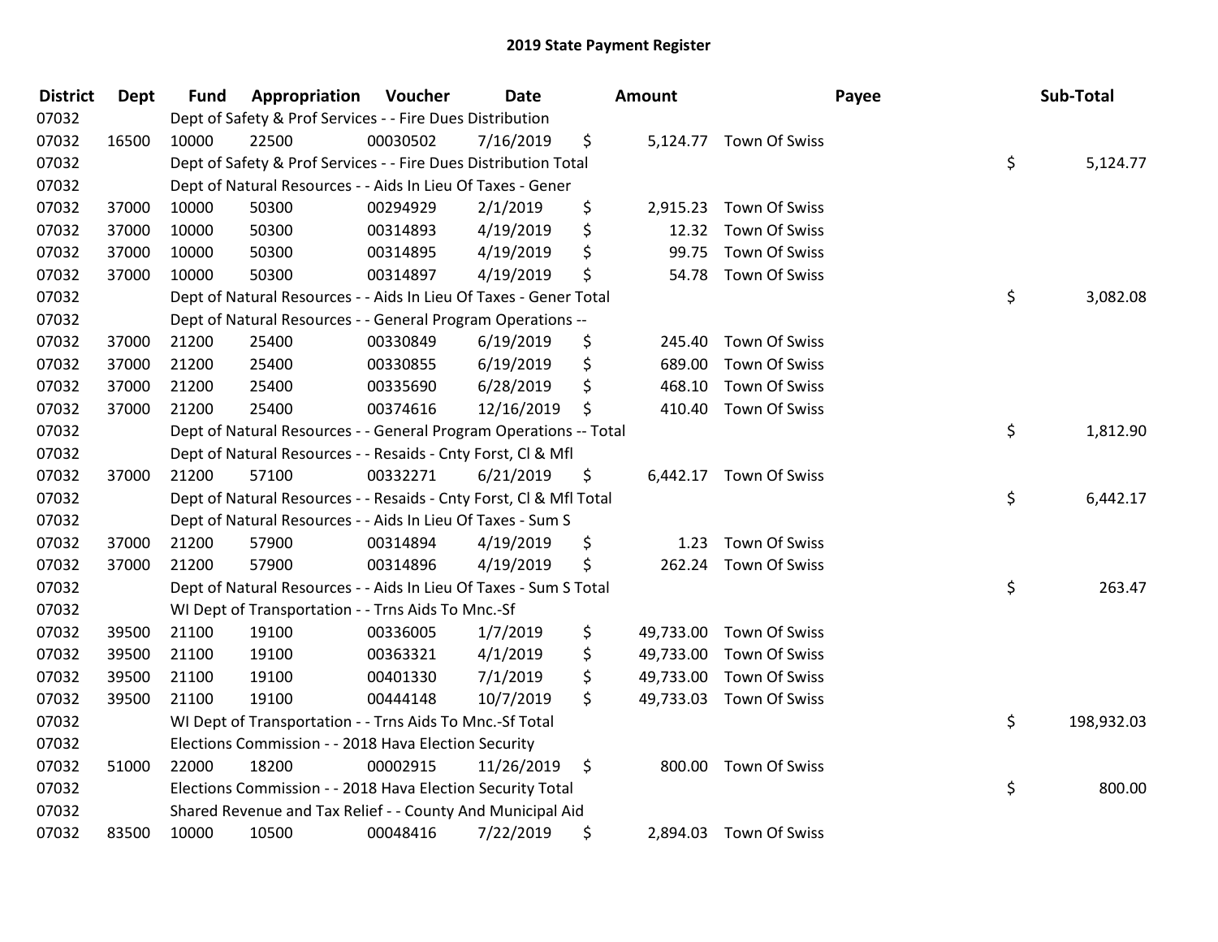# 2019 State Payment Register

| District | Dept | Fund | Appropriation | Voucher | Date | Amount | Payee | Sub-Total |
|---|---|---|---|---|---|---|---|---|
| 07032 | | Dept of Safety & Prof Services - - Fire Dues Distribution | | | | | | |
| 07032 | 16500 | 10000 | 22500 | 00030502 | 7/16/2019 | $ 5,124.77 | Town Of Swiss | |
| 07032 | | Dept of Safety & Prof Services - - Fire Dues Distribution Total | | | | | | $ 5,124.77 |
| 07032 | | Dept of Natural Resources - - Aids In Lieu Of Taxes - Gener | | | | | | |
| 07032 | 37000 | 10000 | 50300 | 00294929 | 2/1/2019 | $ 2,915.23 | Town Of Swiss | |
| 07032 | 37000 | 10000 | 50300 | 00314893 | 4/19/2019 | $ 12.32 | Town Of Swiss | |
| 07032 | 37000 | 10000 | 50300 | 00314895 | 4/19/2019 | $ 99.75 | Town Of Swiss | |
| 07032 | 37000 | 10000 | 50300 | 00314897 | 4/19/2019 | $ 54.78 | Town Of Swiss | |
| 07032 | | Dept of Natural Resources - - Aids In Lieu Of Taxes - Gener Total | | | | | | $ 3,082.08 |
| 07032 | | Dept of Natural Resources - - General Program Operations -- | | | | | | |
| 07032 | 37000 | 21200 | 25400 | 00330849 | 6/19/2019 | $ 245.40 | Town Of Swiss | |
| 07032 | 37000 | 21200 | 25400 | 00330855 | 6/19/2019 | $ 689.00 | Town Of Swiss | |
| 07032 | 37000 | 21200 | 25400 | 00335690 | 6/28/2019 | $ 468.10 | Town Of Swiss | |
| 07032 | 37000 | 21200 | 25400 | 00374616 | 12/16/2019 | $ 410.40 | Town Of Swiss | |
| 07032 | | Dept of Natural Resources - - General Program Operations -- Total | | | | | | $ 1,812.90 |
| 07032 | | Dept of Natural Resources - - Resaids - Cnty Forst, Cl & Mfl | | | | | | |
| 07032 | 37000 | 21200 | 57100 | 00332271 | 6/21/2019 | $ 6,442.17 | Town Of Swiss | |
| 07032 | | Dept of Natural Resources - - Resaids - Cnty Forst, Cl & Mfl Total | | | | | | $ 6,442.17 |
| 07032 | | Dept of Natural Resources - - Aids In Lieu Of Taxes - Sum S | | | | | | |
| 07032 | 37000 | 21200 | 57900 | 00314894 | 4/19/2019 | $ 1.23 | Town Of Swiss | |
| 07032 | 37000 | 21200 | 57900 | 00314896 | 4/19/2019 | $ 262.24 | Town Of Swiss | |
| 07032 | | Dept of Natural Resources - - Aids In Lieu Of Taxes - Sum S Total | | | | | | $ 263.47 |
| 07032 | | WI Dept of Transportation - - Trns Aids To Mnc.-Sf | | | | | | |
| 07032 | 39500 | 21100 | 19100 | 00336005 | 1/7/2019 | $ 49,733.00 | Town Of Swiss | |
| 07032 | 39500 | 21100 | 19100 | 00363321 | 4/1/2019 | $ 49,733.00 | Town Of Swiss | |
| 07032 | 39500 | 21100 | 19100 | 00401330 | 7/1/2019 | $ 49,733.00 | Town Of Swiss | |
| 07032 | 39500 | 21100 | 19100 | 00444148 | 10/7/2019 | $ 49,733.03 | Town Of Swiss | |
| 07032 | | WI Dept of Transportation - - Trns Aids To Mnc.-Sf Total | | | | | | $ 198,932.03 |
| 07032 | | Elections Commission - - 2018 Hava Election Security | | | | | | |
| 07032 | 51000 | 22000 | 18200 | 00002915 | 11/26/2019 | $ 800.00 | Town Of Swiss | |
| 07032 | | Elections Commission - - 2018 Hava Election Security Total | | | | | | $ 800.00 |
| 07032 | | Shared Revenue and Tax Relief - - County And Municipal Aid | | | | | | |
| 07032 | 83500 | 10000 | 10500 | 00048416 | 7/22/2019 | $ 2,894.03 | Town Of Swiss | |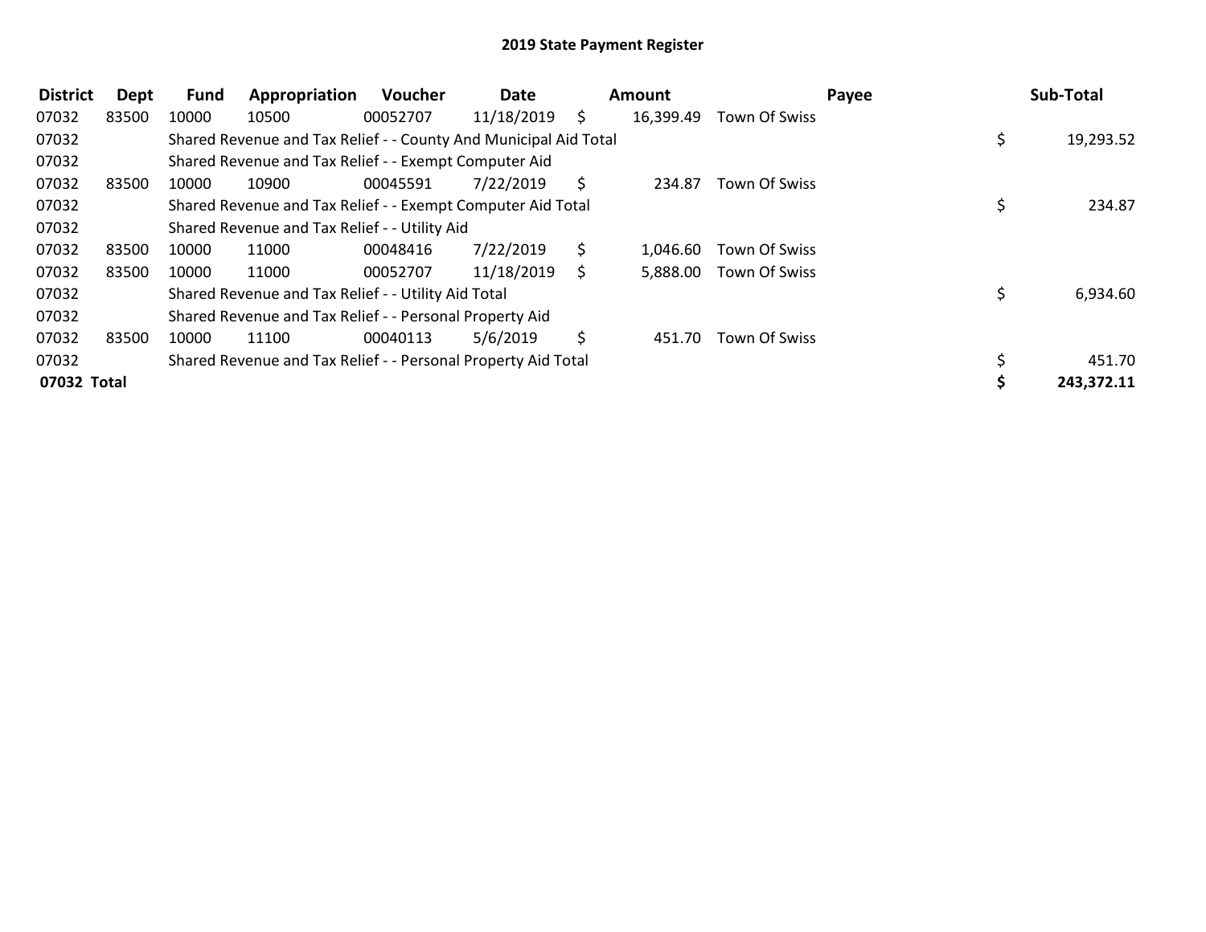# 2019 State Payment Register

| District | Dept | Fund | Appropriation | Voucher | Date | Amount | Payee | Sub-Total |
|---|---|---|---|---|---|---|---|---|
| 07032 | 83500 | 10000 | 10500 | 00052707 | 11/18/2019 | $ 16,399.49 | Town Of Swiss | |
| 07032 | | Shared Revenue and Tax Relief - - County And Municipal Aid Total | | | | | | $ 19,293.52 |
| 07032 | | Shared Revenue and Tax Relief - - Exempt Computer Aid | | | | | | |
| 07032 | 83500 | 10000 | 10900 | 00045591 | 7/22/2019 | $ 234.87 | Town Of Swiss | |
| 07032 | | Shared Revenue and Tax Relief - - Exempt Computer Aid Total | | | | | | $ 234.87 |
| 07032 | | Shared Revenue and Tax Relief - - Utility Aid | | | | | | |
| 07032 | 83500 | 10000 | 11000 | 00048416 | 7/22/2019 | $ 1,046.60 | Town Of Swiss | |
| 07032 | 83500 | 10000 | 11000 | 00052707 | 11/18/2019 | $ 5,888.00 | Town Of Swiss | |
| 07032 | | Shared Revenue and Tax Relief - - Utility Aid Total | | | | | | $ 6,934.60 |
| 07032 | | Shared Revenue and Tax Relief - - Personal Property Aid | | | | | | |
| 07032 | 83500 | 10000 | 11100 | 00040113 | 5/6/2019 | $ 451.70 | Town Of Swiss | |
| 07032 | | Shared Revenue and Tax Relief - - Personal Property Aid Total | | | | | | $ 451.70 |
| **07032 Total** | | | | | | | | **$ 243,372.11** |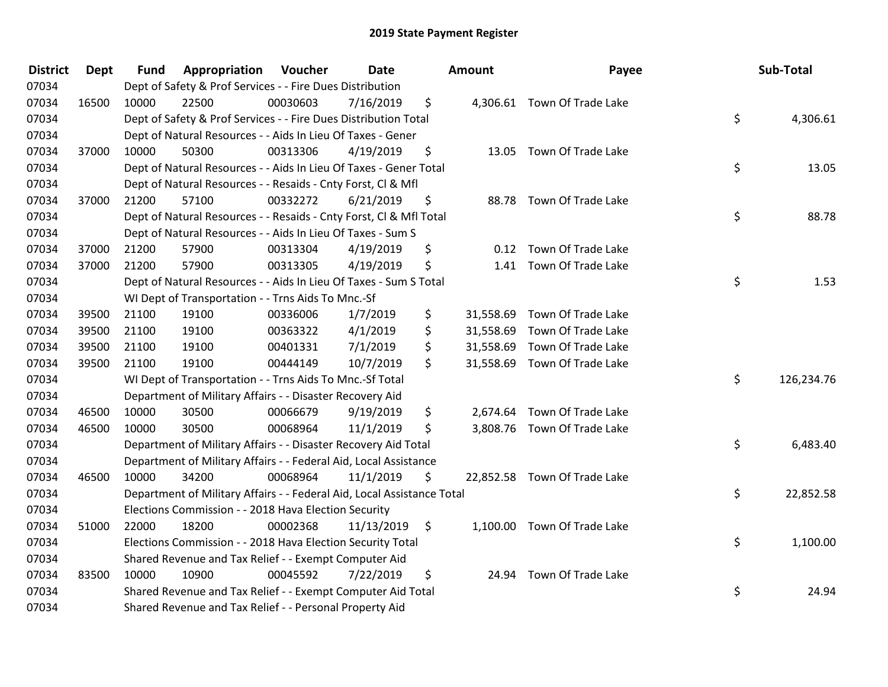# 2019 State Payment Register

| District | Dept | Fund | Appropriation | Voucher | Date | Amount | Payee | Sub-Total |
|---|---|---|---|---|---|---|---|---|
| 07034 | | Dept of Safety & Prof Services - - Fire Dues Distribution | | | | | | |
| 07034 | 16500 | 10000 | 22500 | 00030603 | 7/16/2019 | $ 4,306.61 | Town Of Trade Lake | |
| 07034 | | Dept of Safety & Prof Services - - Fire Dues Distribution Total | | | | | | $ 4,306.61 |
| 07034 | | Dept of Natural Resources - - Aids In Lieu Of Taxes - Gener | | | | | | |
| 07034 | 37000 | 10000 | 50300 | 00313306 | 4/19/2019 | $ 13.05 | Town Of Trade Lake | |
| 07034 | | Dept of Natural Resources - - Aids In Lieu Of Taxes - Gener Total | | | | | | $ 13.05 |
| 07034 | | Dept of Natural Resources - - Resaids - Cnty Forst, Cl & Mfl | | | | | | |
| 07034 | 37000 | 21200 | 57100 | 00332272 | 6/21/2019 | $ 88.78 | Town Of Trade Lake | |
| 07034 | | Dept of Natural Resources - - Resaids - Cnty Forst, Cl & Mfl Total | | | | | | $ 88.78 |
| 07034 | | Dept of Natural Resources - - Aids In Lieu Of Taxes - Sum S | | | | | | |
| 07034 | 37000 | 21200 | 57900 | 00313304 | 4/19/2019 | $ 0.12 | Town Of Trade Lake | |
| 07034 | 37000 | 21200 | 57900 | 00313305 | 4/19/2019 | $ 1.41 | Town Of Trade Lake | |
| 07034 | | Dept of Natural Resources - - Aids In Lieu Of Taxes - Sum S Total | | | | | | $ 1.53 |
| 07034 | | WI Dept of Transportation - - Trns Aids To Mnc.-Sf | | | | | | |
| 07034 | 39500 | 21100 | 19100 | 00336006 | 1/7/2019 | $ 31,558.69 | Town Of Trade Lake | |
| 07034 | 39500 | 21100 | 19100 | 00363322 | 4/1/2019 | $ 31,558.69 | Town Of Trade Lake | |
| 07034 | 39500 | 21100 | 19100 | 00401331 | 7/1/2019 | $ 31,558.69 | Town Of Trade Lake | |
| 07034 | 39500 | 21100 | 19100 | 00444149 | 10/7/2019 | $ 31,558.69 | Town Of Trade Lake | |
| 07034 | | WI Dept of Transportation - - Trns Aids To Mnc.-Sf Total | | | | | | $ 126,234.76 |
| 07034 | | Department of Military Affairs - - Disaster Recovery Aid | | | | | | |
| 07034 | 46500 | 10000 | 30500 | 00066679 | 9/19/2019 | $ 2,674.64 | Town Of Trade Lake | |
| 07034 | 46500 | 10000 | 30500 | 00068964 | 11/1/2019 | $ 3,808.76 | Town Of Trade Lake | |
| 07034 | | Department of Military Affairs - - Disaster Recovery Aid Total | | | | | | $ 6,483.40 |
| 07034 | | Department of Military Affairs - - Federal Aid, Local Assistance | | | | | | |
| 07034 | 46500 | 10000 | 34200 | 00068964 | 11/1/2019 | $ 22,852.58 | Town Of Trade Lake | |
| 07034 | | Department of Military Affairs - - Federal Aid, Local Assistance Total | | | | | | $ 22,852.58 |
| 07034 | | Elections Commission - - 2018 Hava Election Security | | | | | | |
| 07034 | 51000 | 22000 | 18200 | 00002368 | 11/13/2019 | $ 1,100.00 | Town Of Trade Lake | |
| 07034 | | Elections Commission - - 2018 Hava Election Security Total | | | | | | $ 1,100.00 |
| 07034 | | Shared Revenue and Tax Relief - - Exempt Computer Aid | | | | | | |
| 07034 | 83500 | 10000 | 10900 | 00045592 | 7/22/2019 | $ 24.94 | Town Of Trade Lake | |
| 07034 | | Shared Revenue and Tax Relief - - Exempt Computer Aid Total | | | | | | $ 24.94 |
| 07034 | | Shared Revenue and Tax Relief - - Personal Property Aid | | | | | | |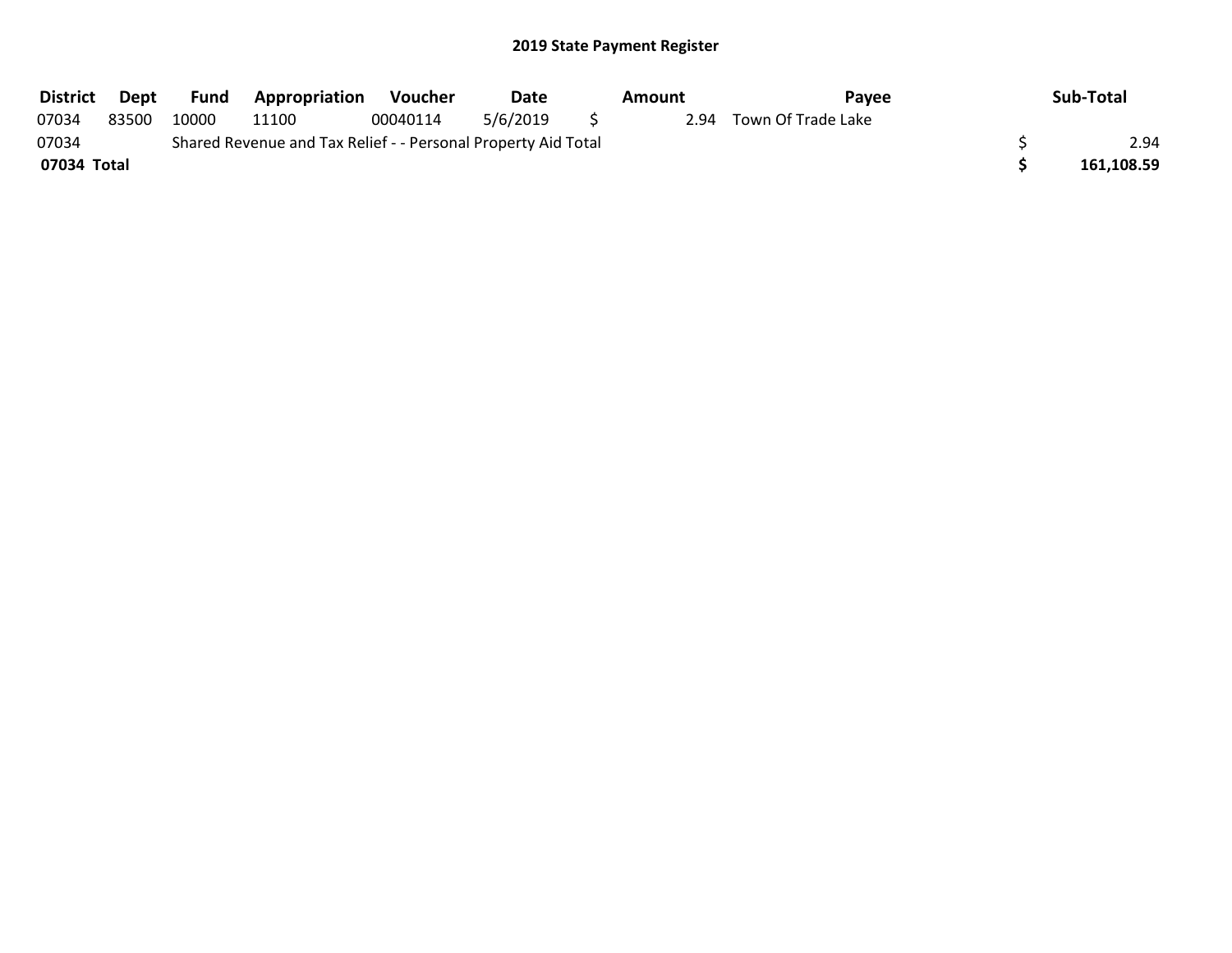# 2019 State Payment Register

| District | Dept | Fund | Appropriation | Voucher | Date | Amount | Payee | Sub-Total |
|---|---|---|---|---|---|---|---|---|
| 07034 | 83500 | 10000 | 11100 | 00040114 | 5/6/2019 | $ 2.94 | Town Of Trade Lake | |
| 07034 | | Shared Revenue and Tax Relief - - Personal Property Aid Total | | | | | | $ 2.94 |
| **07034 Total** | | | | | | | | **$ 161,108.59** |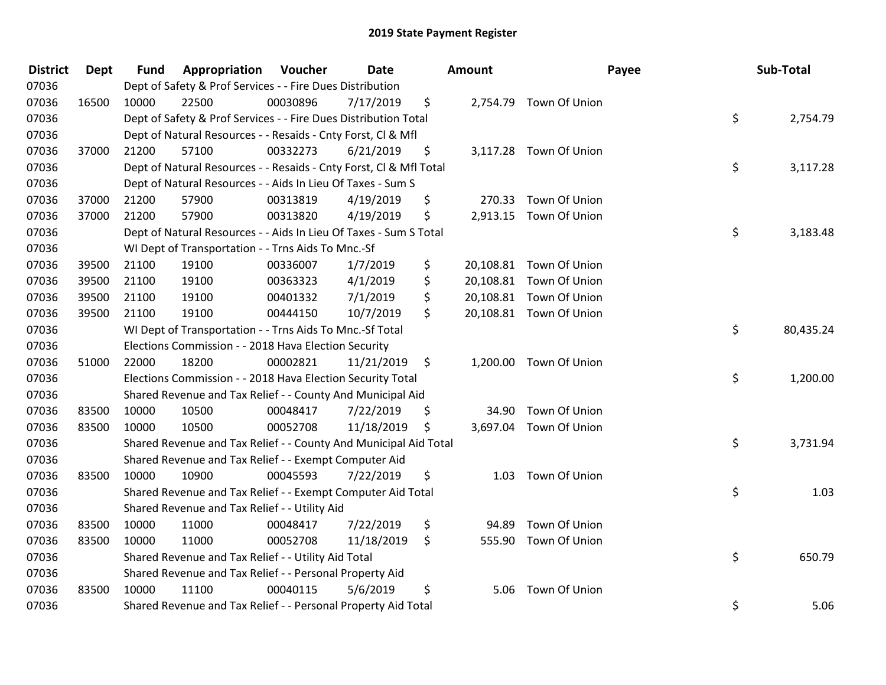# 2019 State Payment Register

| District | Dept | Fund | Appropriation | Voucher | Date | Amount | Payee | Sub-Total |
|---|---|---|---|---|---|---|---|---|
| 07036 | | Dept of Safety & Prof Services - - Fire Dues Distribution | | | | | | |
| 07036 | 16500 | 10000 | 22500 | 00030896 | 7/17/2019 | $ 2,754.79 | Town Of Union | |
| 07036 | | Dept of Safety & Prof Services - - Fire Dues Distribution Total | | | | | | $ 2,754.79 |
| 07036 | | Dept of Natural Resources - - Resaids - Cnty Forst, Cl & Mfl | | | | | | |
| 07036 | 37000 | 21200 | 57100 | 00332273 | 6/21/2019 | $ 3,117.28 | Town Of Union | |
| 07036 | | Dept of Natural Resources - - Resaids - Cnty Forst, Cl & Mfl Total | | | | | | $ 3,117.28 |
| 07036 | | Dept of Natural Resources - - Aids In Lieu Of Taxes - Sum S | | | | | | |
| 07036 | 37000 | 21200 | 57900 | 00313819 | 4/19/2019 | $ 270.33 | Town Of Union | |
| 07036 | 37000 | 21200 | 57900 | 00313820 | 4/19/2019 | $ 2,913.15 | Town Of Union | |
| 07036 | | Dept of Natural Resources - - Aids In Lieu Of Taxes - Sum S Total | | | | | | $ 3,183.48 |
| 07036 | | WI Dept of Transportation - - Trns Aids To Mnc.-Sf | | | | | | |
| 07036 | 39500 | 21100 | 19100 | 00336007 | 1/7/2019 | $ 20,108.81 | Town Of Union | |
| 07036 | 39500 | 21100 | 19100 | 00363323 | 4/1/2019 | $ 20,108.81 | Town Of Union | |
| 07036 | 39500 | 21100 | 19100 | 00401332 | 7/1/2019 | $ 20,108.81 | Town Of Union | |
| 07036 | 39500 | 21100 | 19100 | 00444150 | 10/7/2019 | $ 20,108.81 | Town Of Union | |
| 07036 | | WI Dept of Transportation - - Trns Aids To Mnc.-Sf Total | | | | | | $ 80,435.24 |
| 07036 | | Elections Commission - - 2018 Hava Election Security | | | | | | |
| 07036 | 51000 | 22000 | 18200 | 00002821 | 11/21/2019 | $ 1,200.00 | Town Of Union | |
| 07036 | | Elections Commission - - 2018 Hava Election Security Total | | | | | | $ 1,200.00 |
| 07036 | | Shared Revenue and Tax Relief - - County And Municipal Aid | | | | | | |
| 07036 | 83500 | 10000 | 10500 | 00048417 | 7/22/2019 | $ 34.90 | Town Of Union | |
| 07036 | 83500 | 10000 | 10500 | 00052708 | 11/18/2019 | $ 3,697.04 | Town Of Union | |
| 07036 | | Shared Revenue and Tax Relief - - County And Municipal Aid Total | | | | | | $ 3,731.94 |
| 07036 | | Shared Revenue and Tax Relief - - Exempt Computer Aid | | | | | | |
| 07036 | 83500 | 10000 | 10900 | 00045593 | 7/22/2019 | $ 1.03 | Town Of Union | |
| 07036 | | Shared Revenue and Tax Relief - - Exempt Computer Aid Total | | | | | | $ 1.03 |
| 07036 | | Shared Revenue and Tax Relief - - Utility Aid | | | | | | |
| 07036 | 83500 | 10000 | 11000 | 00048417 | 7/22/2019 | $ 94.89 | Town Of Union | |
| 07036 | 83500 | 10000 | 11000 | 00052708 | 11/18/2019 | $ 555.90 | Town Of Union | |
| 07036 | | Shared Revenue and Tax Relief - - Utility Aid Total | | | | | | $ 650.79 |
| 07036 | | Shared Revenue and Tax Relief - - Personal Property Aid | | | | | | |
| 07036 | 83500 | 10000 | 11100 | 00040115 | 5/6/2019 | $ 5.06 | Town Of Union | |
| 07036 | | Shared Revenue and Tax Relief - - Personal Property Aid Total | | | | | | $ 5.06 |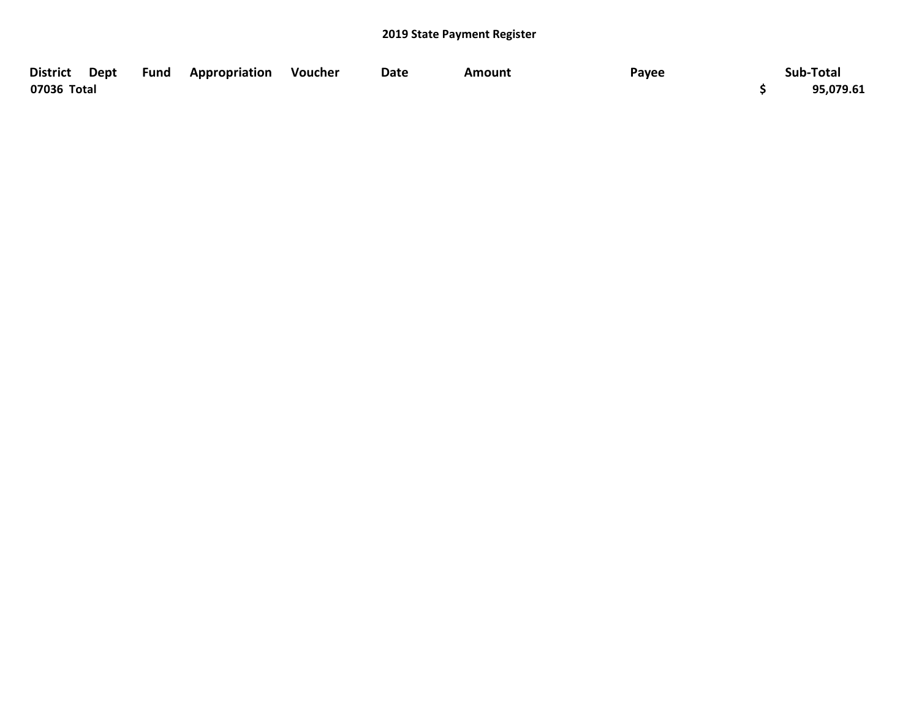# 2019 State Payment Register

| District | Dept | Fund | Appropriation | Voucher | Date | Amount | Payee | Sub-Total |
|---|---|---|---|---|---|---|---|---|
| **07036 Total** | | | | | | | | **$ 95,079.61** |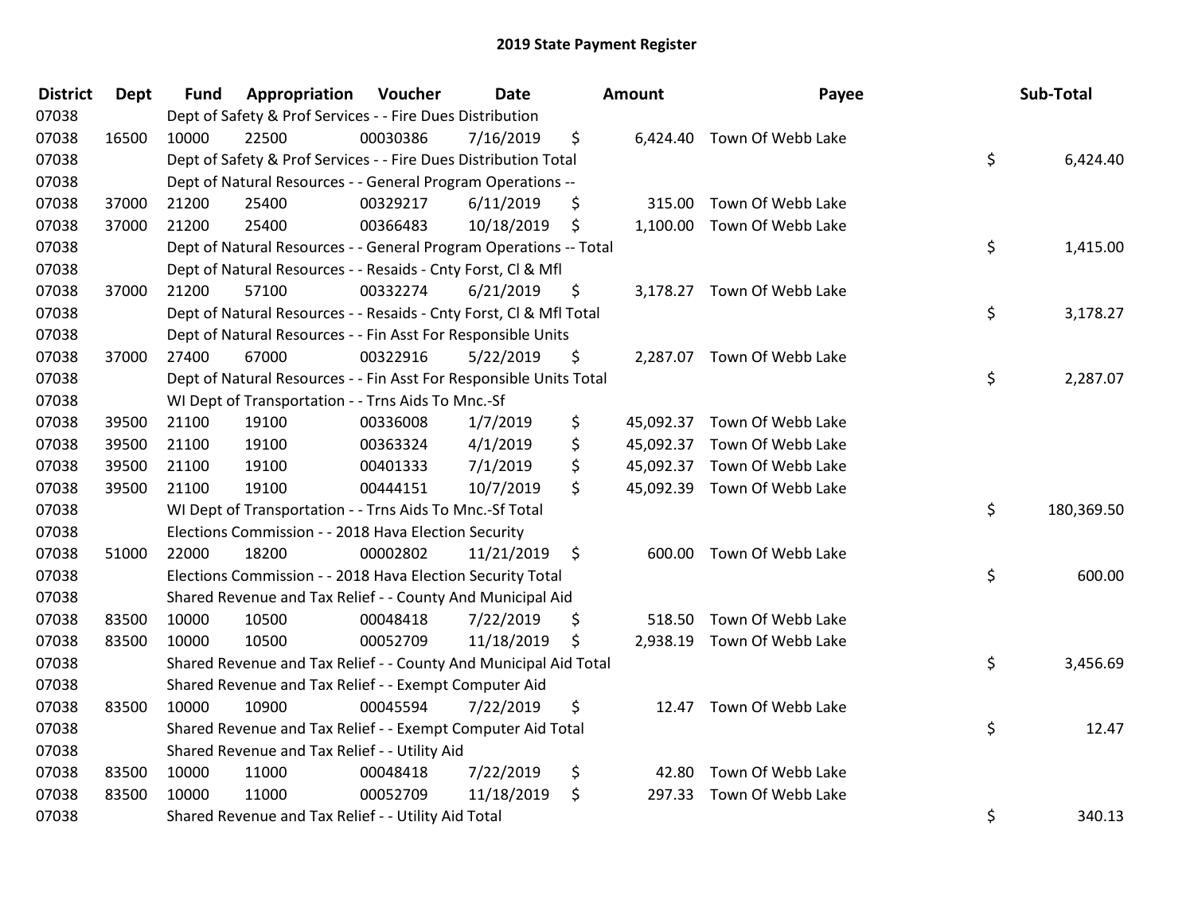## 2019 State Payment Register

| District | Dept | Fund | Appropriation | Voucher | Date | Amount | Payee | Sub-Total |
|---|---|---|---|---|---|---|---|---|
| 07038 | | Dept of Safety & Prof Services - - Fire Dues Distribution | | | | | | |
| 07038 | 16500 | 10000 | 22500 | 00030386 | 7/16/2019 | $ 6,424.40 | Town Of Webb Lake | |
| 07038 | | Dept of Safety & Prof Services - - Fire Dues Distribution Total | | | | | | $ 6,424.40 |
| 07038 | | Dept of Natural Resources - - General Program Operations -- | | | | | | |
| 07038 | 37000 | 21200 | 25400 | 00329217 | 6/11/2019 | $ 315.00 | Town Of Webb Lake | |
| 07038 | 37000 | 21200 | 25400 | 00366483 | 10/18/2019 | $ 1,100.00 | Town Of Webb Lake | |
| 07038 | | Dept of Natural Resources - - General Program Operations -- Total | | | | | | $ 1,415.00 |
| 07038 | | Dept of Natural Resources - - Resaids - Cnty Forst, Cl & Mfl | | | | | | |
| 07038 | 37000 | 21200 | 57100 | 00332274 | 6/21/2019 | $ 3,178.27 | Town Of Webb Lake | |
| 07038 | | Dept of Natural Resources - - Resaids - Cnty Forst, Cl & Mfl Total | | | | | | $ 3,178.27 |
| 07038 | | Dept of Natural Resources - - Fin Asst For Responsible Units | | | | | | |
| 07038 | 37000 | 27400 | 67000 | 00322916 | 5/22/2019 | $ 2,287.07 | Town Of Webb Lake | |
| 07038 | | Dept of Natural Resources - - Fin Asst For Responsible Units Total | | | | | | $ 2,287.07 |
| 07038 | | WI Dept of Transportation - - Trns Aids To Mnc.-Sf | | | | | | |
| 07038 | 39500 | 21100 | 19100 | 00336008 | 1/7/2019 | $ 45,092.37 | Town Of Webb Lake | |
| 07038 | 39500 | 21100 | 19100 | 00363324 | 4/1/2019 | $ 45,092.37 | Town Of Webb Lake | |
| 07038 | 39500 | 21100 | 19100 | 00401333 | 7/1/2019 | $ 45,092.37 | Town Of Webb Lake | |
| 07038 | 39500 | 21100 | 19100 | 00444151 | 10/7/2019 | $ 45,092.39 | Town Of Webb Lake | |
| 07038 | | WI Dept of Transportation - - Trns Aids To Mnc.-Sf Total | | | | | | $ 180,369.50 |
| 07038 | | Elections Commission - - 2018 Hava Election Security | | | | | | |
| 07038 | 51000 | 22000 | 18200 | 00002802 | 11/21/2019 | $ 600.00 | Town Of Webb Lake | |
| 07038 | | Elections Commission - - 2018 Hava Election Security Total | | | | | | $ 600.00 |
| 07038 | | Shared Revenue and Tax Relief - - County And Municipal Aid | | | | | | |
| 07038 | 83500 | 10000 | 10500 | 00048418 | 7/22/2019 | $ 518.50 | Town Of Webb Lake | |
| 07038 | 83500 | 10000 | 10500 | 00052709 | 11/18/2019 | $ 2,938.19 | Town Of Webb Lake | |
| 07038 | | Shared Revenue and Tax Relief - - County And Municipal Aid Total | | | | | | $ 3,456.69 |
| 07038 | | Shared Revenue and Tax Relief - - Exempt Computer Aid | | | | | | |
| 07038 | 83500 | 10000 | 10900 | 00045594 | 7/22/2019 | $ 12.47 | Town Of Webb Lake | |
| 07038 | | Shared Revenue and Tax Relief - - Exempt Computer Aid Total | | | | | | $ 12.47 |
| 07038 | | Shared Revenue and Tax Relief - - Utility Aid | | | | | | |
| 07038 | 83500 | 10000 | 11000 | 00048418 | 7/22/2019 | $ 42.80 | Town Of Webb Lake | |
| 07038 | 83500 | 10000 | 11000 | 00052709 | 11/18/2019 | $ 297.33 | Town Of Webb Lake | |
| 07038 | | Shared Revenue and Tax Relief - - Utility Aid Total | | | | | | $ 340.13 |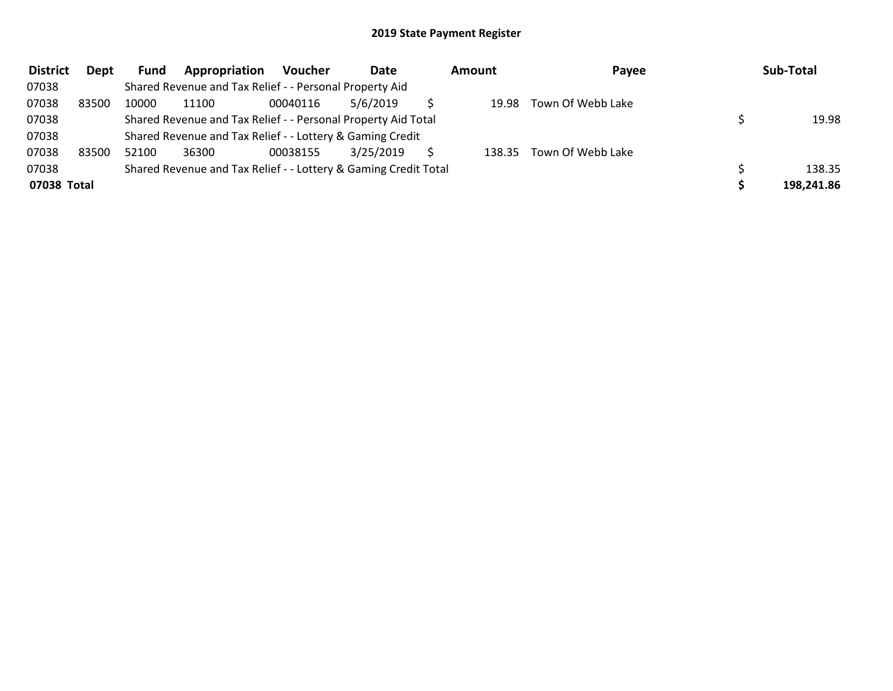# 2019 State Payment Register

| District | Dept | Fund | Appropriation | Voucher | Date | Amount | Payee | Sub-Total |
|---|---|---|---|---|---|---|---|---|
| 07038 | | Shared Revenue and Tax Relief - - Personal Property Aid | | | | | | |
| 07038 | 83500 | 10000 | 11100 | 00040116 | 5/6/2019 | $ 19.98 | Town Of Webb Lake | |
| 07038 | | Shared Revenue and Tax Relief - - Personal Property Aid Total | | | | | | $ 19.98 |
| 07038 | | Shared Revenue and Tax Relief - - Lottery & Gaming Credit | | | | | | |
| 07038 | 83500 | 52100 | 36300 | 00038155 | 3/25/2019 | $ 138.35 | Town Of Webb Lake | |
| 07038 | | Shared Revenue and Tax Relief - - Lottery & Gaming Credit Total | | | | | | $ 138.35 |
| **07038 Total** | | | | | | | | **$ 198,241.86** |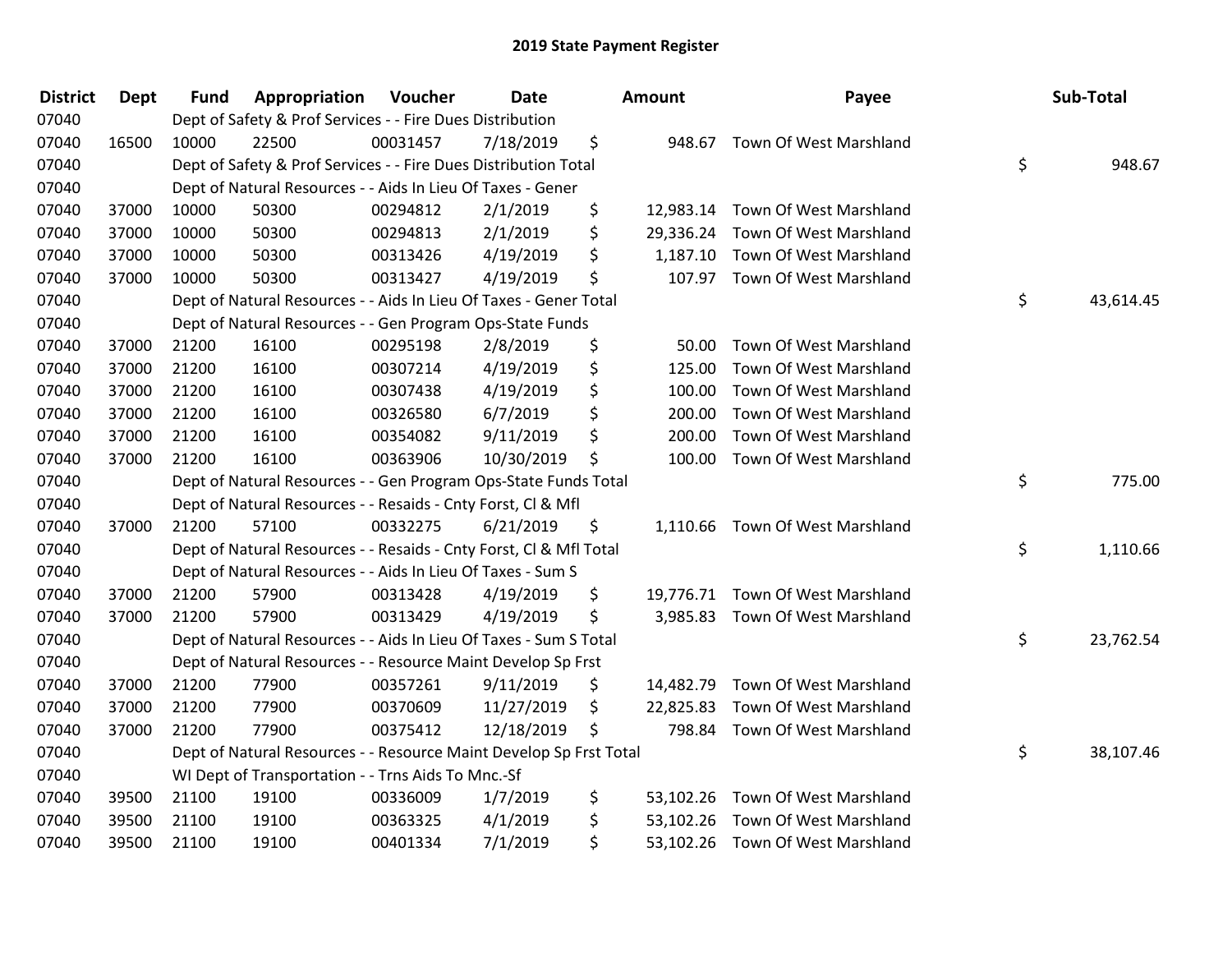# 2019 State Payment Register

| District | Dept | Fund | Appropriation | Voucher | Date | Amount | Payee | Sub-Total |
|---|---|---|---|---|---|---|---|---|
| 07040 | | Dept of Safety & Prof Services - - Fire Dues Distribution | | | | | | |
| 07040 | 16500 | 10000 | 22500 | 00031457 | 7/18/2019 | $ 948.67 | Town Of West Marshland | |
| 07040 | | Dept of Safety & Prof Services - - Fire Dues Distribution Total | | | | | | $ 948.67 |
| 07040 | | Dept of Natural Resources - - Aids In Lieu Of Taxes - Gener | | | | | | |
| 07040 | 37000 | 10000 | 50300 | 00294812 | 2/1/2019 | $ 12,983.14 | Town Of West Marshland | |
| 07040 | 37000 | 10000 | 50300 | 00294813 | 2/1/2019 | $ 29,336.24 | Town Of West Marshland | |
| 07040 | 37000 | 10000 | 50300 | 00313426 | 4/19/2019 | $ 1,187.10 | Town Of West Marshland | |
| 07040 | 37000 | 10000 | 50300 | 00313427 | 4/19/2019 | $ 107.97 | Town Of West Marshland | |
| 07040 | | Dept of Natural Resources - - Aids In Lieu Of Taxes - Gener Total | | | | | | $ 43,614.45 |
| 07040 | | Dept of Natural Resources - - Gen Program Ops-State Funds | | | | | | |
| 07040 | 37000 | 21200 | 16100 | 00295198 | 2/8/2019 | $ 50.00 | Town Of West Marshland | |
| 07040 | 37000 | 21200 | 16100 | 00307214 | 4/19/2019 | $ 125.00 | Town Of West Marshland | |
| 07040 | 37000 | 21200 | 16100 | 00307438 | 4/19/2019 | $ 100.00 | Town Of West Marshland | |
| 07040 | 37000 | 21200 | 16100 | 00326580 | 6/7/2019 | $ 200.00 | Town Of West Marshland | |
| 07040 | 37000 | 21200 | 16100 | 00354082 | 9/11/2019 | $ 200.00 | Town Of West Marshland | |
| 07040 | 37000 | 21200 | 16100 | 00363906 | 10/30/2019 | $ 100.00 | Town Of West Marshland | |
| 07040 | | Dept of Natural Resources - - Gen Program Ops-State Funds Total | | | | | | $ 775.00 |
| 07040 | | Dept of Natural Resources - - Resaids - Cnty Forst, Cl & Mfl | | | | | | |
| 07040 | 37000 | 21200 | 57100 | 00332275 | 6/21/2019 | $ 1,110.66 | Town Of West Marshland | |
| 07040 | | Dept of Natural Resources - - Resaids - Cnty Forst, Cl & Mfl Total | | | | | | $ 1,110.66 |
| 07040 | | Dept of Natural Resources - - Aids In Lieu Of Taxes - Sum S | | | | | | |
| 07040 | 37000 | 21200 | 57900 | 00313428 | 4/19/2019 | $ 19,776.71 | Town Of West Marshland | |
| 07040 | 37000 | 21200 | 57900 | 00313429 | 4/19/2019 | $ 3,985.83 | Town Of West Marshland | |
| 07040 | | Dept of Natural Resources - - Aids In Lieu Of Taxes - Sum S Total | | | | | | $ 23,762.54 |
| 07040 | | Dept of Natural Resources - - Resource Maint Develop Sp Frst | | | | | | |
| 07040 | 37000 | 21200 | 77900 | 00357261 | 9/11/2019 | $ 14,482.79 | Town Of West Marshland | |
| 07040 | 37000 | 21200 | 77900 | 00370609 | 11/27/2019 | $ 22,825.83 | Town Of West Marshland | |
| 07040 | 37000 | 21200 | 77900 | 00375412 | 12/18/2019 | $ 798.84 | Town Of West Marshland | |
| 07040 | | Dept of Natural Resources - - Resource Maint Develop Sp Frst Total | | | | | | $ 38,107.46 |
| 07040 | | WI Dept of Transportation - - Trns Aids To Mnc.-Sf | | | | | | |
| 07040 | 39500 | 21100 | 19100 | 00336009 | 1/7/2019 | $ 53,102.26 | Town Of West Marshland | |
| 07040 | 39500 | 21100 | 19100 | 00363325 | 4/1/2019 | $ 53,102.26 | Town Of West Marshland | |
| 07040 | 39500 | 21100 | 19100 | 00401334 | 7/1/2019 | $ 53,102.26 | Town Of West Marshland | |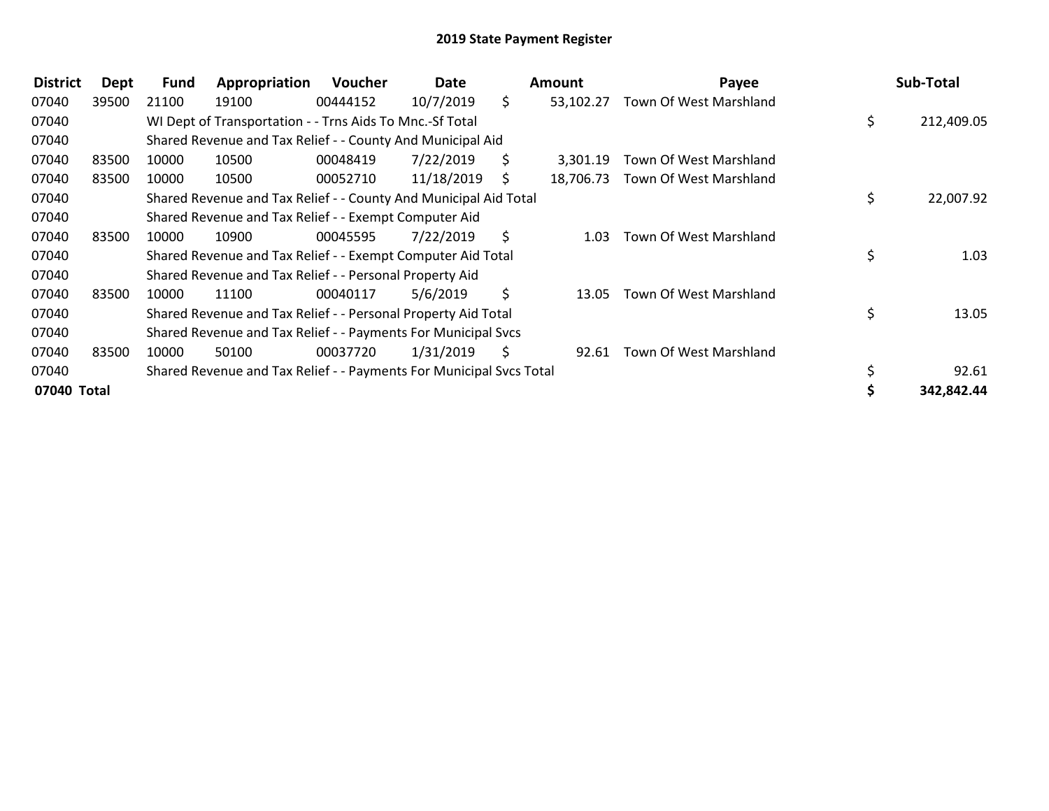# 2019 State Payment Register

| District | Dept | Fund | Appropriation | Voucher | Date | Amount | Payee | Sub-Total |
|---|---|---|---|---|---|---|---|---|
| 07040 | 39500 | 21100 | 19100 | 00444152 | 10/7/2019 | $ 53,102.27 | Town Of West Marshland | |
| 07040 | | WI Dept of Transportation - - Trns Aids To Mnc.-Sf Total | | | | | | $ 212,409.05 |
| 07040 | | Shared Revenue and Tax Relief - - County And Municipal Aid | | | | | | |
| 07040 | 83500 | 10000 | 10500 | 00048419 | 7/22/2019 | $ 3,301.19 | Town Of West Marshland | |
| 07040 | 83500 | 10000 | 10500 | 00052710 | 11/18/2019 | $ 18,706.73 | Town Of West Marshland | |
| 07040 | | Shared Revenue and Tax Relief - - County And Municipal Aid Total | | | | | | $ 22,007.92 |
| 07040 | | Shared Revenue and Tax Relief - - Exempt Computer Aid | | | | | | |
| 07040 | 83500 | 10000 | 10900 | 00045595 | 7/22/2019 | $ 1.03 | Town Of West Marshland | |
| 07040 | | Shared Revenue and Tax Relief - - Exempt Computer Aid Total | | | | | | $ 1.03 |
| 07040 | | Shared Revenue and Tax Relief - - Personal Property Aid | | | | | | |
| 07040 | 83500 | 10000 | 11100 | 00040117 | 5/6/2019 | $ 13.05 | Town Of West Marshland | |
| 07040 | | Shared Revenue and Tax Relief - - Personal Property Aid Total | | | | | | $ 13.05 |
| 07040 | | Shared Revenue and Tax Relief - - Payments For Municipal Svcs | | | | | | |
| 07040 | 83500 | 10000 | 50100 | 00037720 | 1/31/2019 | $ 92.61 | Town Of West Marshland | |
| 07040 | | Shared Revenue and Tax Relief - - Payments For Municipal Svcs Total | | | | | | $ 92.61 |
| **07040 Total** | | | | | | | | **$ 342,842.44** |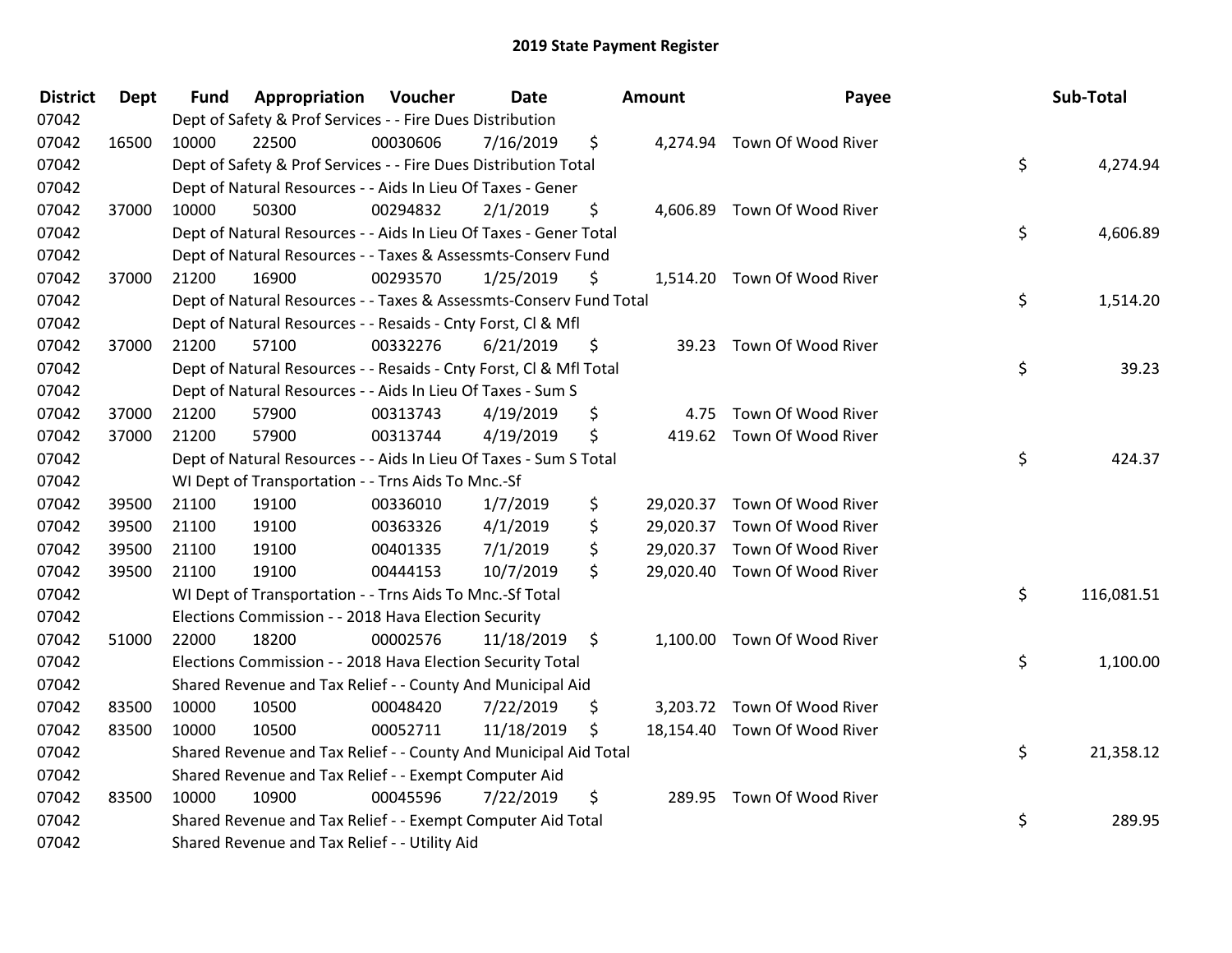# 2019 State Payment Register

| District | Dept | Fund | Appropriation | Voucher | Date | Amount | Payee | Sub-Total |
|---|---|---|---|---|---|---|---|---|
| 07042 | | Dept of Safety & Prof Services - - Fire Dues Distribution | | | | | | |
| 07042 | 16500 | 10000 | 22500 | 00030606 | 7/16/2019 | $ 4,274.94 | Town Of Wood River | |
| 07042 | | Dept of Safety & Prof Services - - Fire Dues Distribution Total | | | | | | $ 4,274.94 |
| 07042 | | Dept of Natural Resources - - Aids In Lieu Of Taxes - Gener | | | | | | |
| 07042 | 37000 | 10000 | 50300 | 00294832 | 2/1/2019 | $ 4,606.89 | Town Of Wood River | |
| 07042 | | Dept of Natural Resources - - Aids In Lieu Of Taxes - Gener Total | | | | | | $ 4,606.89 |
| 07042 | | Dept of Natural Resources - - Taxes & Assessmts-Conserv Fund | | | | | | |
| 07042 | 37000 | 21200 | 16900 | 00293570 | 1/25/2019 | $ 1,514.20 | Town Of Wood River | |
| 07042 | | Dept of Natural Resources - - Taxes & Assessmts-Conserv Fund Total | | | | | | $ 1,514.20 |
| 07042 | | Dept of Natural Resources - - Resaids - Cnty Forst, Cl & Mfl | | | | | | |
| 07042 | 37000 | 21200 | 57100 | 00332276 | 6/21/2019 | $ 39.23 | Town Of Wood River | |
| 07042 | | Dept of Natural Resources - - Resaids - Cnty Forst, Cl & Mfl Total | | | | | | $ 39.23 |
| 07042 | | Dept of Natural Resources - - Aids In Lieu Of Taxes - Sum S | | | | | | |
| 07042 | 37000 | 21200 | 57900 | 00313743 | 4/19/2019 | $ 4.75 | Town Of Wood River | |
| 07042 | 37000 | 21200 | 57900 | 00313744 | 4/19/2019 | $ 419.62 | Town Of Wood River | |
| 07042 | | Dept of Natural Resources - - Aids In Lieu Of Taxes - Sum S Total | | | | | | $ 424.37 |
| 07042 | | WI Dept of Transportation - - Trns Aids To Mnc.-Sf | | | | | | |
| 07042 | 39500 | 21100 | 19100 | 00336010 | 1/7/2019 | $ 29,020.37 | Town Of Wood River | |
| 07042 | 39500 | 21100 | 19100 | 00363326 | 4/1/2019 | $ 29,020.37 | Town Of Wood River | |
| 07042 | 39500 | 21100 | 19100 | 00401335 | 7/1/2019 | $ 29,020.37 | Town Of Wood River | |
| 07042 | 39500 | 21100 | 19100 | 00444153 | 10/7/2019 | $ 29,020.40 | Town Of Wood River | |
| 07042 | | WI Dept of Transportation - - Trns Aids To Mnc.-Sf Total | | | | | | $ 116,081.51 |
| 07042 | | Elections Commission - - 2018 Hava Election Security | | | | | | |
| 07042 | 51000 | 22000 | 18200 | 00002576 | 11/18/2019 | $ 1,100.00 | Town Of Wood River | |
| 07042 | | Elections Commission - - 2018 Hava Election Security Total | | | | | | $ 1,100.00 |
| 07042 | | Shared Revenue and Tax Relief - - County And Municipal Aid | | | | | | |
| 07042 | 83500 | 10000 | 10500 | 00048420 | 7/22/2019 | $ 3,203.72 | Town Of Wood River | |
| 07042 | 83500 | 10000 | 10500 | 00052711 | 11/18/2019 | $ 18,154.40 | Town Of Wood River | |
| 07042 | | Shared Revenue and Tax Relief - - County And Municipal Aid Total | | | | | | $ 21,358.12 |
| 07042 | | Shared Revenue and Tax Relief - - Exempt Computer Aid | | | | | | |
| 07042 | 83500 | 10000 | 10900 | 00045596 | 7/22/2019 | $ 289.95 | Town Of Wood River | |
| 07042 | | Shared Revenue and Tax Relief - - Exempt Computer Aid Total | | | | | | $ 289.95 |
| 07042 | | Shared Revenue and Tax Relief - - Utility Aid | | | | | | |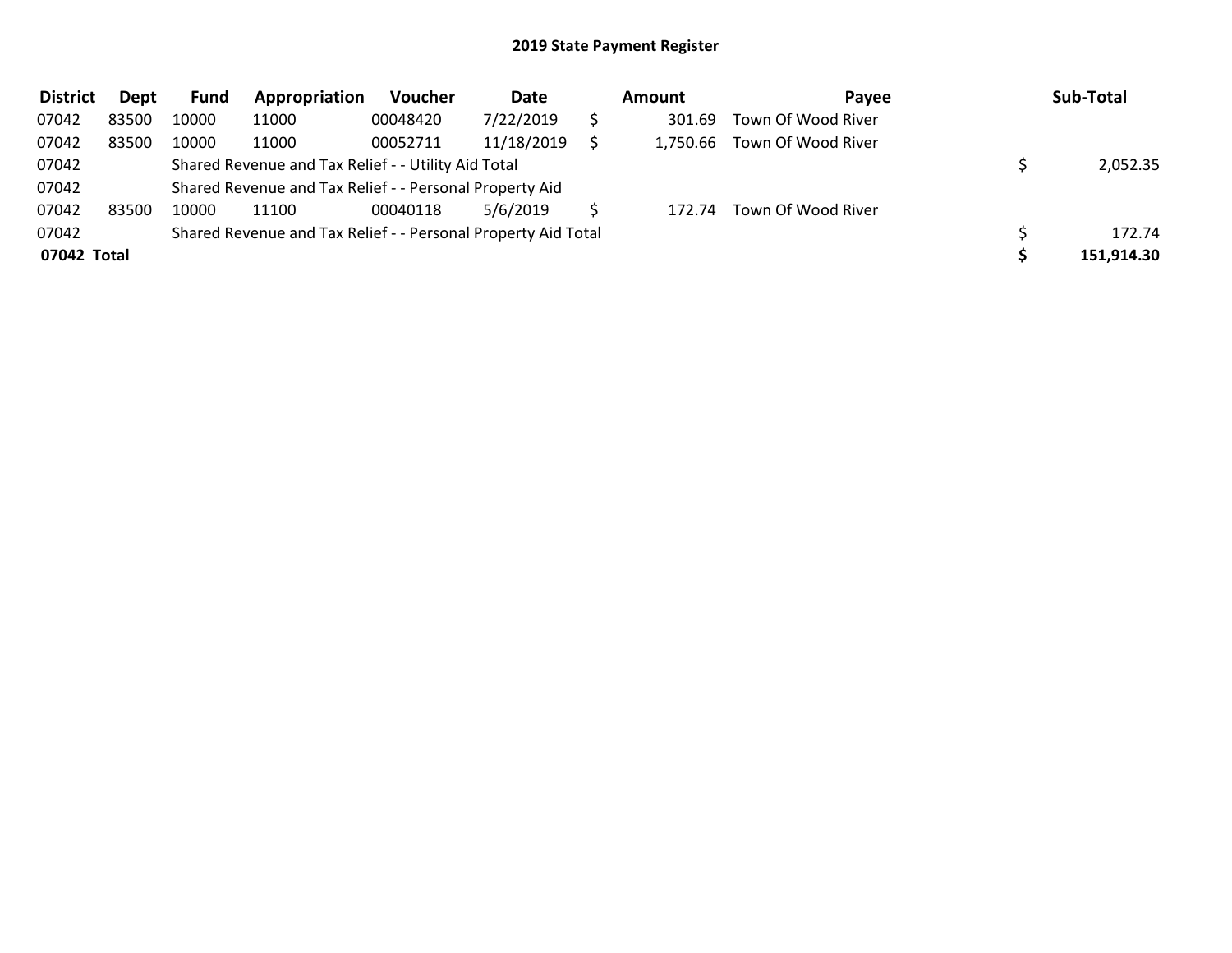# 2019 State Payment Register

| District | Dept | Fund | Appropriation | Voucher | Date | Amount | Payee | Sub-Total |
|---|---|---|---|---|---|---|---|---|
| 07042 | 83500 | 10000 | 11000 | 00048420 | 7/22/2019 | $ 301.69 | Town Of Wood River | |
| 07042 | 83500 | 10000 | 11000 | 00052711 | 11/18/2019 | $ 1,750.66 | Town Of Wood River | |
| 07042 | | Shared Revenue and Tax Relief - - Utility Aid Total | | | | | | $ 2,052.35 |
| 07042 | | Shared Revenue and Tax Relief - - Personal Property Aid | | | | | | |
| 07042 | 83500 | 10000 | 11100 | 00040118 | 5/6/2019 | $ 172.74 | Town Of Wood River | |
| 07042 | | Shared Revenue and Tax Relief - - Personal Property Aid Total | | | | | | $ 172.74 |
| **07042 Total** | | | | | | | | **$ 151,914.30** |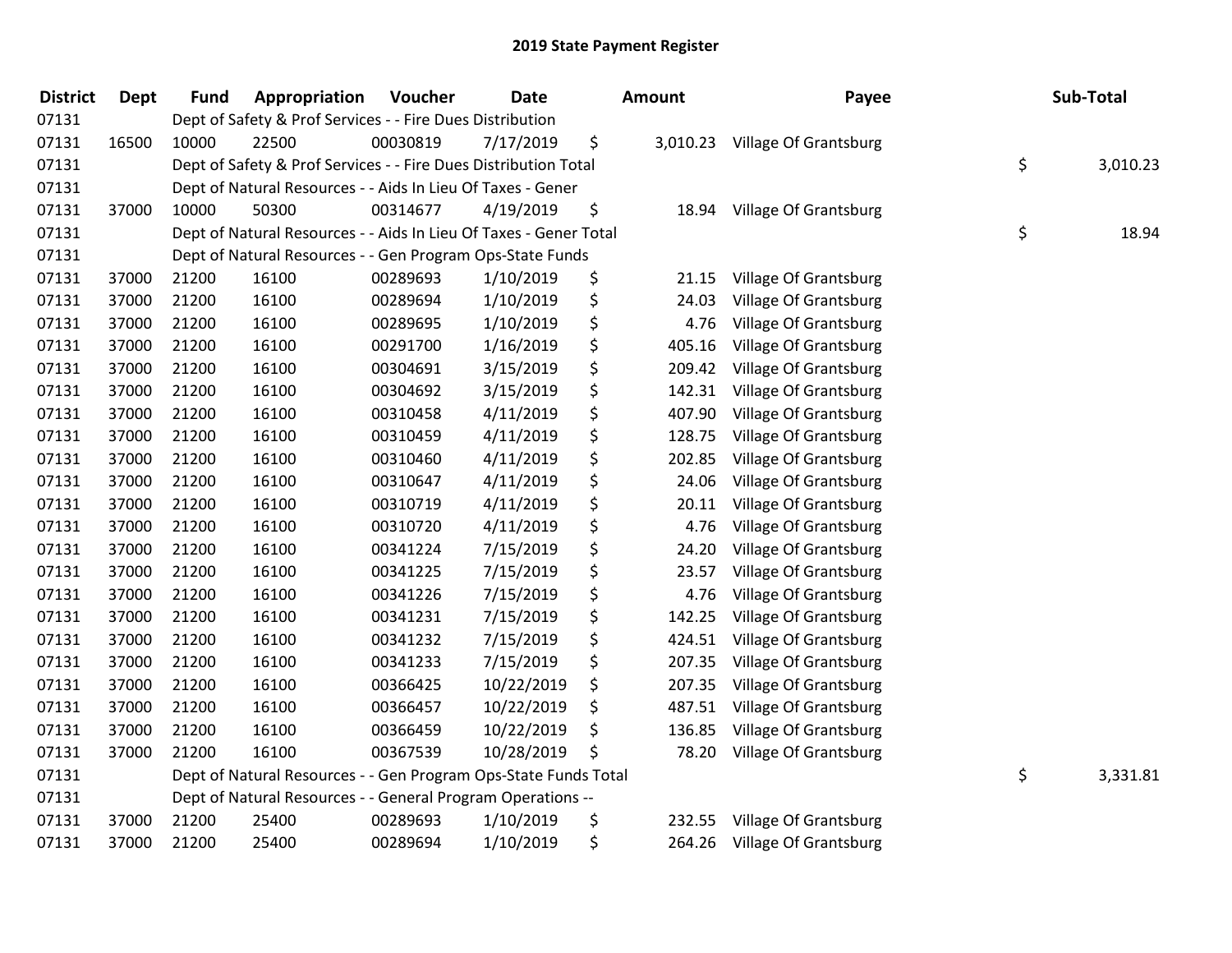# 2019 State Payment Register

| District | Dept | Fund | Appropriation | Voucher | Date | Amount | Payee | Sub-Total |
|---|---|---|---|---|---|---|---|---|
| 07131 | | | Dept of Safety & Prof Services - - Fire Dues Distribution | | | | | |
| 07131 | 16500 | 10000 | 22500 | 00030819 | 7/17/2019 | $ 3,010.23 | Village Of Grantsburg | |
| 07131 | | | Dept of Safety & Prof Services - - Fire Dues Distribution Total | | | | | $ 3,010.23 |
| 07131 | | | Dept of Natural Resources - - Aids In Lieu Of Taxes - Gener | | | | | |
| 07131 | 37000 | 10000 | 50300 | 00314677 | 4/19/2019 | $ 18.94 | Village Of Grantsburg | |
| 07131 | | | Dept of Natural Resources - - Aids In Lieu Of Taxes - Gener Total | | | | | $ 18.94 |
| 07131 | | | Dept of Natural Resources - - Gen Program Ops-State Funds | | | | | |
| 07131 | 37000 | 21200 | 16100 | 00289693 | 1/10/2019 | $ 21.15 | Village Of Grantsburg | |
| 07131 | 37000 | 21200 | 16100 | 00289694 | 1/10/2019 | $ 24.03 | Village Of Grantsburg | |
| 07131 | 37000 | 21200 | 16100 | 00289695 | 1/10/2019 | $ 4.76 | Village Of Grantsburg | |
| 07131 | 37000 | 21200 | 16100 | 00291700 | 1/16/2019 | $ 405.16 | Village Of Grantsburg | |
| 07131 | 37000 | 21200 | 16100 | 00304691 | 3/15/2019 | $ 209.42 | Village Of Grantsburg | |
| 07131 | 37000 | 21200 | 16100 | 00304692 | 3/15/2019 | $ 142.31 | Village Of Grantsburg | |
| 07131 | 37000 | 21200 | 16100 | 00310458 | 4/11/2019 | $ 407.90 | Village Of Grantsburg | |
| 07131 | 37000 | 21200 | 16100 | 00310459 | 4/11/2019 | $ 128.75 | Village Of Grantsburg | |
| 07131 | 37000 | 21200 | 16100 | 00310460 | 4/11/2019 | $ 202.85 | Village Of Grantsburg | |
| 07131 | 37000 | 21200 | 16100 | 00310647 | 4/11/2019 | $ 24.06 | Village Of Grantsburg | |
| 07131 | 37000 | 21200 | 16100 | 00310719 | 4/11/2019 | $ 20.11 | Village Of Grantsburg | |
| 07131 | 37000 | 21200 | 16100 | 00310720 | 4/11/2019 | $ 4.76 | Village Of Grantsburg | |
| 07131 | 37000 | 21200 | 16100 | 00341224 | 7/15/2019 | $ 24.20 | Village Of Grantsburg | |
| 07131 | 37000 | 21200 | 16100 | 00341225 | 7/15/2019 | $ 23.57 | Village Of Grantsburg | |
| 07131 | 37000 | 21200 | 16100 | 00341226 | 7/15/2019 | $ 4.76 | Village Of Grantsburg | |
| 07131 | 37000 | 21200 | 16100 | 00341231 | 7/15/2019 | $ 142.25 | Village Of Grantsburg | |
| 07131 | 37000 | 21200 | 16100 | 00341232 | 7/15/2019 | $ 424.51 | Village Of Grantsburg | |
| 07131 | 37000 | 21200 | 16100 | 00341233 | 7/15/2019 | $ 207.35 | Village Of Grantsburg | |
| 07131 | 37000 | 21200 | 16100 | 00366425 | 10/22/2019 | $ 207.35 | Village Of Grantsburg | |
| 07131 | 37000 | 21200 | 16100 | 00366457 | 10/22/2019 | $ 487.51 | Village Of Grantsburg | |
| 07131 | 37000 | 21200 | 16100 | 00366459 | 10/22/2019 | $ 136.85 | Village Of Grantsburg | |
| 07131 | 37000 | 21200 | 16100 | 00367539 | 10/28/2019 | $ 78.20 | Village Of Grantsburg | |
| 07131 | | | Dept of Natural Resources - - Gen Program Ops-State Funds Total | | | | | $ 3,331.81 |
| 07131 | | | Dept of Natural Resources - - General Program Operations -- | | | | | |
| 07131 | 37000 | 21200 | 25400 | 00289693 | 1/10/2019 | $ 232.55 | Village Of Grantsburg | |
| 07131 | 37000 | 21200 | 25400 | 00289694 | 1/10/2019 | $ 264.26 | Village Of Grantsburg | |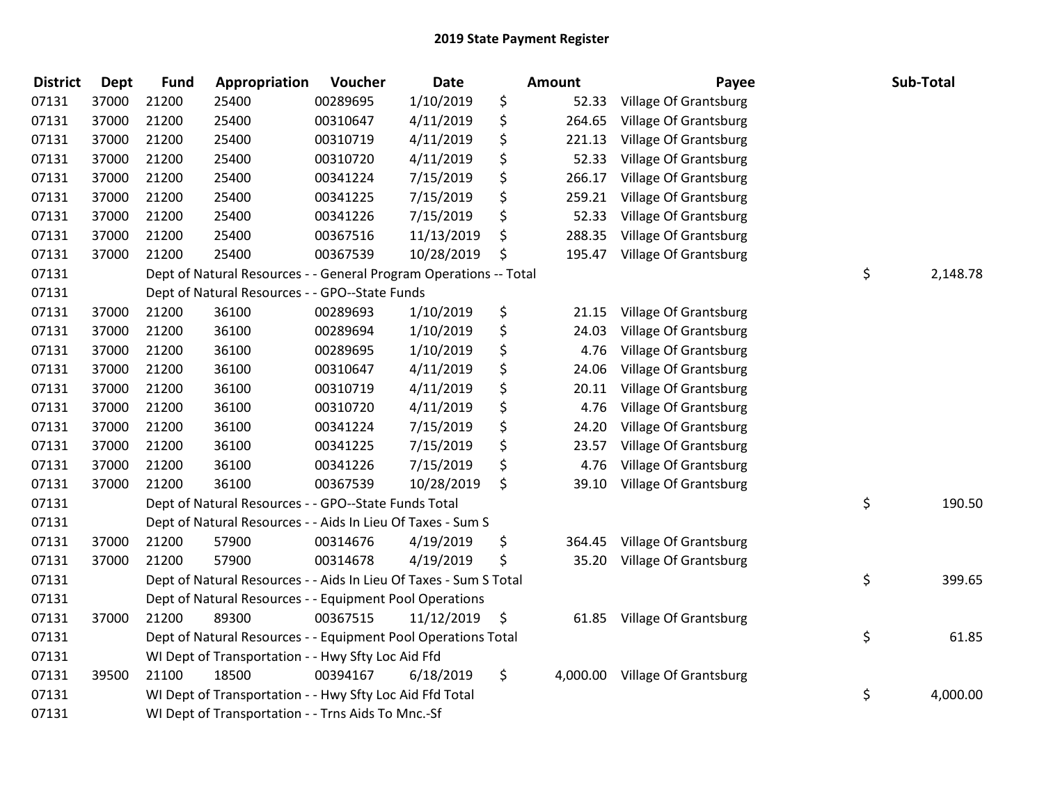# 2019 State Payment Register

| District | Dept | Fund | Appropriation | Voucher | Date | Amount | Payee | Sub-Total |
|---|---|---|---|---|---|---|---|---|
| 07131 | 37000 | 21200 | 25400 | 00289695 | 1/10/2019 | $ 52.33 | Village Of Grantsburg | |
| 07131 | 37000 | 21200 | 25400 | 00310647 | 4/11/2019 | $ 264.65 | Village Of Grantsburg | |
| 07131 | 37000 | 21200 | 25400 | 00310719 | 4/11/2019 | $ 221.13 | Village Of Grantsburg | |
| 07131 | 37000 | 21200 | 25400 | 00310720 | 4/11/2019 | $ 52.33 | Village Of Grantsburg | |
| 07131 | 37000 | 21200 | 25400 | 00341224 | 7/15/2019 | $ 266.17 | Village Of Grantsburg | |
| 07131 | 37000 | 21200 | 25400 | 00341225 | 7/15/2019 | $ 259.21 | Village Of Grantsburg | |
| 07131 | 37000 | 21200 | 25400 | 00341226 | 7/15/2019 | $ 52.33 | Village Of Grantsburg | |
| 07131 | 37000 | 21200 | 25400 | 00367516 | 11/13/2019 | $ 288.35 | Village Of Grantsburg | |
| 07131 | 37000 | 21200 | 25400 | 00367539 | 10/28/2019 | $ 195.47 | Village Of Grantsburg | |
| 07131 | | Dept of Natural Resources - - General Program Operations -- Total | | | | | | $ 2,148.78 |
| 07131 | | Dept of Natural Resources - - GPO--State Funds | | | | | | |
| 07131 | 37000 | 21200 | 36100 | 00289693 | 1/10/2019 | $ 21.15 | Village Of Grantsburg | |
| 07131 | 37000 | 21200 | 36100 | 00289694 | 1/10/2019 | $ 24.03 | Village Of Grantsburg | |
| 07131 | 37000 | 21200 | 36100 | 00289695 | 1/10/2019 | $ 4.76 | Village Of Grantsburg | |
| 07131 | 37000 | 21200 | 36100 | 00310647 | 4/11/2019 | $ 24.06 | Village Of Grantsburg | |
| 07131 | 37000 | 21200 | 36100 | 00310719 | 4/11/2019 | $ 20.11 | Village Of Grantsburg | |
| 07131 | 37000 | 21200 | 36100 | 00310720 | 4/11/2019 | $ 4.76 | Village Of Grantsburg | |
| 07131 | 37000 | 21200 | 36100 | 00341224 | 7/15/2019 | $ 24.20 | Village Of Grantsburg | |
| 07131 | 37000 | 21200 | 36100 | 00341225 | 7/15/2019 | $ 23.57 | Village Of Grantsburg | |
| 07131 | 37000 | 21200 | 36100 | 00341226 | 7/15/2019 | $ 4.76 | Village Of Grantsburg | |
| 07131 | 37000 | 21200 | 36100 | 00367539 | 10/28/2019 | $ 39.10 | Village Of Grantsburg | |
| 07131 | | Dept of Natural Resources - - GPO--State Funds Total | | | | | | $ 190.50 |
| 07131 | | Dept of Natural Resources - - Aids In Lieu Of Taxes - Sum S | | | | | | |
| 07131 | 37000 | 21200 | 57900 | 00314676 | 4/19/2019 | $ 364.45 | Village Of Grantsburg | |
| 07131 | 37000 | 21200 | 57900 | 00314678 | 4/19/2019 | $ 35.20 | Village Of Grantsburg | |
| 07131 | | Dept of Natural Resources - - Aids In Lieu Of Taxes - Sum S Total | | | | | | $ 399.65 |
| 07131 | | Dept of Natural Resources - - Equipment Pool Operations | | | | | | |
| 07131 | 37000 | 21200 | 89300 | 00367515 | 11/12/2019 | $ 61.85 | Village Of Grantsburg | |
| 07131 | | Dept of Natural Resources - - Equipment Pool Operations Total | | | | | | $ 61.85 |
| 07131 | | WI Dept of Transportation - - Hwy Sfty Loc Aid Ffd | | | | | | |
| 07131 | 39500 | 21100 | 18500 | 00394167 | 6/18/2019 | $ 4,000.00 | Village Of Grantsburg | |
| 07131 | | WI Dept of Transportation - - Hwy Sfty Loc Aid Ffd Total | | | | | | $ 4,000.00 |
| 07131 | | WI Dept of Transportation - - Trns Aids To Mnc.-Sf | | | | | | |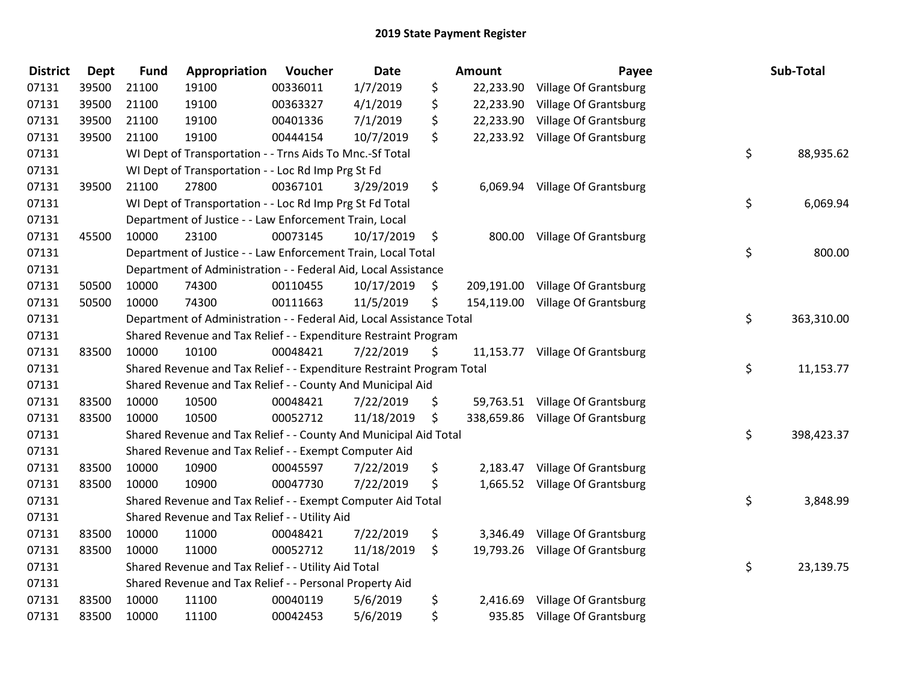## 2019 State Payment Register

| District | Dept | Fund | Appropriation | Voucher | Date | Amount | Payee | Sub-Total |
|---|---|---|---|---|---|---|---|---|
| 07131 | 39500 | 21100 | 19100 | 00336011 | 1/7/2019 | $ 22,233.90 | Village Of Grantsburg | |
| 07131 | 39500 | 21100 | 19100 | 00363327 | 4/1/2019 | $ 22,233.90 | Village Of Grantsburg | |
| 07131 | 39500 | 21100 | 19100 | 00401336 | 7/1/2019 | $ 22,233.90 | Village Of Grantsburg | |
| 07131 | 39500 | 21100 | 19100 | 00444154 | 10/7/2019 | $ 22,233.92 | Village Of Grantsburg | |
| 07131 | | WI Dept of Transportation - - Trns Aids To Mnc.-Sf Total | | | | | | $ 88,935.62 |
| 07131 | | WI Dept of Transportation - - Loc Rd Imp Prg St Fd | | | | | | |
| 07131 | 39500 | 21100 | 27800 | 00367101 | 3/29/2019 | $ 6,069.94 | Village Of Grantsburg | |
| 07131 | | WI Dept of Transportation - - Loc Rd Imp Prg St Fd Total | | | | | | $ 6,069.94 |
| 07131 | | Department of Justice - - Law Enforcement Train, Local | | | | | | |
| 07131 | 45500 | 10000 | 23100 | 00073145 | 10/17/2019 | $ 800.00 | Village Of Grantsburg | |
| 07131 | | Department of Justice - - Law Enforcement Train, Local Total | | | | | | $ 800.00 |
| 07131 | | Department of Administration - - Federal Aid, Local Assistance | | | | | | |
| 07131 | 50500 | 10000 | 74300 | 00110455 | 10/17/2019 | $ 209,191.00 | Village Of Grantsburg | |
| 07131 | 50500 | 10000 | 74300 | 00111663 | 11/5/2019 | $ 154,119.00 | Village Of Grantsburg | |
| 07131 | | Department of Administration - - Federal Aid, Local Assistance Total | | | | | | $ 363,310.00 |
| 07131 | | Shared Revenue and Tax Relief - - Expenditure Restraint Program | | | | | | |
| 07131 | 83500 | 10000 | 10100 | 00048421 | 7/22/2019 | $ 11,153.77 | Village Of Grantsburg | |
| 07131 | | Shared Revenue and Tax Relief - - Expenditure Restraint Program Total | | | | | | $ 11,153.77 |
| 07131 | | Shared Revenue and Tax Relief - - County And Municipal Aid | | | | | | |
| 07131 | 83500 | 10000 | 10500 | 00048421 | 7/22/2019 | $ 59,763.51 | Village Of Grantsburg | |
| 07131 | 83500 | 10000 | 10500 | 00052712 | 11/18/2019 | $ 338,659.86 | Village Of Grantsburg | |
| 07131 | | Shared Revenue and Tax Relief - - County And Municipal Aid Total | | | | | | $ 398,423.37 |
| 07131 | | Shared Revenue and Tax Relief - - Exempt Computer Aid | | | | | | |
| 07131 | 83500 | 10000 | 10900 | 00045597 | 7/22/2019 | $ 2,183.47 | Village Of Grantsburg | |
| 07131 | 83500 | 10000 | 10900 | 00047730 | 7/22/2019 | $ 1,665.52 | Village Of Grantsburg | |
| 07131 | | Shared Revenue and Tax Relief - - Exempt Computer Aid Total | | | | | | $ 3,848.99 |
| 07131 | | Shared Revenue and Tax Relief - - Utility Aid | | | | | | |
| 07131 | 83500 | 10000 | 11000 | 00048421 | 7/22/2019 | $ 3,346.49 | Village Of Grantsburg | |
| 07131 | 83500 | 10000 | 11000 | 00052712 | 11/18/2019 | $ 19,793.26 | Village Of Grantsburg | |
| 07131 | | Shared Revenue and Tax Relief - - Utility Aid Total | | | | | | $ 23,139.75 |
| 07131 | | Shared Revenue and Tax Relief - - Personal Property Aid | | | | | | |
| 07131 | 83500 | 10000 | 11100 | 00040119 | 5/6/2019 | $ 2,416.69 | Village Of Grantsburg | |
| 07131 | 83500 | 10000 | 11100 | 00042453 | 5/6/2019 | $ 935.85 | Village Of Grantsburg | |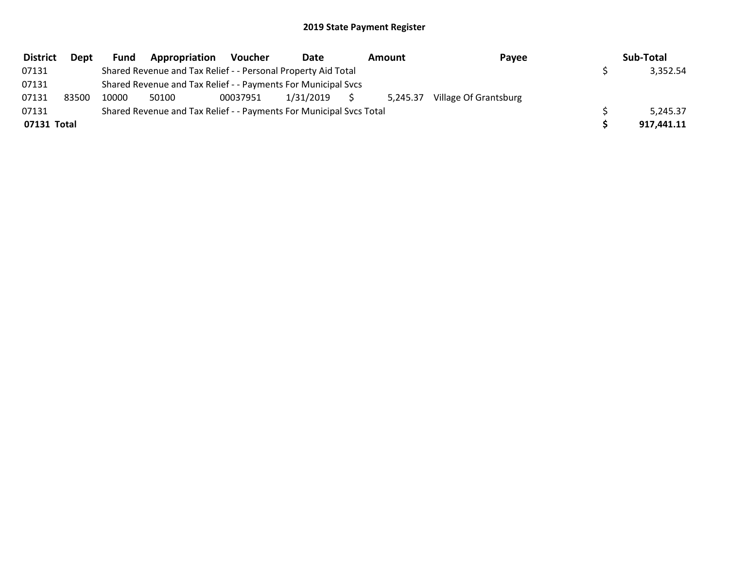## 2019 State Payment Register

| District | Dept | Fund | Appropriation | Voucher | Date | Amount | Payee | Sub-Total |
|---|---|---|---|---|---|---|---|---|
| 07131 | | Shared Revenue and Tax Relief - - Personal Property Aid Total | | | | | | $ 3,352.54 |
| 07131 | | Shared Revenue and Tax Relief - - Payments For Municipal Svcs | | | | | | |
| 07131 | 83500 | 10000 | 50100 | 00037951 | 1/31/2019 | $ 5,245.37 | Village Of Grantsburg | |
| 07131 | | Shared Revenue and Tax Relief - - Payments For Municipal Svcs Total | | | | | | $ 5,245.37 |
| **07131 Total** | | | | | | | | **$ 917,441.11** |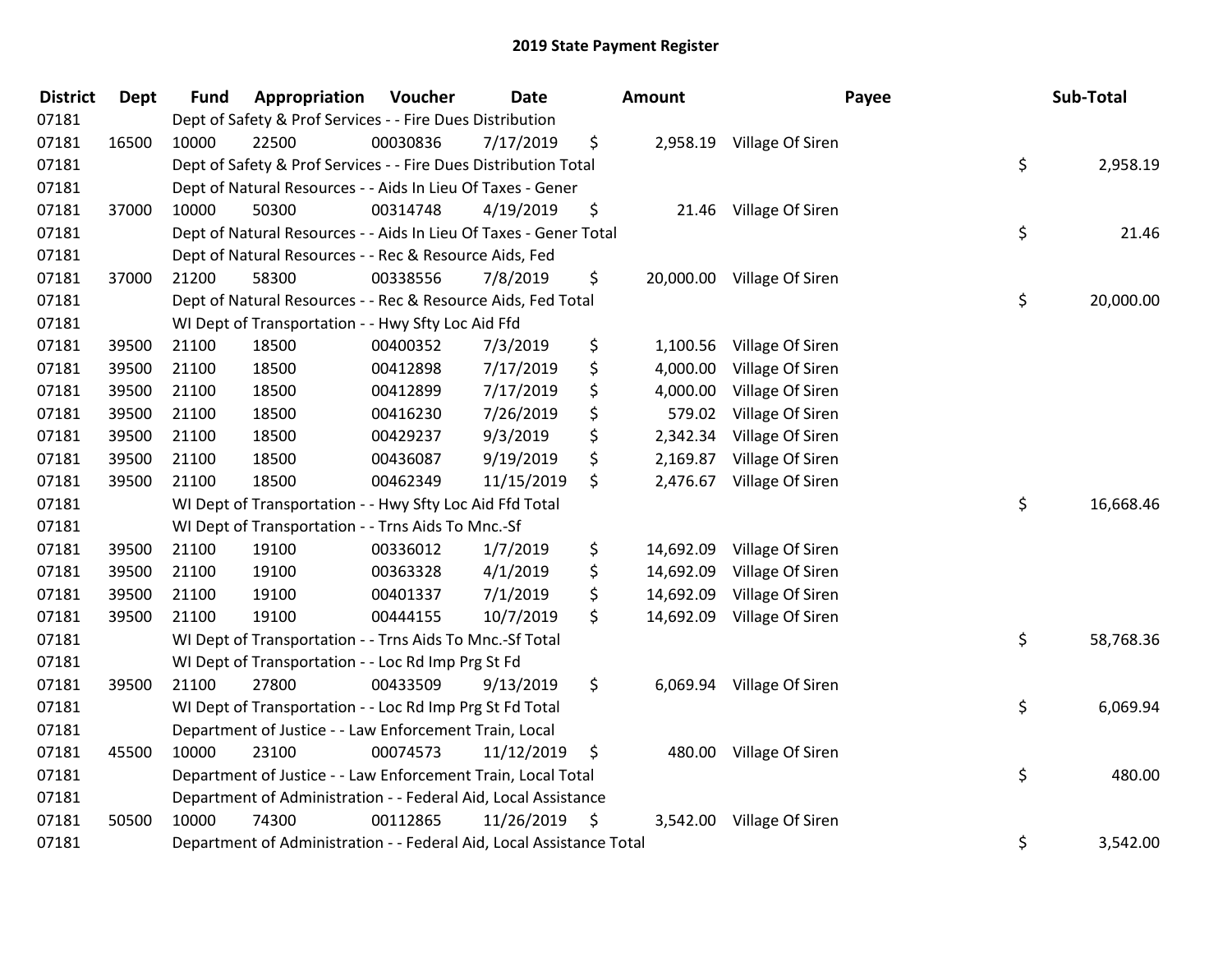# 2019 State Payment Register

| District | Dept | Fund | Appropriation | Voucher | Date | Amount | Payee | Sub-Total |
|---|---|---|---|---|---|---|---|---|
| 07181 | | Dept of Safety & Prof Services - - Fire Dues Distribution | | | | | | |
| 07181 | 16500 | 10000 | 22500 | 00030836 | 7/17/2019 | $ 2,958.19 | Village Of Siren | |
| 07181 | | Dept of Safety & Prof Services - - Fire Dues Distribution Total | | | | | | $ 2,958.19 |
| 07181 | | Dept of Natural Resources - - Aids In Lieu Of Taxes - Gener | | | | | | |
| 07181 | 37000 | 10000 | 50300 | 00314748 | 4/19/2019 | $ 21.46 | Village Of Siren | |
| 07181 | | Dept of Natural Resources - - Aids In Lieu Of Taxes - Gener Total | | | | | | $ 21.46 |
| 07181 | | Dept of Natural Resources - - Rec & Resource Aids, Fed | | | | | | |
| 07181 | 37000 | 21200 | 58300 | 00338556 | 7/8/2019 | $ 20,000.00 | Village Of Siren | |
| 07181 | | Dept of Natural Resources - - Rec & Resource Aids, Fed Total | | | | | | $ 20,000.00 |
| 07181 | | WI Dept of Transportation - - Hwy Sfty Loc Aid Ffd | | | | | | |
| 07181 | 39500 | 21100 | 18500 | 00400352 | 7/3/2019 | $ 1,100.56 | Village Of Siren | |
| 07181 | 39500 | 21100 | 18500 | 00412898 | 7/17/2019 | $ 4,000.00 | Village Of Siren | |
| 07181 | 39500 | 21100 | 18500 | 00412899 | 7/17/2019 | $ 4,000.00 | Village Of Siren | |
| 07181 | 39500 | 21100 | 18500 | 00416230 | 7/26/2019 | $ 579.02 | Village Of Siren | |
| 07181 | 39500 | 21100 | 18500 | 00429237 | 9/3/2019 | $ 2,342.34 | Village Of Siren | |
| 07181 | 39500 | 21100 | 18500 | 00436087 | 9/19/2019 | $ 2,169.87 | Village Of Siren | |
| 07181 | 39500 | 21100 | 18500 | 00462349 | 11/15/2019 | $ 2,476.67 | Village Of Siren | |
| 07181 | | WI Dept of Transportation - - Hwy Sfty Loc Aid Ffd Total | | | | | | $ 16,668.46 |
| 07181 | | WI Dept of Transportation - - Trns Aids To Mnc.-Sf | | | | | | |
| 07181 | 39500 | 21100 | 19100 | 00336012 | 1/7/2019 | $ 14,692.09 | Village Of Siren | |
| 07181 | 39500 | 21100 | 19100 | 00363328 | 4/1/2019 | $ 14,692.09 | Village Of Siren | |
| 07181 | 39500 | 21100 | 19100 | 00401337 | 7/1/2019 | $ 14,692.09 | Village Of Siren | |
| 07181 | 39500 | 21100 | 19100 | 00444155 | 10/7/2019 | $ 14,692.09 | Village Of Siren | |
| 07181 | | WI Dept of Transportation - - Trns Aids To Mnc.-Sf Total | | | | | | $ 58,768.36 |
| 07181 | | WI Dept of Transportation - - Loc Rd Imp Prg St Fd | | | | | | |
| 07181 | 39500 | 21100 | 27800 | 00433509 | 9/13/2019 | $ 6,069.94 | Village Of Siren | |
| 07181 | | WI Dept of Transportation - - Loc Rd Imp Prg St Fd Total | | | | | | $ 6,069.94 |
| 07181 | | Department of Justice - - Law Enforcement Train, Local | | | | | | |
| 07181 | 45500 | 10000 | 23100 | 00074573 | 11/12/2019 | $ 480.00 | Village Of Siren | |
| 07181 | | Department of Justice - - Law Enforcement Train, Local Total | | | | | | $ 480.00 |
| 07181 | | Department of Administration - - Federal Aid, Local Assistance | | | | | | |
| 07181 | 50500 | 10000 | 74300 | 00112865 | 11/26/2019 | $ 3,542.00 | Village Of Siren | |
| 07181 | | Department of Administration - - Federal Aid, Local Assistance Total | | | | | | $ 3,542.00 |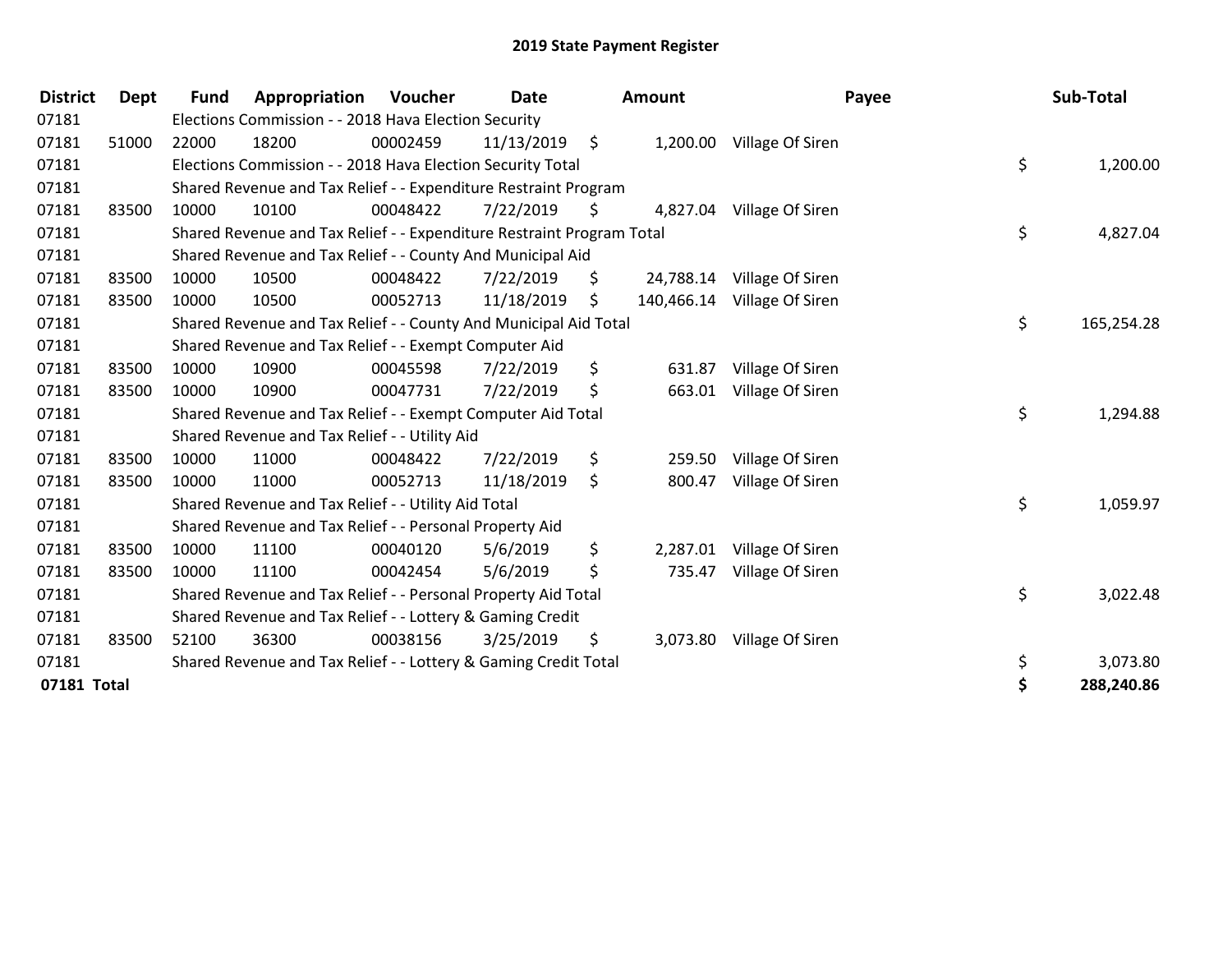# 2019 State Payment Register

| District | Dept | Fund | Appropriation | Voucher | Date | Amount | Payee | Sub-Total |
|---|---|---|---|---|---|---|---|---|
| 07181 | | Elections Commission - - 2018 Hava Election Security | | | | | | |
| 07181 | 51000 | 22000 | 18200 | 00002459 | 11/13/2019 | $ 1,200.00 | Village Of Siren | |
| 07181 | | Elections Commission - - 2018 Hava Election Security Total | | | | | | $ 1,200.00 |
| 07181 | | Shared Revenue and Tax Relief - - Expenditure Restraint Program | | | | | | |
| 07181 | 83500 | 10000 | 10100 | 00048422 | 7/22/2019 | $ 4,827.04 | Village Of Siren | |
| 07181 | | Shared Revenue and Tax Relief - - Expenditure Restraint Program Total | | | | | | $ 4,827.04 |
| 07181 | | Shared Revenue and Tax Relief - - County And Municipal Aid | | | | | | |
| 07181 | 83500 | 10000 | 10500 | 00048422 | 7/22/2019 | $ 24,788.14 | Village Of Siren | |
| 07181 | 83500 | 10000 | 10500 | 00052713 | 11/18/2019 | $ 140,466.14 | Village Of Siren | |
| 07181 | | Shared Revenue and Tax Relief - - County And Municipal Aid Total | | | | | | $ 165,254.28 |
| 07181 | | Shared Revenue and Tax Relief - - Exempt Computer Aid | | | | | | |
| 07181 | 83500 | 10000 | 10900 | 00045598 | 7/22/2019 | $ 631.87 | Village Of Siren | |
| 07181 | 83500 | 10000 | 10900 | 00047731 | 7/22/2019 | $ 663.01 | Village Of Siren | |
| 07181 | | Shared Revenue and Tax Relief - - Exempt Computer Aid Total | | | | | | $ 1,294.88 |
| 07181 | | Shared Revenue and Tax Relief - - Utility Aid | | | | | | |
| 07181 | 83500 | 10000 | 11000 | 00048422 | 7/22/2019 | $ 259.50 | Village Of Siren | |
| 07181 | 83500 | 10000 | 11000 | 00052713 | 11/18/2019 | $ 800.47 | Village Of Siren | |
| 07181 | | Shared Revenue and Tax Relief - - Utility Aid Total | | | | | | $ 1,059.97 |
| 07181 | | Shared Revenue and Tax Relief - - Personal Property Aid | | | | | | |
| 07181 | 83500 | 10000 | 11100 | 00040120 | 5/6/2019 | $ 2,287.01 | Village Of Siren | |
| 07181 | 83500 | 10000 | 11100 | 00042454 | 5/6/2019 | $ 735.47 | Village Of Siren | |
| 07181 | | Shared Revenue and Tax Relief - - Personal Property Aid Total | | | | | | $ 3,022.48 |
| 07181 | | Shared Revenue and Tax Relief - - Lottery & Gaming Credit | | | | | | |
| 07181 | 83500 | 52100 | 36300 | 00038156 | 3/25/2019 | $ 3,073.80 | Village Of Siren | |
| 07181 | | Shared Revenue and Tax Relief - - Lottery & Gaming Credit Total | | | | | | $ 3,073.80 |
| **07181 Total** | | | | | | | | **$ 288,240.86** |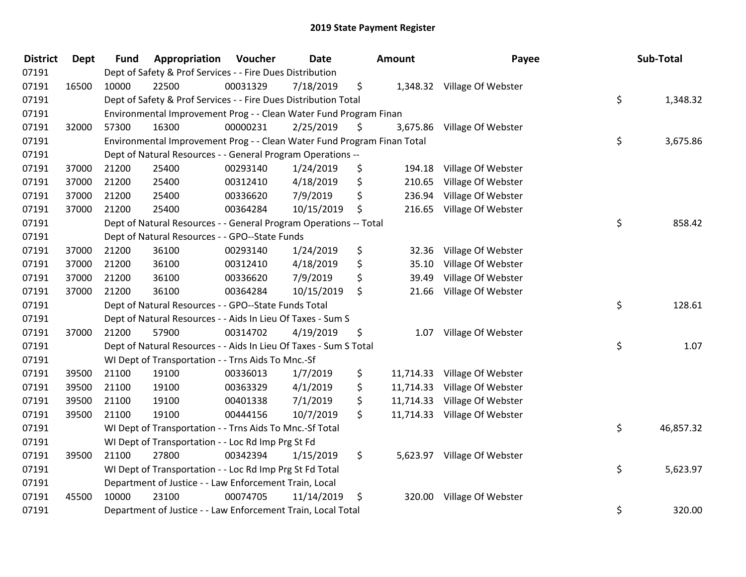# 2019 State Payment Register

| District | Dept | Fund | Appropriation | Voucher | Date | Amount | Payee | Sub-Total |
|---|---|---|---|---|---|---|---|---|
| 07191 | | Dept of Safety & Prof Services - - Fire Dues Distribution | | | | | | |
| 07191 | 16500 | 10000 | 22500 | 00031329 | 7/18/2019 | $ 1,348.32 | Village Of Webster | |
| 07191 | | Dept of Safety & Prof Services - - Fire Dues Distribution Total | | | | | | $ 1,348.32 |
| 07191 | | Environmental Improvement Prog - - Clean Water Fund Program Finan | | | | | | |
| 07191 | 32000 | 57300 | 16300 | 00000231 | 2/25/2019 | $ 3,675.86 | Village Of Webster | |
| 07191 | | Environmental Improvement Prog - - Clean Water Fund Program Finan Total | | | | | | $ 3,675.86 |
| 07191 | | Dept of Natural Resources - - General Program Operations -- | | | | | | |
| 07191 | 37000 | 21200 | 25400 | 00293140 | 1/24/2019 | $ 194.18 | Village Of Webster | |
| 07191 | 37000 | 21200 | 25400 | 00312410 | 4/18/2019 | $ 210.65 | Village Of Webster | |
| 07191 | 37000 | 21200 | 25400 | 00336620 | 7/9/2019 | $ 236.94 | Village Of Webster | |
| 07191 | 37000 | 21200 | 25400 | 00364284 | 10/15/2019 | $ 216.65 | Village Of Webster | |
| 07191 | | Dept of Natural Resources - - General Program Operations -- Total | | | | | | $ 858.42 |
| 07191 | | Dept of Natural Resources - - GPO--State Funds | | | | | | |
| 07191 | 37000 | 21200 | 36100 | 00293140 | 1/24/2019 | $ 32.36 | Village Of Webster | |
| 07191 | 37000 | 21200 | 36100 | 00312410 | 4/18/2019 | $ 35.10 | Village Of Webster | |
| 07191 | 37000 | 21200 | 36100 | 00336620 | 7/9/2019 | $ 39.49 | Village Of Webster | |
| 07191 | 37000 | 21200 | 36100 | 00364284 | 10/15/2019 | $ 21.66 | Village Of Webster | |
| 07191 | | Dept of Natural Resources - - GPO--State Funds Total | | | | | | $ 128.61 |
| 07191 | | Dept of Natural Resources - - Aids In Lieu Of Taxes - Sum S | | | | | | |
| 07191 | 37000 | 21200 | 57900 | 00314702 | 4/19/2019 | $ 1.07 | Village Of Webster | |
| 07191 | | Dept of Natural Resources - - Aids In Lieu Of Taxes - Sum S Total | | | | | | $ 1.07 |
| 07191 | | WI Dept of Transportation - - Trns Aids To Mnc.-Sf | | | | | | |
| 07191 | 39500 | 21100 | 19100 | 00336013 | 1/7/2019 | $ 11,714.33 | Village Of Webster | |
| 07191 | 39500 | 21100 | 19100 | 00363329 | 4/1/2019 | $ 11,714.33 | Village Of Webster | |
| 07191 | 39500 | 21100 | 19100 | 00401338 | 7/1/2019 | $ 11,714.33 | Village Of Webster | |
| 07191 | 39500 | 21100 | 19100 | 00444156 | 10/7/2019 | $ 11,714.33 | Village Of Webster | |
| 07191 | | WI Dept of Transportation - - Trns Aids To Mnc.-Sf Total | | | | | | $ 46,857.32 |
| 07191 | | WI Dept of Transportation - - Loc Rd Imp Prg St Fd | | | | | | |
| 07191 | 39500 | 21100 | 27800 | 00342394 | 1/15/2019 | $ 5,623.97 | Village Of Webster | |
| 07191 | | WI Dept of Transportation - - Loc Rd Imp Prg St Fd Total | | | | | | $ 5,623.97 |
| 07191 | | Department of Justice - - Law Enforcement Train, Local | | | | | | |
| 07191 | 45500 | 10000 | 23100 | 00074705 | 11/14/2019 | $ 320.00 | Village Of Webster | |
| 07191 | | Department of Justice - - Law Enforcement Train, Local Total | | | | | | $ 320.00 |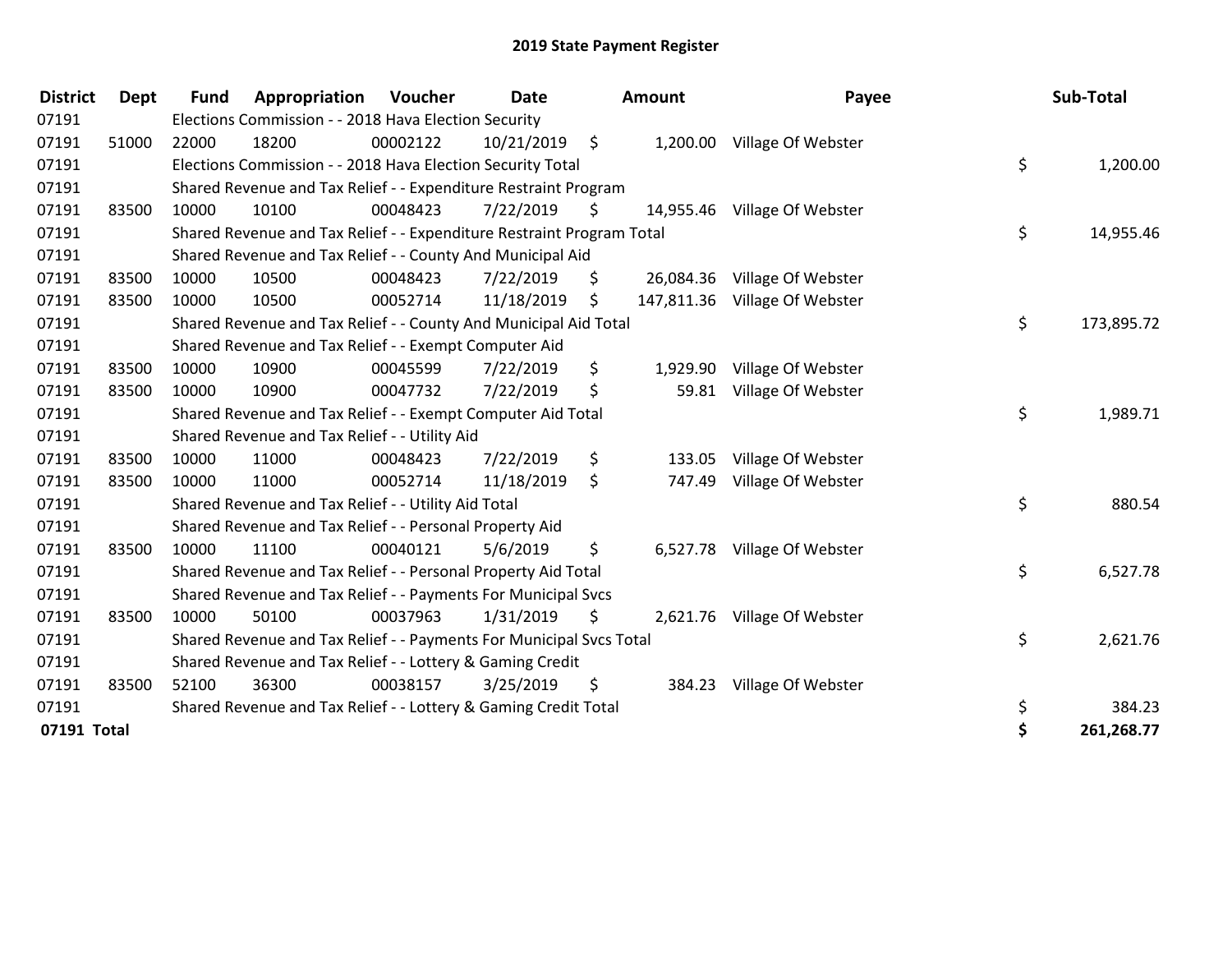# 2019 State Payment Register

| District | Dept | Fund | Appropriation | Voucher | Date | Amount | Payee | Sub-Total |
|---|---|---|---|---|---|---|---|---|
| 07191 | | Elections Commission - - 2018 Hava Election Security | | | | | | |
| 07191 | 51000 | 22000 | 18200 | 00002122 | 10/21/2019 | $ 1,200.00 | Village Of Webster | |
| 07191 | | Elections Commission - - 2018 Hava Election Security Total | | | | | | $ 1,200.00 |
| 07191 | | Shared Revenue and Tax Relief - - Expenditure Restraint Program | | | | | | |
| 07191 | 83500 | 10000 | 10100 | 00048423 | 7/22/2019 | $ 14,955.46 | Village Of Webster | |
| 07191 | | Shared Revenue and Tax Relief - - Expenditure Restraint Program Total | | | | | | $ 14,955.46 |
| 07191 | | Shared Revenue and Tax Relief - - County And Municipal Aid | | | | | | |
| 07191 | 83500 | 10000 | 10500 | 00048423 | 7/22/2019 | $ 26,084.36 | Village Of Webster | |
| 07191 | 83500 | 10000 | 10500 | 00052714 | 11/18/2019 | $ 147,811.36 | Village Of Webster | |
| 07191 | | Shared Revenue and Tax Relief - - County And Municipal Aid Total | | | | | | $ 173,895.72 |
| 07191 | | Shared Revenue and Tax Relief - - Exempt Computer Aid | | | | | | |
| 07191 | 83500 | 10000 | 10900 | 00045599 | 7/22/2019 | $ 1,929.90 | Village Of Webster | |
| 07191 | 83500 | 10000 | 10900 | 00047732 | 7/22/2019 | $ 59.81 | Village Of Webster | |
| 07191 | | Shared Revenue and Tax Relief - - Exempt Computer Aid Total | | | | | | $ 1,989.71 |
| 07191 | | Shared Revenue and Tax Relief - - Utility Aid | | | | | | |
| 07191 | 83500 | 10000 | 11000 | 00048423 | 7/22/2019 | $ 133.05 | Village Of Webster | |
| 07191 | 83500 | 10000 | 11000 | 00052714 | 11/18/2019 | $ 747.49 | Village Of Webster | |
| 07191 | | Shared Revenue and Tax Relief - - Utility Aid Total | | | | | | $ 880.54 |
| 07191 | | Shared Revenue and Tax Relief - - Personal Property Aid | | | | | | |
| 07191 | 83500 | 10000 | 11100 | 00040121 | 5/6/2019 | $ 6,527.78 | Village Of Webster | |
| 07191 | | Shared Revenue and Tax Relief - - Personal Property Aid Total | | | | | | $ 6,527.78 |
| 07191 | | Shared Revenue and Tax Relief - - Payments For Municipal Svcs | | | | | | |
| 07191 | 83500 | 10000 | 50100 | 00037963 | 1/31/2019 | $ 2,621.76 | Village Of Webster | |
| 07191 | | Shared Revenue and Tax Relief - - Payments For Municipal Svcs Total | | | | | | $ 2,621.76 |
| 07191 | | Shared Revenue and Tax Relief - - Lottery & Gaming Credit | | | | | | |
| 07191 | 83500 | 52100 | 36300 | 00038157 | 3/25/2019 | $ 384.23 | Village Of Webster | |
| 07191 | | Shared Revenue and Tax Relief - - Lottery & Gaming Credit Total | | | | | | $ 384.23 |
| **07191 Total** | | | | | | | | **$ 261,268.77** |